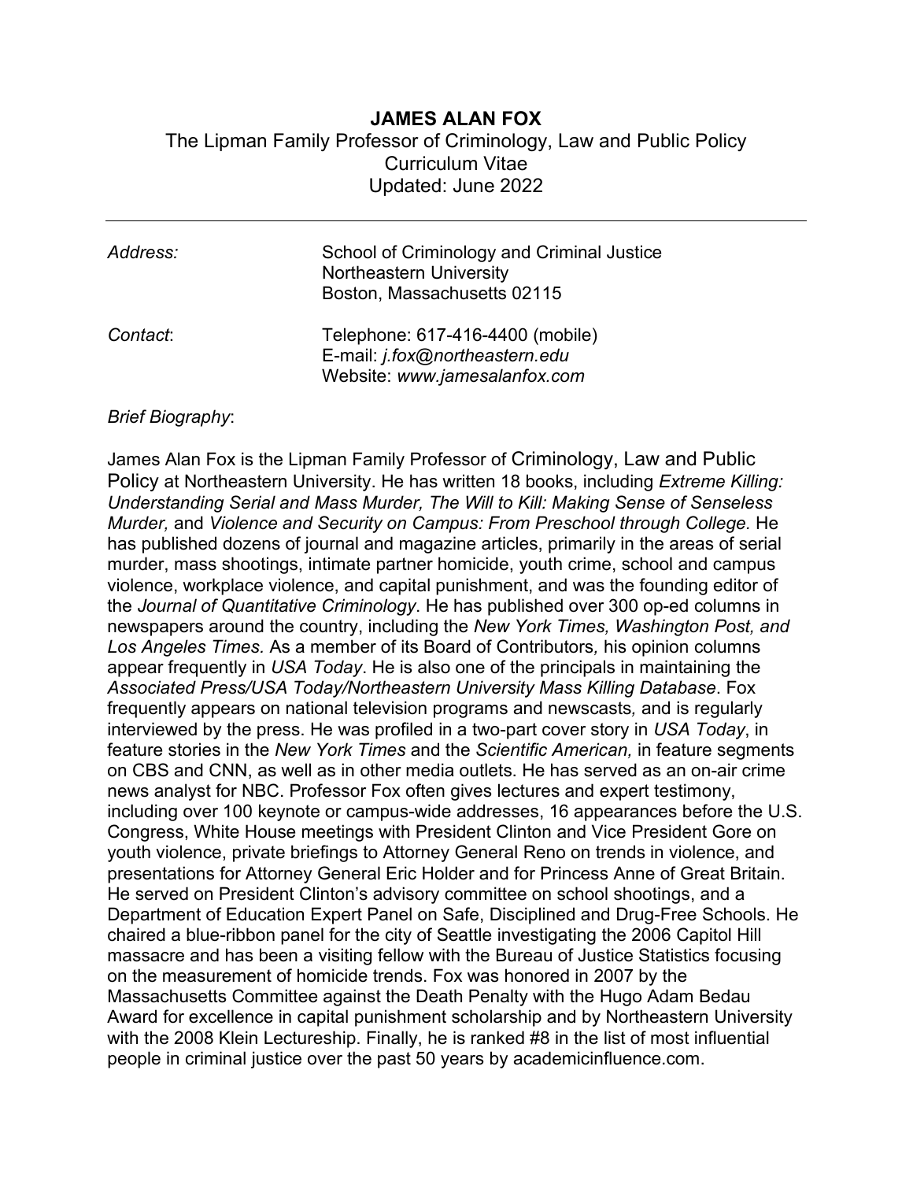# JAMES ALAN FOX

The Lipman Family Professor of Criminology, Law and Public Policy
Curriculum Vitae
Updated: June 2022

---

| | |
|---|---|
| *Address:* | School of Criminology and Criminal Justice<br>Northeastern University<br>Boston, Massachusetts 02115 |
| *Contact*: | Telephone: 617-416-4400 (mobile)<br>E-mail: *j.fox@northeastern.edu*<br>Website: *www.jamesalanfox.com* |

*Brief Biography*:

James Alan Fox is the Lipman Family Professor of Criminology, Law and Public Policy at Northeastern University. He has written 18 books, including *Extreme Killing: Understanding Serial and Mass Murder, The Will to Kill: Making Sense of Senseless Murder,* and *Violence and Security on Campus: From Preschool through College.* He has published dozens of journal and magazine articles, primarily in the areas of serial murder, mass shootings, intimate partner homicide, youth crime, school and campus violence, workplace violence, and capital punishment, and was the founding editor of the *Journal of Quantitative Criminology*. He has published over 300 op-ed columns in newspapers around the country, including the *New York Times, Washington Post, and Los Angeles Times.* As a member of its Board of Contributors*,* his opinion columns appear frequently in *USA Today*. He is also one of the principals in maintaining the *Associated Press/USA Today/Northeastern University Mass Killing Database*. Fox frequently appears on national television programs and newscasts*,* and is regularly interviewed by the press. He was profiled in a two-part cover story in *USA Today*, in feature stories in the *New York Times* and the *Scientific American,* in feature segments on CBS and CNN, as well as in other media outlets. He has served as an on-air crime news analyst for NBC. Professor Fox often gives lectures and expert testimony, including over 100 keynote or campus-wide addresses, 16 appearances before the U.S. Congress, White House meetings with President Clinton and Vice President Gore on youth violence, private briefings to Attorney General Reno on trends in violence, and presentations for Attorney General Eric Holder and for Princess Anne of Great Britain. He served on President Clinton's advisory committee on school shootings, and a Department of Education Expert Panel on Safe, Disciplined and Drug-Free Schools. He chaired a blue-ribbon panel for the city of Seattle investigating the 2006 Capitol Hill massacre and has been a visiting fellow with the Bureau of Justice Statistics focusing on the measurement of homicide trends. Fox was honored in 2007 by the Massachusetts Committee against the Death Penalty with the Hugo Adam Bedau Award for excellence in capital punishment scholarship and by Northeastern University with the 2008 Klein Lectureship. Finally, he is ranked #8 in the list of most influential people in criminal justice over the past 50 years by academicinfluence.com.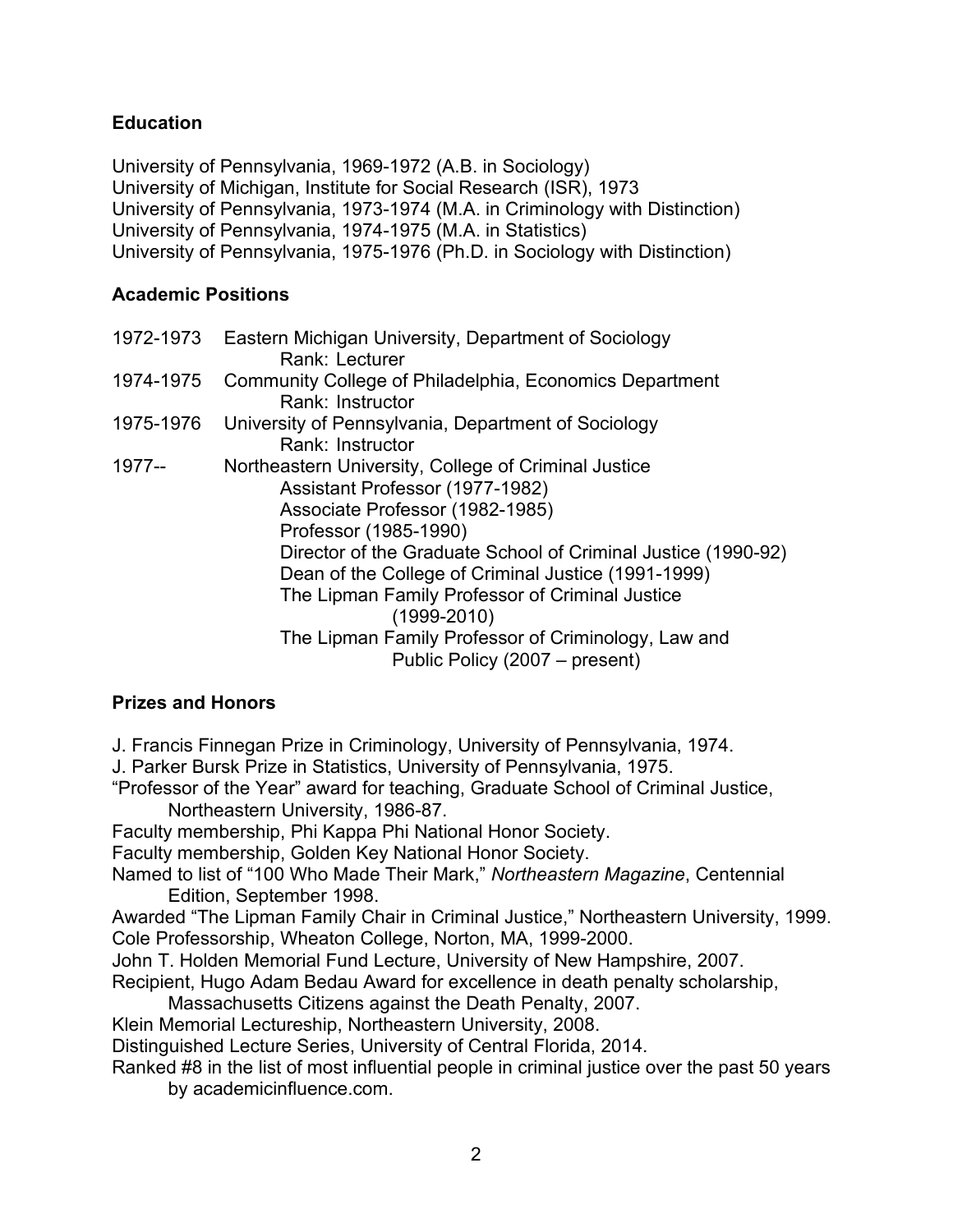## Education

University of Pennsylvania, 1969-1972 (A.B. in Sociology)
University of Michigan, Institute for Social Research (ISR), 1973
University of Pennsylvania, 1973-1974 (M.A. in Criminology with Distinction)
University of Pennsylvania, 1974-1975 (M.A. in Statistics)
University of Pennsylvania, 1975-1976 (Ph.D. in Sociology with Distinction)

## Academic Positions

1972-1973 Eastern Michigan University, Department of Sociology
Rank: Lecturer

1974-1975 Community College of Philadelphia, Economics Department
Rank: Instructor

1975-1976 University of Pennsylvania, Department of Sociology
Rank: Instructor

1977-- Northeastern University, College of Criminal Justice
Assistant Professor (1977-1982)
Associate Professor (1982-1985)
Professor (1985-1990)
Director of the Graduate School of Criminal Justice (1990-92)
Dean of the College of Criminal Justice (1991-1999)
The Lipman Family Professor of Criminal Justice (1999-2010)
The Lipman Family Professor of Criminology, Law and Public Policy (2007 – present)

## Prizes and Honors

J. Francis Finnegan Prize in Criminology, University of Pennsylvania, 1974.
J. Parker Bursk Prize in Statistics, University of Pennsylvania, 1975.
"Professor of the Year" award for teaching, Graduate School of Criminal Justice, Northeastern University, 1986-87.
Faculty membership, Phi Kappa Phi National Honor Society.
Faculty membership, Golden Key National Honor Society.
Named to list of "100 Who Made Their Mark," *Northeastern Magazine*, Centennial Edition, September 1998.
Awarded "The Lipman Family Chair in Criminal Justice," Northeastern University, 1999.
Cole Professorship, Wheaton College, Norton, MA, 1999-2000.
John T. Holden Memorial Fund Lecture, University of New Hampshire, 2007.
Recipient, Hugo Adam Bedau Award for excellence in death penalty scholarship, Massachusetts Citizens against the Death Penalty, 2007.
Klein Memorial Lectureship, Northeastern University, 2008.
Distinguished Lecture Series, University of Central Florida, 2014.
Ranked #8 in the list of most influential people in criminal justice over the past 50 years by academicinfluence.com.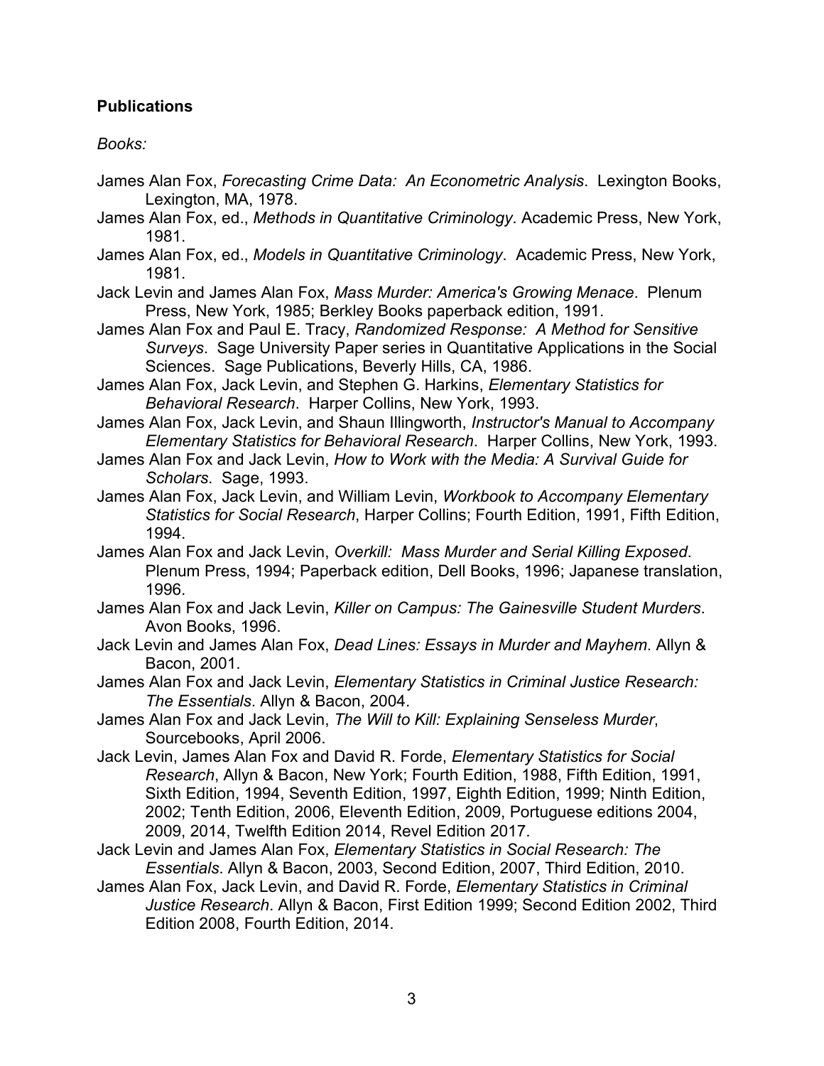**Publications**

*Books:*

James Alan Fox, *Forecasting Crime Data: An Econometric Analysis*. Lexington Books, Lexington, MA, 1978.

James Alan Fox, ed., *Methods in Quantitative Criminology*. Academic Press, New York, 1981.

James Alan Fox, ed., *Models in Quantitative Criminology*. Academic Press, New York, 1981.

Jack Levin and James Alan Fox, *Mass Murder: America's Growing Menace*. Plenum Press, New York, 1985; Berkley Books paperback edition, 1991.

James Alan Fox and Paul E. Tracy, *Randomized Response: A Method for Sensitive Surveys*. Sage University Paper series in Quantitative Applications in the Social Sciences. Sage Publications, Beverly Hills, CA, 1986.

James Alan Fox, Jack Levin, and Stephen G. Harkins, *Elementary Statistics for Behavioral Research*. Harper Collins, New York, 1993.

James Alan Fox, Jack Levin, and Shaun Illingworth, *Instructor's Manual to Accompany Elementary Statistics for Behavioral Research*. Harper Collins, New York, 1993.

James Alan Fox and Jack Levin, *How to Work with the Media: A Survival Guide for Scholars*. Sage, 1993.

James Alan Fox, Jack Levin, and William Levin, *Workbook to Accompany Elementary Statistics for Social Research*, Harper Collins; Fourth Edition, 1991, Fifth Edition, 1994.

James Alan Fox and Jack Levin, *Overkill: Mass Murder and Serial Killing Exposed*. Plenum Press, 1994; Paperback edition, Dell Books, 1996; Japanese translation, 1996.

James Alan Fox and Jack Levin, *Killer on Campus: The Gainesville Student Murders*. Avon Books, 1996.

Jack Levin and James Alan Fox, *Dead Lines: Essays in Murder and Mayhem*. Allyn & Bacon, 2001.

James Alan Fox and Jack Levin, *Elementary Statistics in Criminal Justice Research: The Essentials*. Allyn & Bacon, 2004.

James Alan Fox and Jack Levin, *The Will to Kill: Explaining Senseless Murder*, Sourcebooks, April 2006.

Jack Levin, James Alan Fox and David R. Forde, *Elementary Statistics for Social Research*, Allyn & Bacon, New York; Fourth Edition, 1988, Fifth Edition, 1991, Sixth Edition, 1994, Seventh Edition, 1997, Eighth Edition, 1999; Ninth Edition, 2002; Tenth Edition, 2006, Eleventh Edition, 2009, Portuguese editions 2004, 2009, 2014, Twelfth Edition 2014, Revel Edition 2017.

Jack Levin and James Alan Fox, *Elementary Statistics in Social Research: The Essentials*. Allyn & Bacon, 2003, Second Edition, 2007, Third Edition, 2010.

James Alan Fox, Jack Levin, and David R. Forde, *Elementary Statistics in Criminal Justice Research*. Allyn & Bacon, First Edition 1999; Second Edition 2002, Third Edition 2008, Fourth Edition, 2014.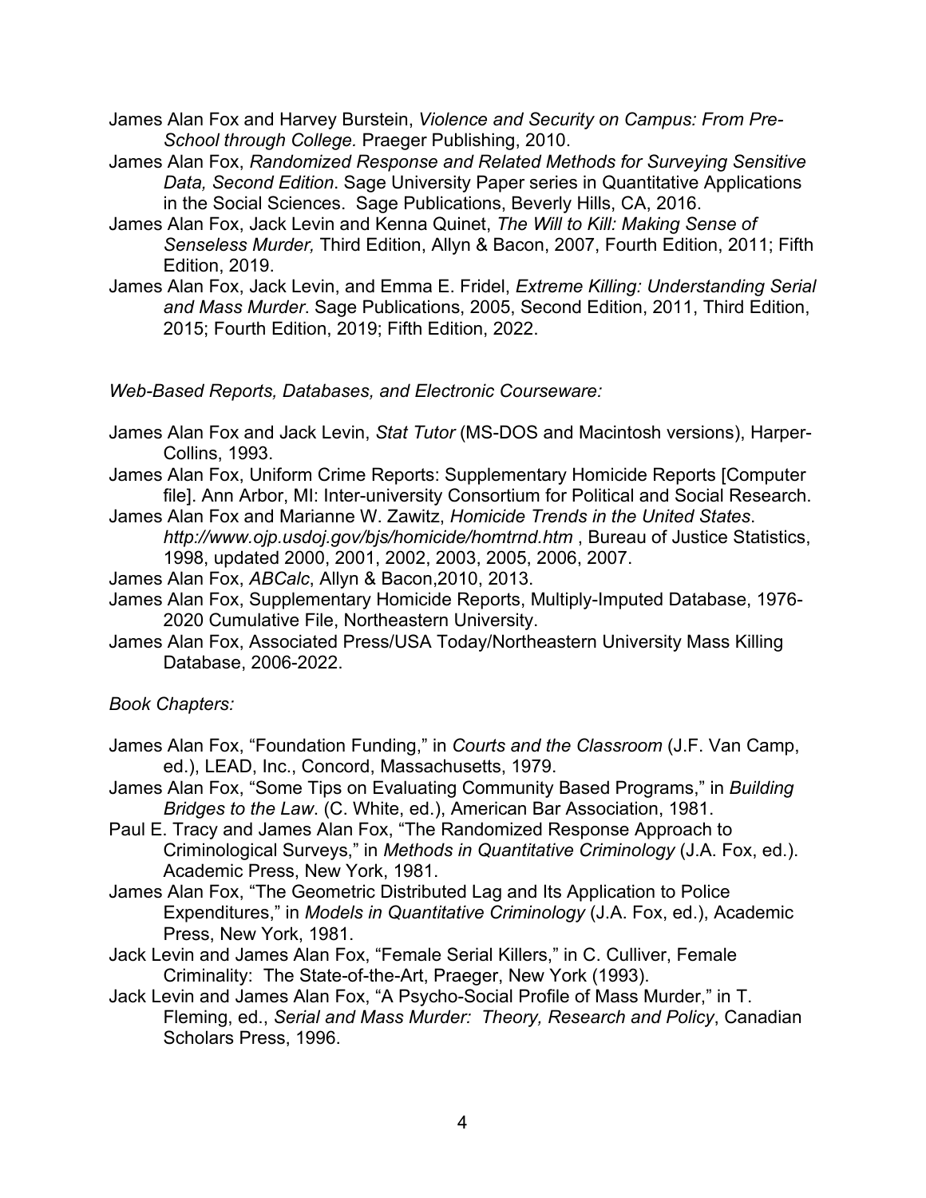James Alan Fox and Harvey Burstein, *Violence and Security on Campus: From Pre-School through College.* Praeger Publishing, 2010.

James Alan Fox, *Randomized Response and Related Methods for Surveying Sensitive Data, Second Edition*. Sage University Paper series in Quantitative Applications in the Social Sciences. Sage Publications, Beverly Hills, CA, 2016.

James Alan Fox, Jack Levin and Kenna Quinet, *The Will to Kill: Making Sense of Senseless Murder,* Third Edition, Allyn & Bacon, 2007, Fourth Edition, 2011; Fifth Edition, 2019.

James Alan Fox, Jack Levin, and Emma E. Fridel, *Extreme Killing: Understanding Serial and Mass Murder*. Sage Publications, 2005, Second Edition, 2011, Third Edition, 2015; Fourth Edition, 2019; Fifth Edition, 2022.

*Web-Based Reports, Databases, and Electronic Courseware:*

James Alan Fox and Jack Levin, *Stat Tutor* (MS-DOS and Macintosh versions), Harper-Collins, 1993.

James Alan Fox, Uniform Crime Reports: Supplementary Homicide Reports [Computer file]. Ann Arbor, MI: Inter-university Consortium for Political and Social Research.

James Alan Fox and Marianne W. Zawitz, *Homicide Trends in the United States*. *http://www.ojp.usdoj.gov/bjs/homicide/homtrnd.htm* , Bureau of Justice Statistics, 1998, updated 2000, 2001, 2002, 2003, 2005, 2006, 2007.

James Alan Fox, *ABCalc*, Allyn & Bacon,2010, 2013.

James Alan Fox, Supplementary Homicide Reports, Multiply-Imputed Database, 1976-2020 Cumulative File, Northeastern University.

James Alan Fox, Associated Press/USA Today/Northeastern University Mass Killing Database, 2006-2022.

*Book Chapters:*

James Alan Fox, "Foundation Funding," in *Courts and the Classroom* (J.F. Van Camp, ed.), LEAD, Inc., Concord, Massachusetts, 1979.

James Alan Fox, "Some Tips on Evaluating Community Based Programs," in *Building Bridges to the Law*. (C. White, ed.), American Bar Association, 1981.

Paul E. Tracy and James Alan Fox, "The Randomized Response Approach to Criminological Surveys," in *Methods in Quantitative Criminology* (J.A. Fox, ed.). Academic Press, New York, 1981.

James Alan Fox, "The Geometric Distributed Lag and Its Application to Police Expenditures," in *Models in Quantitative Criminology* (J.A. Fox, ed.), Academic Press, New York, 1981.

Jack Levin and James Alan Fox, "Female Serial Killers," in C. Culliver, Female Criminality: The State-of-the-Art, Praeger, New York (1993).

Jack Levin and James Alan Fox, "A Psycho-Social Profile of Mass Murder," in T. Fleming, ed., *Serial and Mass Murder: Theory, Research and Policy*, Canadian Scholars Press, 1996.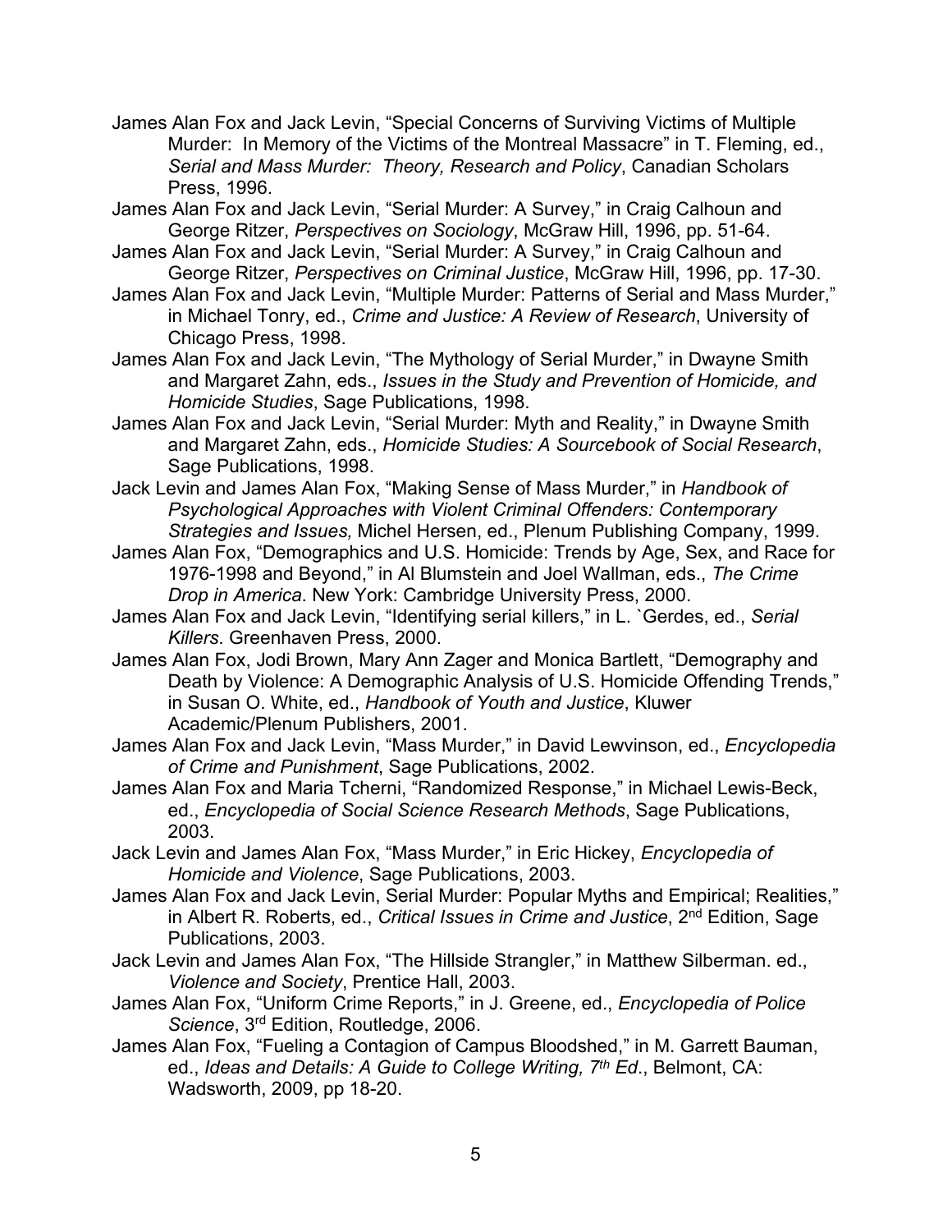James Alan Fox and Jack Levin, "Special Concerns of Surviving Victims of Multiple Murder: In Memory of the Victims of the Montreal Massacre" in T. Fleming, ed., *Serial and Mass Murder: Theory, Research and Policy*, Canadian Scholars Press, 1996.

James Alan Fox and Jack Levin, "Serial Murder: A Survey," in Craig Calhoun and George Ritzer, *Perspectives on Sociology*, McGraw Hill, 1996, pp. 51-64.

James Alan Fox and Jack Levin, "Serial Murder: A Survey," in Craig Calhoun and George Ritzer, *Perspectives on Criminal Justice*, McGraw Hill, 1996, pp. 17-30.

James Alan Fox and Jack Levin, "Multiple Murder: Patterns of Serial and Mass Murder," in Michael Tonry, ed., *Crime and Justice: A Review of Research*, University of Chicago Press, 1998.

James Alan Fox and Jack Levin, "The Mythology of Serial Murder," in Dwayne Smith and Margaret Zahn, eds., *Issues in the Study and Prevention of Homicide, and Homicide Studies*, Sage Publications, 1998.

James Alan Fox and Jack Levin, "Serial Murder: Myth and Reality," in Dwayne Smith and Margaret Zahn, eds., *Homicide Studies: A Sourcebook of Social Research*, Sage Publications, 1998.

Jack Levin and James Alan Fox, "Making Sense of Mass Murder," in *Handbook of Psychological Approaches with Violent Criminal Offenders: Contemporary Strategies and Issues,* Michel Hersen, ed., Plenum Publishing Company, 1999.

James Alan Fox, "Demographics and U.S. Homicide: Trends by Age, Sex, and Race for 1976-1998 and Beyond," in Al Blumstein and Joel Wallman, eds., *The Crime Drop in America*. New York: Cambridge University Press, 2000.

James Alan Fox and Jack Levin, "Identifying serial killers," in L. `Gerdes, ed., *Serial Killers*. Greenhaven Press, 2000.

James Alan Fox, Jodi Brown, Mary Ann Zager and Monica Bartlett, "Demography and Death by Violence: A Demographic Analysis of U.S. Homicide Offending Trends," in Susan O. White, ed., *Handbook of Youth and Justice*, Kluwer Academic/Plenum Publishers, 2001.

James Alan Fox and Jack Levin, "Mass Murder," in David Lewvinson, ed., *Encyclopedia of Crime and Punishment*, Sage Publications, 2002.

James Alan Fox and Maria Tcherni, "Randomized Response," in Michael Lewis-Beck, ed., *Encyclopedia of Social Science Research Methods*, Sage Publications, 2003.

Jack Levin and James Alan Fox, "Mass Murder," in Eric Hickey, *Encyclopedia of Homicide and Violence*, Sage Publications, 2003.

James Alan Fox and Jack Levin, Serial Murder: Popular Myths and Empirical; Realities," in Albert R. Roberts, ed., *Critical Issues in Crime and Justice*, 2nd Edition, Sage Publications, 2003.

Jack Levin and James Alan Fox, "The Hillside Strangler," in Matthew Silberman. ed., *Violence and Society*, Prentice Hall, 2003.

James Alan Fox, "Uniform Crime Reports," in J. Greene, ed., *Encyclopedia of Police Science*, 3rd Edition, Routledge, 2006.

James Alan Fox, "Fueling a Contagion of Campus Bloodshed," in M. Garrett Bauman, ed., *Ideas and Details: A Guide to College Writing, 7th Ed*., Belmont, CA: Wadsworth, 2009, pp 18-20.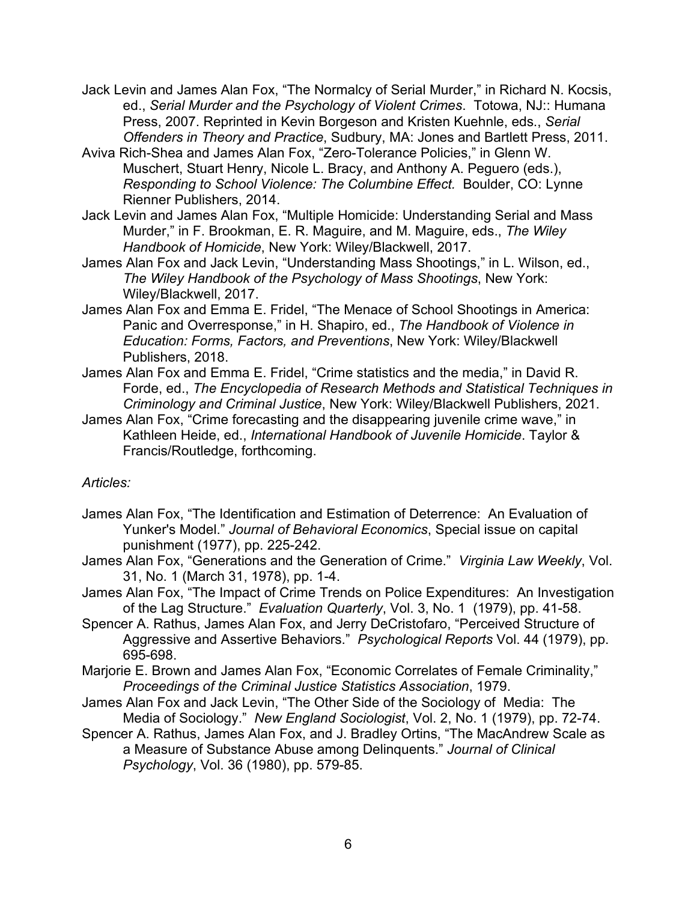Jack Levin and James Alan Fox, “The Normalcy of Serial Murder,” in Richard N. Kocsis, ed., *Serial Murder and the Psychology of Violent Crimes*. Totowa, NJ:: Humana Press, 2007. Reprinted in Kevin Borgeson and Kristen Kuehnle, eds., *Serial Offenders in Theory and Practice*, Sudbury, MA: Jones and Bartlett Press, 2011.

Aviva Rich-Shea and James Alan Fox, “Zero-Tolerance Policies,” in Glenn W. Muschert, Stuart Henry, Nicole L. Bracy, and Anthony A. Peguero (eds.), *Responding to School Violence: The Columbine Effect.* Boulder, CO: Lynne Rienner Publishers, 2014.

Jack Levin and James Alan Fox, “Multiple Homicide: Understanding Serial and Mass Murder,” in F. Brookman, E. R. Maguire, and M. Maguire, eds., *The Wiley Handbook of Homicide*, New York: Wiley/Blackwell, 2017.

James Alan Fox and Jack Levin, “Understanding Mass Shootings,” in L. Wilson, ed., *The Wiley Handbook of the Psychology of Mass Shootings*, New York: Wiley/Blackwell, 2017.

James Alan Fox and Emma E. Fridel, “The Menace of School Shootings in America: Panic and Overresponse,” in H. Shapiro, ed., *The Handbook of Violence in Education: Forms, Factors, and Preventions*, New York: Wiley/Blackwell Publishers, 2018.

James Alan Fox and Emma E. Fridel, “Crime statistics and the media,” in David R. Forde, ed., *The Encyclopedia of Research Methods and Statistical Techniques in Criminology and Criminal Justice*, New York: Wiley/Blackwell Publishers, 2021.

James Alan Fox, “Crime forecasting and the disappearing juvenile crime wave,” in Kathleen Heide, ed., *International Handbook of Juvenile Homicide*. Taylor & Francis/Routledge, forthcoming.

*Articles:*

James Alan Fox, “The Identification and Estimation of Deterrence: An Evaluation of Yunker's Model.” *Journal of Behavioral Economics*, Special issue on capital punishment (1977), pp. 225-242.

James Alan Fox, “Generations and the Generation of Crime.” *Virginia Law Weekly*, Vol. 31, No. 1 (March 31, 1978), pp. 1-4.

James Alan Fox, “The Impact of Crime Trends on Police Expenditures: An Investigation of the Lag Structure.” *Evaluation Quarterly*, Vol. 3, No. 1 (1979), pp. 41-58.

Spencer A. Rathus, James Alan Fox, and Jerry DeCristofaro, “Perceived Structure of Aggressive and Assertive Behaviors.” *Psychological Reports* Vol. 44 (1979), pp. 695-698.

Marjorie E. Brown and James Alan Fox, “Economic Correlates of Female Criminality,” *Proceedings of the Criminal Justice Statistics Association*, 1979.

James Alan Fox and Jack Levin, “The Other Side of the Sociology of Media: The Media of Sociology.” *New England Sociologist*, Vol. 2, No. 1 (1979), pp. 72-74.

Spencer A. Rathus, James Alan Fox, and J. Bradley Ortins, “The MacAndrew Scale as a Measure of Substance Abuse among Delinquents.” *Journal of Clinical Psychology*, Vol. 36 (1980), pp. 579-85.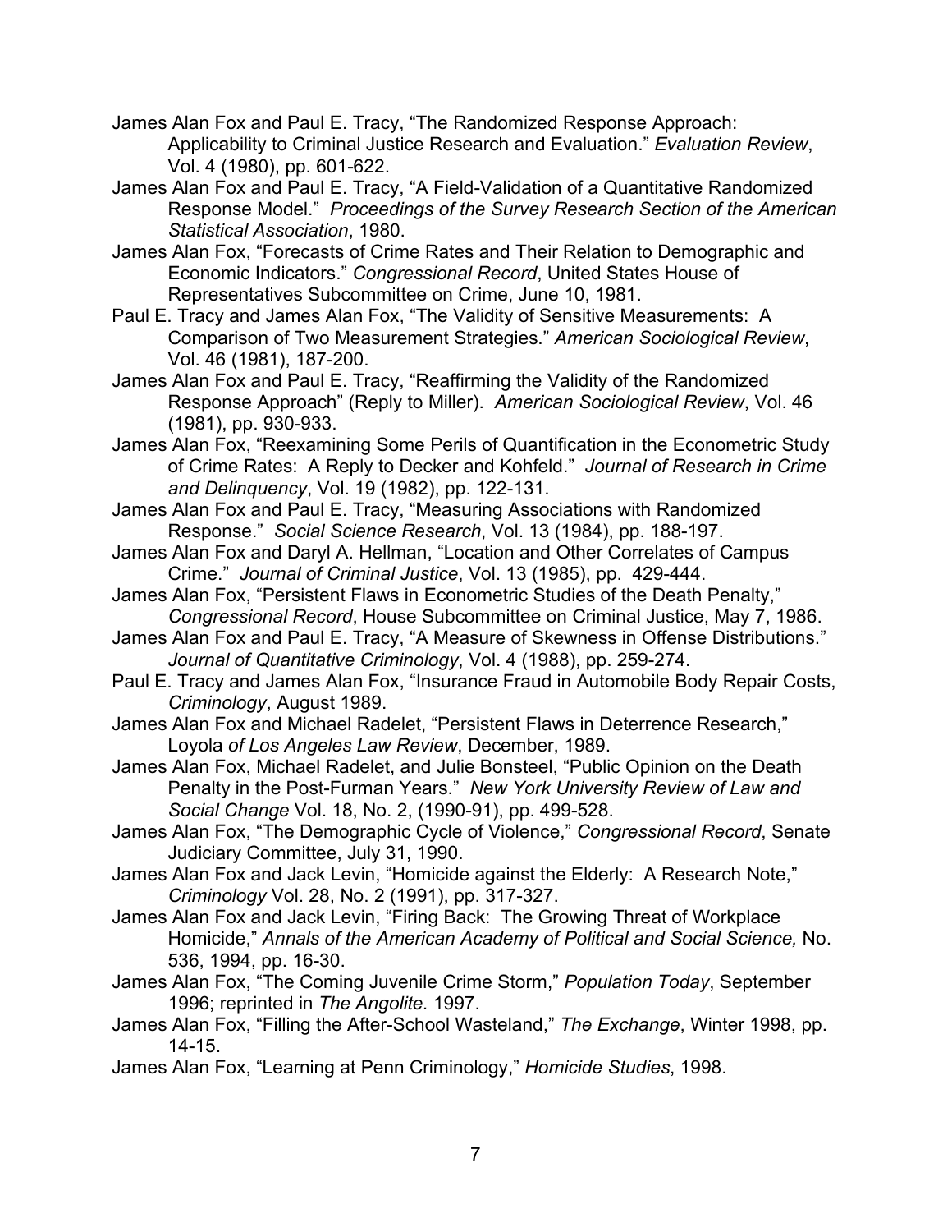James Alan Fox and Paul E. Tracy, “The Randomized Response Approach: Applicability to Criminal Justice Research and Evaluation.” *Evaluation Review*, Vol. 4 (1980), pp. 601-622.

James Alan Fox and Paul E. Tracy, “A Field-Validation of a Quantitative Randomized Response Model.” *Proceedings of the Survey Research Section of the American Statistical Association*, 1980.

James Alan Fox, “Forecasts of Crime Rates and Their Relation to Demographic and Economic Indicators.” *Congressional Record*, United States House of Representatives Subcommittee on Crime, June 10, 1981.

Paul E. Tracy and James Alan Fox, “The Validity of Sensitive Measurements: A Comparison of Two Measurement Strategies.” *American Sociological Review*, Vol. 46 (1981), 187-200.

James Alan Fox and Paul E. Tracy, “Reaffirming the Validity of the Randomized Response Approach” (Reply to Miller). *American Sociological Review*, Vol. 46 (1981), pp. 930-933.

James Alan Fox, “Reexamining Some Perils of Quantification in the Econometric Study of Crime Rates: A Reply to Decker and Kohfeld.” *Journal of Research in Crime and Delinquency*, Vol. 19 (1982), pp. 122-131.

James Alan Fox and Paul E. Tracy, “Measuring Associations with Randomized Response.” *Social Science Research*, Vol. 13 (1984), pp. 188-197.

James Alan Fox and Daryl A. Hellman, “Location and Other Correlates of Campus Crime.” *Journal of Criminal Justice*, Vol. 13 (1985), pp. 429-444.

James Alan Fox, “Persistent Flaws in Econometric Studies of the Death Penalty,” *Congressional Record*, House Subcommittee on Criminal Justice, May 7, 1986.

James Alan Fox and Paul E. Tracy, “A Measure of Skewness in Offense Distributions.” *Journal of Quantitative Criminology*, Vol. 4 (1988), pp. 259-274.

Paul E. Tracy and James Alan Fox, “Insurance Fraud in Automobile Body Repair Costs, *Criminology*, August 1989.

James Alan Fox and Michael Radelet, “Persistent Flaws in Deterrence Research,” Loyola *of Los Angeles Law Review*, December, 1989.

James Alan Fox, Michael Radelet, and Julie Bonsteel, “Public Opinion on the Death Penalty in the Post-Furman Years.” *New York University Review of Law and Social Change* Vol. 18, No. 2, (1990-91), pp. 499-528.

James Alan Fox, “The Demographic Cycle of Violence,” *Congressional Record*, Senate Judiciary Committee, July 31, 1990.

James Alan Fox and Jack Levin, “Homicide against the Elderly: A Research Note,” *Criminology* Vol. 28, No. 2 (1991), pp. 317-327.

James Alan Fox and Jack Levin, “Firing Back: The Growing Threat of Workplace Homicide,” *Annals of the American Academy of Political and Social Science,* No. 536, 1994, pp. 16-30.

James Alan Fox, “The Coming Juvenile Crime Storm,” *Population Today*, September 1996; reprinted in *The Angolite.* 1997.

James Alan Fox, “Filling the After-School Wasteland,” *The Exchange*, Winter 1998, pp. 14-15.

James Alan Fox, “Learning at Penn Criminology,” *Homicide Studies*, 1998.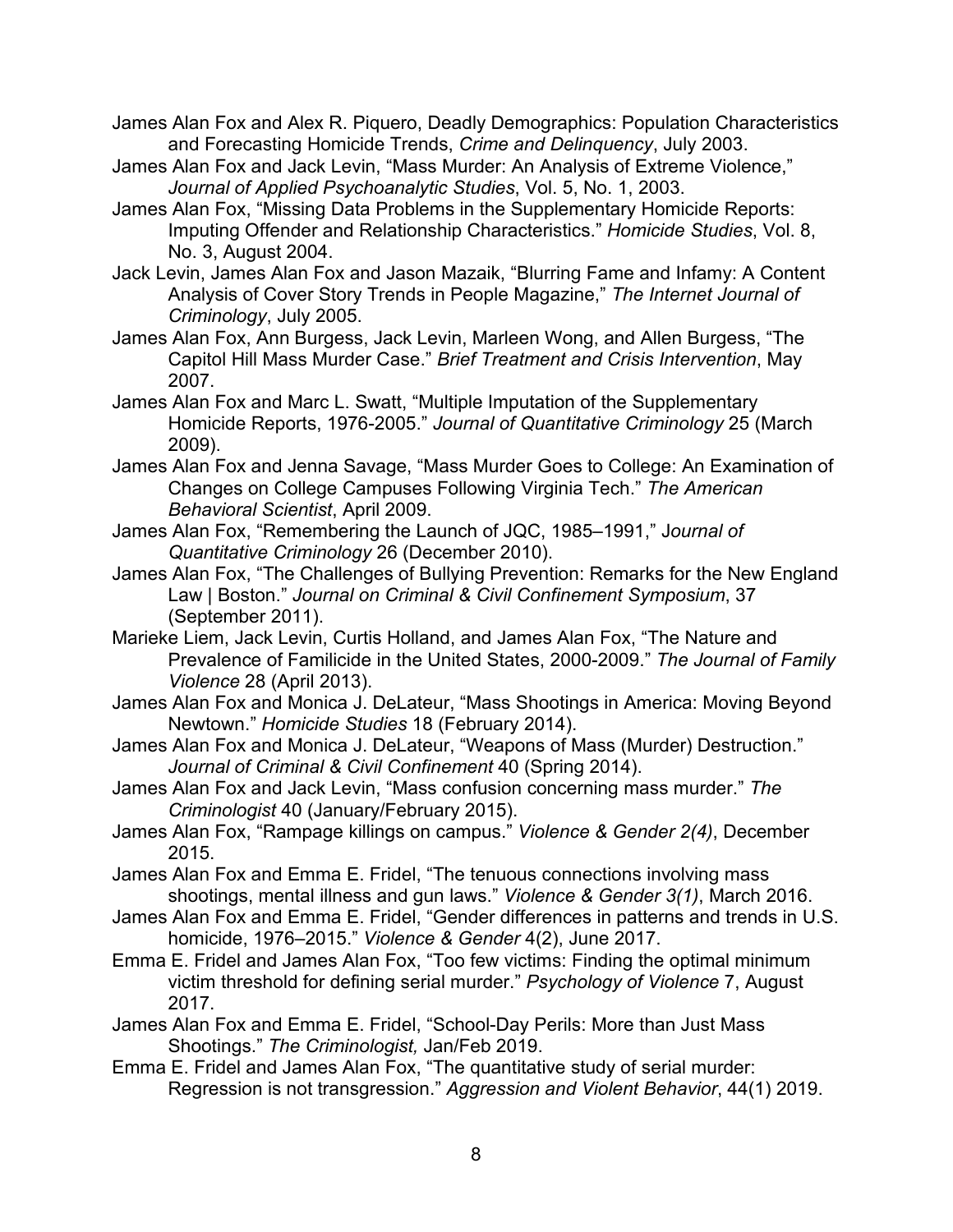James Alan Fox and Alex R. Piquero, Deadly Demographics: Population Characteristics and Forecasting Homicide Trends, *Crime and Delinquency*, July 2003.

James Alan Fox and Jack Levin, "Mass Murder: An Analysis of Extreme Violence," *Journal of Applied Psychoanalytic Studies*, Vol. 5, No. 1, 2003.

James Alan Fox, "Missing Data Problems in the Supplementary Homicide Reports: Imputing Offender and Relationship Characteristics." *Homicide Studies*, Vol. 8, No. 3, August 2004.

Jack Levin, James Alan Fox and Jason Mazaik, "Blurring Fame and Infamy: A Content Analysis of Cover Story Trends in People Magazine," *The Internet Journal of Criminology*, July 2005.

James Alan Fox, Ann Burgess, Jack Levin, Marleen Wong, and Allen Burgess, "The Capitol Hill Mass Murder Case." *Brief Treatment and Crisis Intervention*, May 2007.

James Alan Fox and Marc L. Swatt, "Multiple Imputation of the Supplementary Homicide Reports, 1976-2005." *Journal of Quantitative Criminology* 25 (March 2009).

James Alan Fox and Jenna Savage, "Mass Murder Goes to College: An Examination of Changes on College Campuses Following Virginia Tech." *The American Behavioral Scientist*, April 2009.

James Alan Fox, "Remembering the Launch of JQC, 1985–1991," J*ournal of Quantitative Criminology* 26 (December 2010).

James Alan Fox, "The Challenges of Bullying Prevention: Remarks for the New England Law | Boston." *Journal on Criminal & Civil Confinement Symposium*, 37 (September 2011).

Marieke Liem, Jack Levin, Curtis Holland, and James Alan Fox, "The Nature and Prevalence of Familicide in the United States, 2000-2009." *The Journal of Family Violence* 28 (April 2013).

James Alan Fox and Monica J. DeLateur, "Mass Shootings in America: Moving Beyond Newtown." *Homicide Studies* 18 (February 2014).

James Alan Fox and Monica J. DeLateur, "Weapons of Mass (Murder) Destruction." *Journal of Criminal & Civil Confinement* 40 (Spring 2014).

James Alan Fox and Jack Levin, "Mass confusion concerning mass murder." *The Criminologist* 40 (January/February 2015).

James Alan Fox, "Rampage killings on campus." *Violence & Gender 2(4)*, December 2015.

James Alan Fox and Emma E. Fridel, "The tenuous connections involving mass shootings, mental illness and gun laws." *Violence & Gender 3(1)*, March 2016.

James Alan Fox and Emma E. Fridel, "Gender differences in patterns and trends in U.S. homicide, 1976–2015." *Violence & Gender* 4(2), June 2017.

Emma E. Fridel and James Alan Fox, "Too few victims: Finding the optimal minimum victim threshold for defining serial murder." *Psychology of Violence* 7, August 2017.

James Alan Fox and Emma E. Fridel, "School-Day Perils: More than Just Mass Shootings." *The Criminologist,* Jan/Feb 2019.

Emma E. Fridel and James Alan Fox, "The quantitative study of serial murder: Regression is not transgression." *Aggression and Violent Behavior*, 44(1) 2019.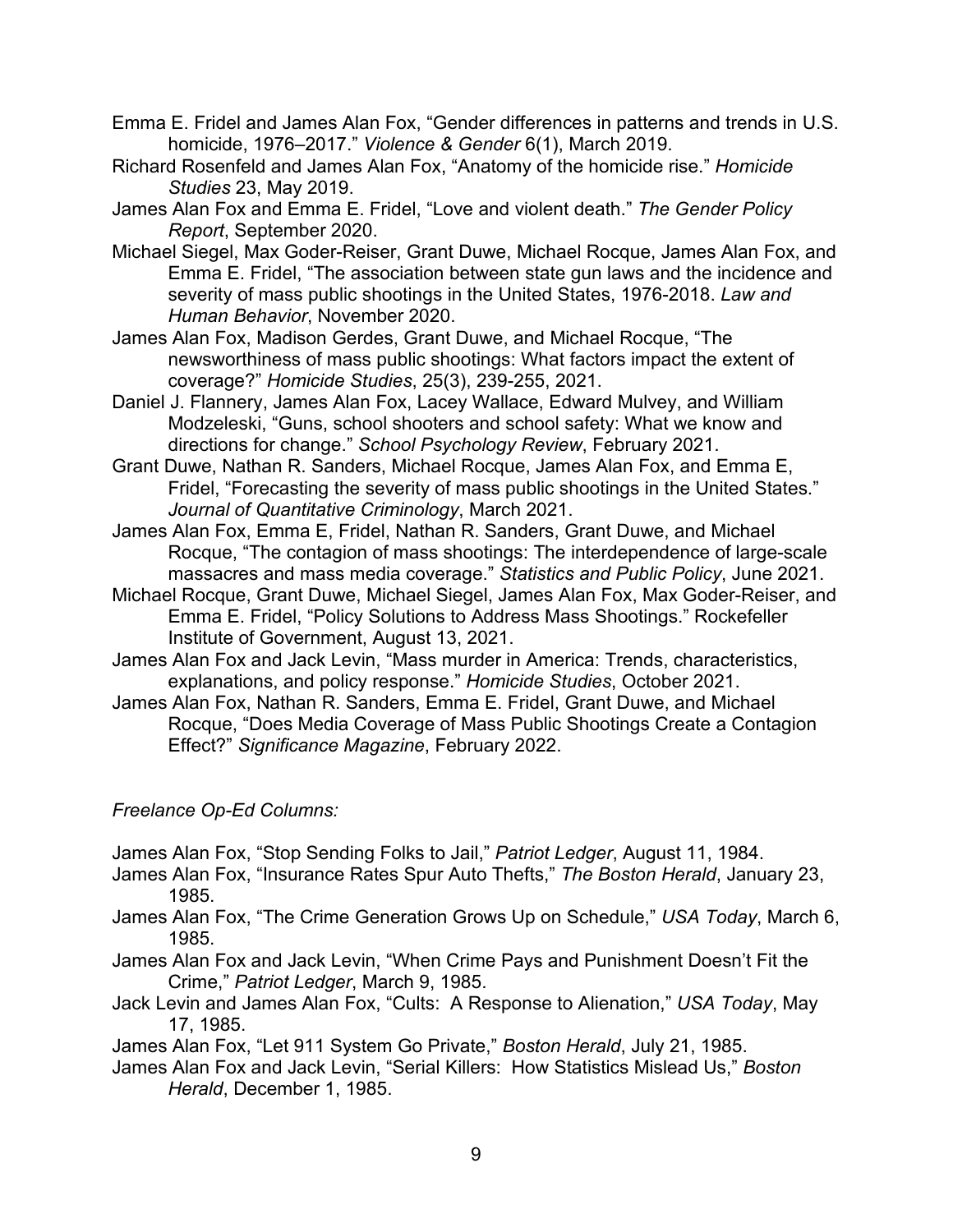Emma E. Fridel and James Alan Fox, “Gender differences in patterns and trends in U.S. homicide, 1976–2017.” *Violence & Gender* 6(1), March 2019.

Richard Rosenfeld and James Alan Fox, “Anatomy of the homicide rise.” *Homicide Studies* 23, May 2019.

James Alan Fox and Emma E. Fridel, “Love and violent death.” *The Gender Policy Report*, September 2020.

Michael Siegel, Max Goder-Reiser, Grant Duwe, Michael Rocque, James Alan Fox, and Emma E. Fridel, “The association between state gun laws and the incidence and severity of mass public shootings in the United States, 1976-2018. *Law and Human Behavior*, November 2020.

James Alan Fox, Madison Gerdes, Grant Duwe, and Michael Rocque, “The newsworthiness of mass public shootings: What factors impact the extent of coverage?” *Homicide Studies*, 25(3), 239-255, 2021.

Daniel J. Flannery, James Alan Fox, Lacey Wallace, Edward Mulvey, and William Modzeleski, “Guns, school shooters and school safety: What we know and directions for change.” *School Psychology Review*, February 2021.

Grant Duwe, Nathan R. Sanders, Michael Rocque, James Alan Fox, and Emma E, Fridel, “Forecasting the severity of mass public shootings in the United States.” *Journal of Quantitative Criminology*, March 2021.

James Alan Fox, Emma E, Fridel, Nathan R. Sanders, Grant Duwe, and Michael Rocque, “The contagion of mass shootings: The interdependence of large-scale massacres and mass media coverage.” *Statistics and Public Policy*, June 2021.

Michael Rocque, Grant Duwe, Michael Siegel, James Alan Fox, Max Goder-Reiser, and Emma E. Fridel, “Policy Solutions to Address Mass Shootings.” Rockefeller Institute of Government, August 13, 2021.

James Alan Fox and Jack Levin, “Mass murder in America: Trends, characteristics, explanations, and policy response.” *Homicide Studies*, October 2021.

James Alan Fox, Nathan R. Sanders, Emma E. Fridel, Grant Duwe, and Michael Rocque, “Does Media Coverage of Mass Public Shootings Create a Contagion Effect?” *Significance Magazine*, February 2022.

*Freelance Op-Ed Columns:*

James Alan Fox, “Stop Sending Folks to Jail,” *Patriot Ledger*, August 11, 1984.

James Alan Fox, “Insurance Rates Spur Auto Thefts,” *The Boston Herald*, January 23, 1985.

James Alan Fox, “The Crime Generation Grows Up on Schedule,” *USA Today*, March 6, 1985.

James Alan Fox and Jack Levin, “When Crime Pays and Punishment Doesn’t Fit the Crime,” *Patriot Ledger*, March 9, 1985.

Jack Levin and James Alan Fox, “Cults: A Response to Alienation,” *USA Today*, May 17, 1985.

James Alan Fox, “Let 911 System Go Private,” *Boston Herald*, July 21, 1985.

James Alan Fox and Jack Levin, “Serial Killers: How Statistics Mislead Us,” *Boston Herald*, December 1, 1985.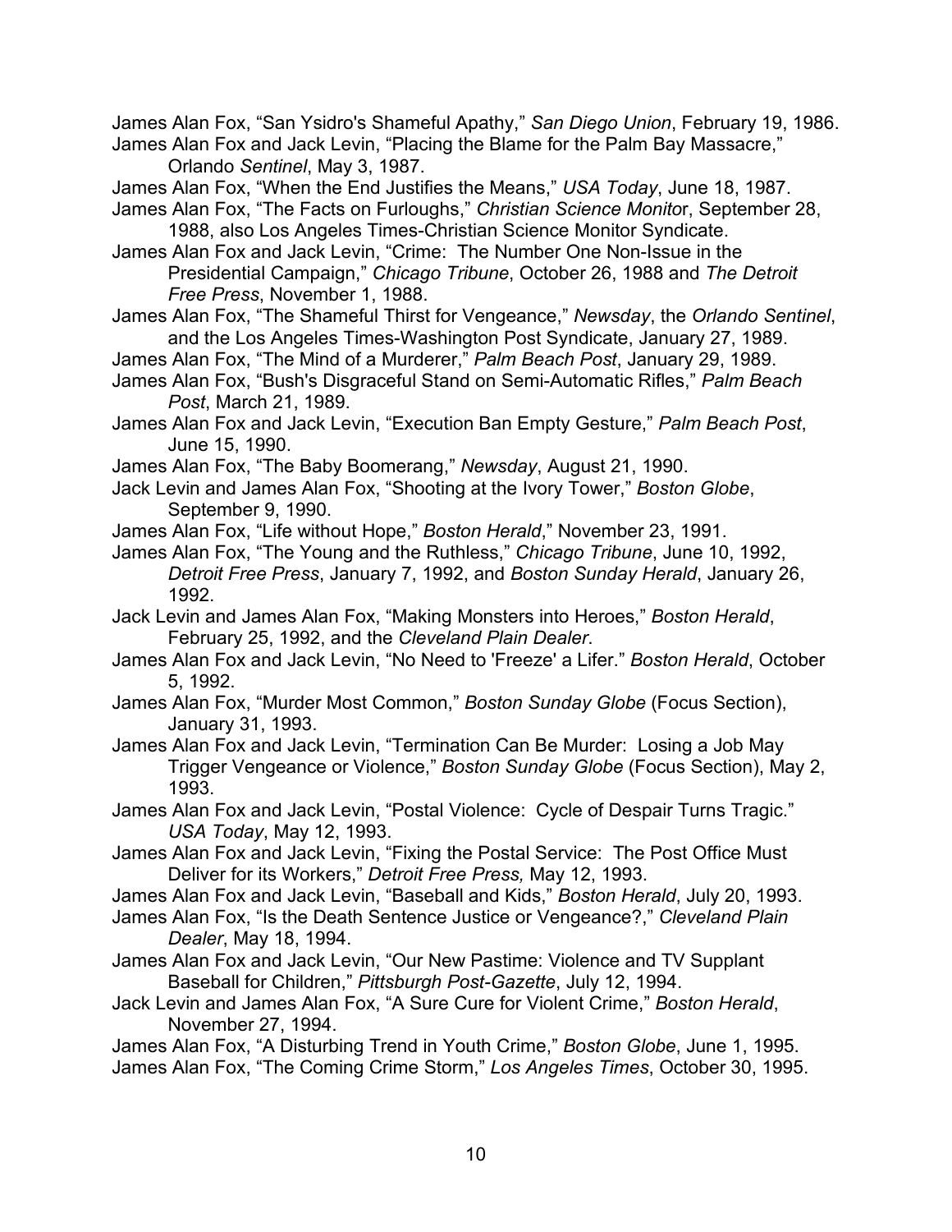James Alan Fox, “San Ysidro's Shameful Apathy,” *San Diego Union*, February 19, 1986.

James Alan Fox and Jack Levin, “Placing the Blame for the Palm Bay Massacre,” Orlando *Sentinel*, May 3, 1987.

James Alan Fox, “When the End Justifies the Means,” *USA Today*, June 18, 1987.

James Alan Fox, “The Facts on Furloughs,” *Christian Science Monitor*, September 28, 1988, also Los Angeles Times-Christian Science Monitor Syndicate.

James Alan Fox and Jack Levin, “Crime: The Number One Non-Issue in the Presidential Campaign,” *Chicago Tribune*, October 26, 1988 and *The Detroit Free Press*, November 1, 1988.

James Alan Fox, “The Shameful Thirst for Vengeance,” *Newsday*, the *Orlando Sentinel*, and the Los Angeles Times-Washington Post Syndicate, January 27, 1989.

James Alan Fox, “The Mind of a Murderer,” *Palm Beach Post*, January 29, 1989.

James Alan Fox, “Bush's Disgraceful Stand on Semi-Automatic Rifles,” *Palm Beach Post*, March 21, 1989.

James Alan Fox and Jack Levin, “Execution Ban Empty Gesture,” *Palm Beach Post*, June 15, 1990.

James Alan Fox, “The Baby Boomerang,” *Newsday*, August 21, 1990.

Jack Levin and James Alan Fox, “Shooting at the Ivory Tower,” *Boston Globe*, September 9, 1990.

James Alan Fox, “Life without Hope,” *Boston Herald*,” November 23, 1991.

James Alan Fox, “The Young and the Ruthless,” *Chicago Tribune*, June 10, 1992, *Detroit Free Press*, January 7, 1992, and *Boston Sunday Herald*, January 26, 1992.

Jack Levin and James Alan Fox, “Making Monsters into Heroes,” *Boston Herald*, February 25, 1992, and the *Cleveland Plain Dealer*.

James Alan Fox and Jack Levin, “No Need to 'Freeze' a Lifer.” *Boston Herald*, October 5, 1992.

James Alan Fox, “Murder Most Common,” *Boston Sunday Globe* (Focus Section), January 31, 1993.

James Alan Fox and Jack Levin, “Termination Can Be Murder: Losing a Job May Trigger Vengeance or Violence,” *Boston Sunday Globe* (Focus Section), May 2, 1993.

James Alan Fox and Jack Levin, “Postal Violence: Cycle of Despair Turns Tragic.” *USA Today*, May 12, 1993.

James Alan Fox and Jack Levin, “Fixing the Postal Service: The Post Office Must Deliver for its Workers,” *Detroit Free Press,* May 12, 1993.

James Alan Fox and Jack Levin, “Baseball and Kids,” *Boston Herald*, July 20, 1993.

James Alan Fox, “Is the Death Sentence Justice or Vengeance?,” *Cleveland Plain Dealer*, May 18, 1994.

James Alan Fox and Jack Levin, “Our New Pastime: Violence and TV Supplant Baseball for Children,” *Pittsburgh Post-Gazette*, July 12, 1994.

Jack Levin and James Alan Fox, “A Sure Cure for Violent Crime,” *Boston Herald*, November 27, 1994.

James Alan Fox, “A Disturbing Trend in Youth Crime,” *Boston Globe*, June 1, 1995.

James Alan Fox, “The Coming Crime Storm,” *Los Angeles Times*, October 30, 1995.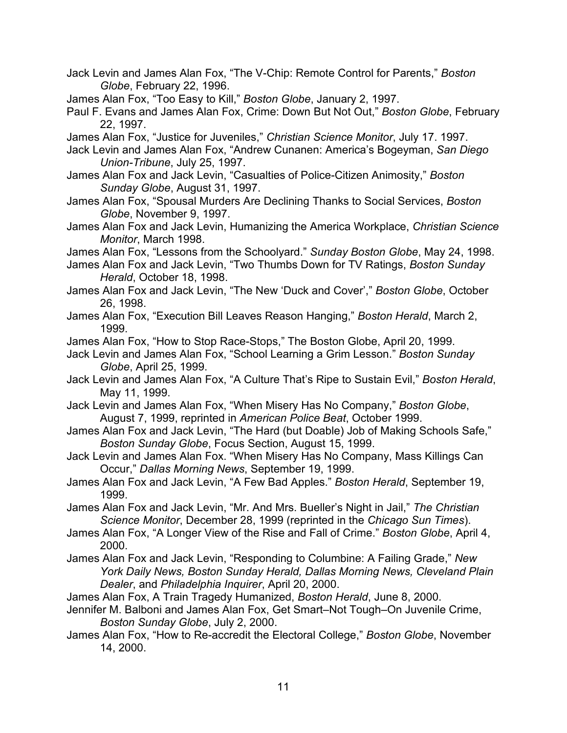Jack Levin and James Alan Fox, “The V-Chip: Remote Control for Parents,” *Boston Globe*, February 22, 1996.

James Alan Fox, “Too Easy to Kill,” *Boston Globe*, January 2, 1997.

Paul F. Evans and James Alan Fox, Crime: Down But Not Out,” *Boston Globe*, February 22, 1997.

James Alan Fox, “Justice for Juveniles,” *Christian Science Monitor*, July 17. 1997.

Jack Levin and James Alan Fox, “Andrew Cunanen: America’s Bogeyman, *San Diego Union-Tribune*, July 25, 1997.

James Alan Fox and Jack Levin, “Casualties of Police-Citizen Animosity,” *Boston Sunday Globe*, August 31, 1997.

James Alan Fox, “Spousal Murders Are Declining Thanks to Social Services, *Boston Globe*, November 9, 1997.

James Alan Fox and Jack Levin, Humanizing the America Workplace, *Christian Science Monitor*, March 1998.

James Alan Fox, “Lessons from the Schoolyard.” *Sunday Boston Globe*, May 24, 1998.

James Alan Fox and Jack Levin, “Two Thumbs Down for TV Ratings, *Boston Sunday Herald*, October 18, 1998.

James Alan Fox and Jack Levin, “The New ‘Duck and Cover’,” *Boston Globe*, October 26, 1998.

James Alan Fox, “Execution Bill Leaves Reason Hanging,” *Boston Herald*, March 2, 1999.

James Alan Fox, “How to Stop Race-Stops,” The Boston Globe, April 20, 1999.

Jack Levin and James Alan Fox, “School Learning a Grim Lesson.” *Boston Sunday Globe*, April 25, 1999.

Jack Levin and James Alan Fox, “A Culture That’s Ripe to Sustain Evil,” *Boston Herald*, May 11, 1999.

Jack Levin and James Alan Fox, “When Misery Has No Company,” *Boston Globe*, August 7, 1999, reprinted in *American Police Beat*, October 1999.

James Alan Fox and Jack Levin, “The Hard (but Doable) Job of Making Schools Safe,” *Boston Sunday Globe*, Focus Section, August 15, 1999.

Jack Levin and James Alan Fox. “When Misery Has No Company, Mass Killings Can Occur,” *Dallas Morning News*, September 19, 1999.

James Alan Fox and Jack Levin, “A Few Bad Apples.” *Boston Herald*, September 19, 1999.

James Alan Fox and Jack Levin, “Mr. And Mrs. Bueller’s Night in Jail,” *The Christian Science Monitor*, December 28, 1999 (reprinted in the *Chicago Sun Times*).

James Alan Fox, “A Longer View of the Rise and Fall of Crime.” *Boston Globe*, April 4, 2000.

James Alan Fox and Jack Levin, “Responding to Columbine: A Failing Grade,” *New York Daily News, Boston Sunday Herald, Dallas Morning News, Cleveland Plain Dealer*, and *Philadelphia Inquirer*, April 20, 2000.

James Alan Fox, A Train Tragedy Humanized, *Boston Herald*, June 8, 2000.

Jennifer M. Balboni and James Alan Fox, Get Smart–Not Tough–On Juvenile Crime, *Boston Sunday Globe*, July 2, 2000.

James Alan Fox, “How to Re-accredit the Electoral College,” *Boston Globe*, November 14, 2000.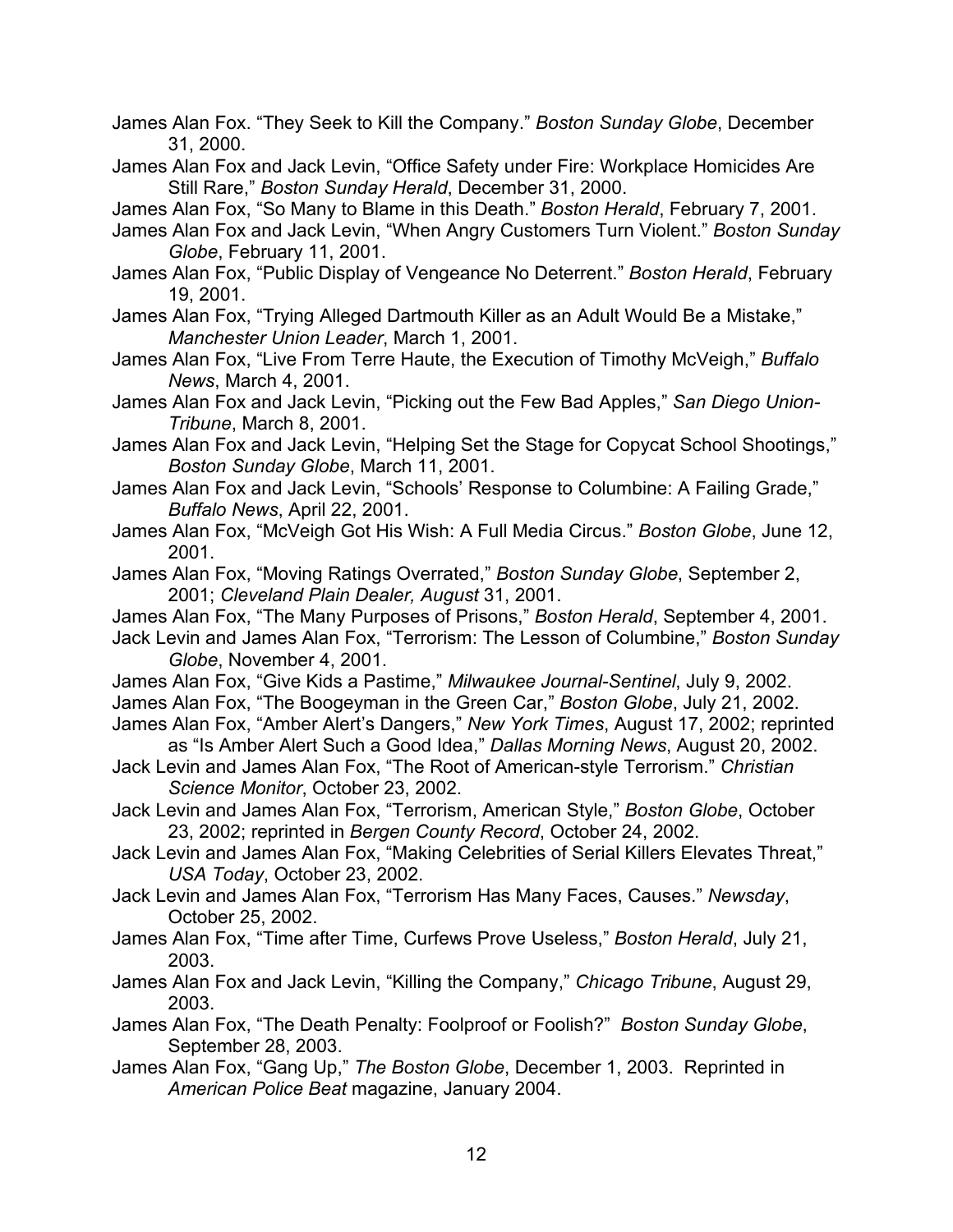James Alan Fox. “They Seek to Kill the Company.” *Boston Sunday Globe*, December 31, 2000.

James Alan Fox and Jack Levin, “Office Safety under Fire: Workplace Homicides Are Still Rare,” *Boston Sunday Herald*, December 31, 2000.

James Alan Fox, “So Many to Blame in this Death.” *Boston Herald*, February 7, 2001.

James Alan Fox and Jack Levin, “When Angry Customers Turn Violent.” *Boston Sunday Globe*, February 11, 2001.

James Alan Fox, “Public Display of Vengeance No Deterrent.” *Boston Herald*, February 19, 2001.

James Alan Fox, “Trying Alleged Dartmouth Killer as an Adult Would Be a Mistake,” *Manchester Union Leader*, March 1, 2001.

James Alan Fox, “Live From Terre Haute, the Execution of Timothy McVeigh,” *Buffalo News*, March 4, 2001.

James Alan Fox and Jack Levin, “Picking out the Few Bad Apples,” *San Diego Union-Tribune*, March 8, 2001.

James Alan Fox and Jack Levin, “Helping Set the Stage for Copycat School Shootings,” *Boston Sunday Globe*, March 11, 2001.

James Alan Fox and Jack Levin, “Schools’ Response to Columbine: A Failing Grade,” *Buffalo News*, April 22, 2001.

James Alan Fox, “McVeigh Got His Wish: A Full Media Circus.” *Boston Globe*, June 12, 2001.

James Alan Fox, “Moving Ratings Overrated,” *Boston Sunday Globe*, September 2, 2001; *Cleveland Plain Dealer, August* 31, 2001.

James Alan Fox, “The Many Purposes of Prisons,” *Boston Herald*, September 4, 2001.

Jack Levin and James Alan Fox, “Terrorism: The Lesson of Columbine,” *Boston Sunday Globe*, November 4, 2001.

James Alan Fox, “Give Kids a Pastime,” *Milwaukee Journal-Sentinel*, July 9, 2002.

James Alan Fox, “The Boogeyman in the Green Car,” *Boston Globe*, July 21, 2002.

James Alan Fox, “Amber Alert’s Dangers,” *New York Times*, August 17, 2002; reprinted as “Is Amber Alert Such a Good Idea,” *Dallas Morning News*, August 20, 2002.

Jack Levin and James Alan Fox, “The Root of American-style Terrorism.” *Christian Science Monitor*, October 23, 2002.

Jack Levin and James Alan Fox, “Terrorism, American Style,” *Boston Globe*, October 23, 2002; reprinted in *Bergen County Record*, October 24, 2002.

Jack Levin and James Alan Fox, “Making Celebrities of Serial Killers Elevates Threat,” *USA Today*, October 23, 2002.

Jack Levin and James Alan Fox, “Terrorism Has Many Faces, Causes.” *Newsday*, October 25, 2002.

James Alan Fox, “Time after Time, Curfews Prove Useless,” *Boston Herald*, July 21, 2003.

James Alan Fox and Jack Levin, “Killing the Company,” *Chicago Tribune*, August 29, 2003.

James Alan Fox, “The Death Penalty: Foolproof or Foolish?” *Boston Sunday Globe*, September 28, 2003.

James Alan Fox, “Gang Up,” *The Boston Globe*, December 1, 2003. Reprinted in *American Police Beat* magazine, January 2004.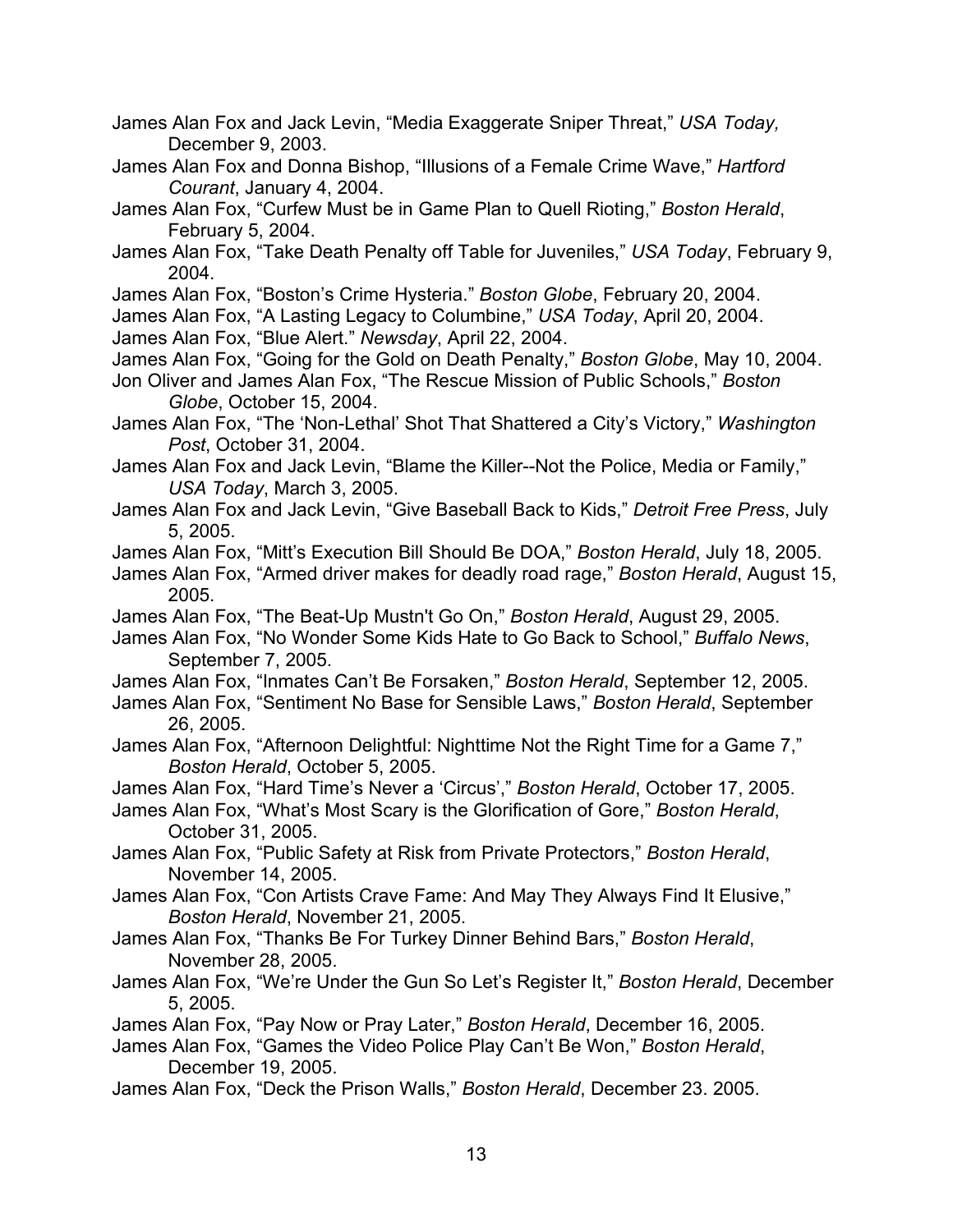James Alan Fox and Jack Levin, "Media Exaggerate Sniper Threat," *USA Today,* December 9, 2003.

James Alan Fox and Donna Bishop, "Illusions of a Female Crime Wave," *Hartford Courant*, January 4, 2004.

James Alan Fox, "Curfew Must be in Game Plan to Quell Rioting," *Boston Herald*, February 5, 2004.

James Alan Fox, "Take Death Penalty off Table for Juveniles," *USA Today*, February 9, 2004.

James Alan Fox, "Boston's Crime Hysteria." *Boston Globe*, February 20, 2004.

James Alan Fox, "A Lasting Legacy to Columbine," *USA Today*, April 20, 2004.

James Alan Fox, "Blue Alert." *Newsday*, April 22, 2004.

James Alan Fox, "Going for the Gold on Death Penalty," *Boston Globe*, May 10, 2004.

Jon Oliver and James Alan Fox, "The Rescue Mission of Public Schools," *Boston Globe*, October 15, 2004.

James Alan Fox, "The 'Non-Lethal' Shot That Shattered a City's Victory," *Washington Post*, October 31, 2004.

James Alan Fox and Jack Levin, "Blame the Killer--Not the Police, Media or Family," *USA Today*, March 3, 2005.

James Alan Fox and Jack Levin, "Give Baseball Back to Kids," *Detroit Free Press*, July 5, 2005.

James Alan Fox, "Mitt's Execution Bill Should Be DOA," *Boston Herald*, July 18, 2005.

James Alan Fox, "Armed driver makes for deadly road rage," *Boston Herald*, August 15, 2005.

James Alan Fox, "The Beat-Up Mustn't Go On," *Boston Herald*, August 29, 2005.

James Alan Fox, "No Wonder Some Kids Hate to Go Back to School," *Buffalo News*, September 7, 2005.

James Alan Fox, "Inmates Can't Be Forsaken," *Boston Herald*, September 12, 2005.

James Alan Fox, "Sentiment No Base for Sensible Laws," *Boston Herald*, September 26, 2005.

James Alan Fox, "Afternoon Delightful: Nighttime Not the Right Time for a Game 7," *Boston Herald*, October 5, 2005.

James Alan Fox, "Hard Time's Never a 'Circus'," *Boston Herald*, October 17, 2005.

James Alan Fox, "What's Most Scary is the Glorification of Gore," *Boston Herald*, October 31, 2005.

James Alan Fox, "Public Safety at Risk from Private Protectors," *Boston Herald*, November 14, 2005.

James Alan Fox, "Con Artists Crave Fame: And May They Always Find It Elusive," *Boston Herald*, November 21, 2005.

James Alan Fox, "Thanks Be For Turkey Dinner Behind Bars," *Boston Herald*, November 28, 2005.

James Alan Fox, "We're Under the Gun So Let's Register It," *Boston Herald*, December 5, 2005.

James Alan Fox, "Pay Now or Pray Later," *Boston Herald*, December 16, 2005.

James Alan Fox, "Games the Video Police Play Can't Be Won," *Boston Herald*, December 19, 2005.

James Alan Fox, "Deck the Prison Walls," *Boston Herald*, December 23. 2005.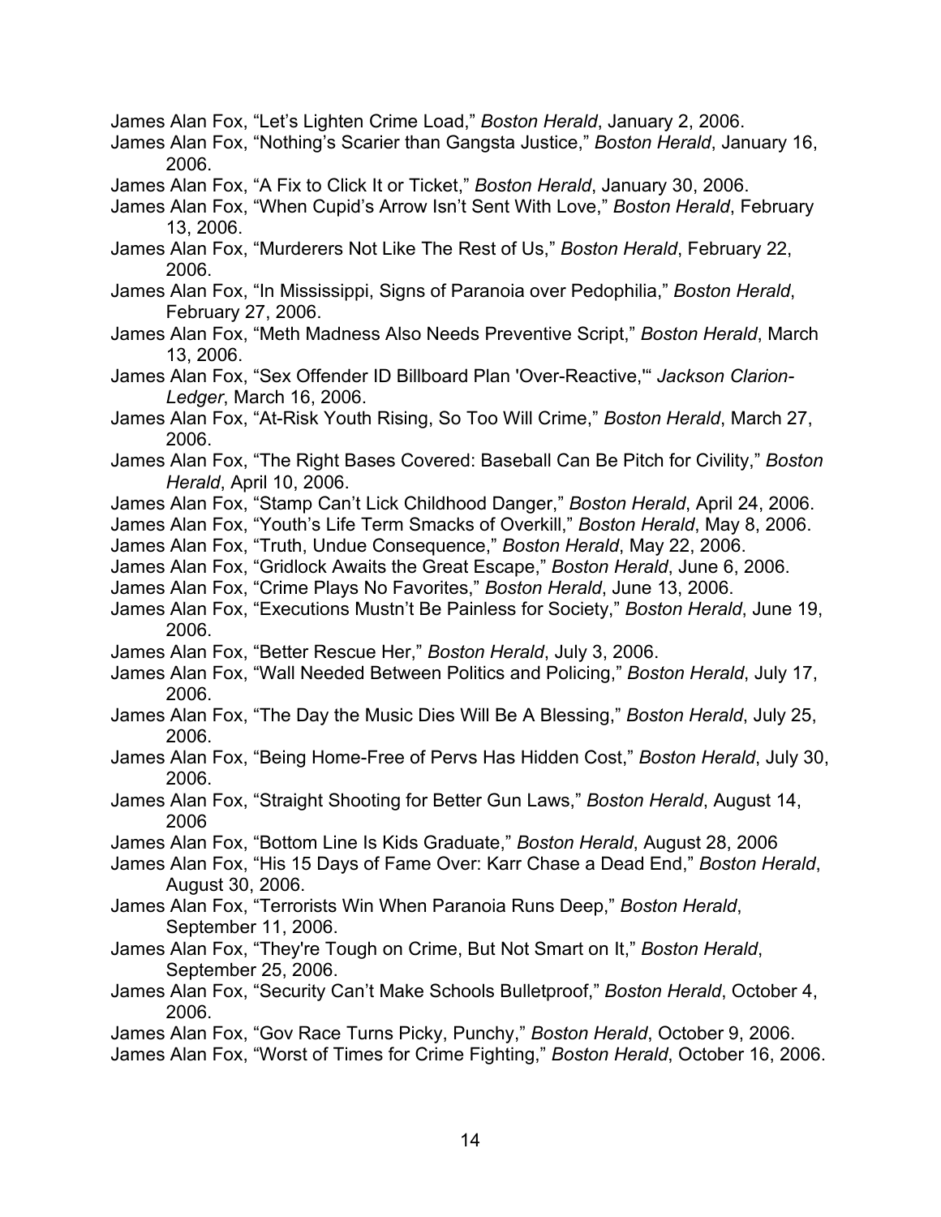James Alan Fox, “Let’s Lighten Crime Load,” *Boston Herald*, January 2, 2006.

James Alan Fox, “Nothing’s Scarier than Gangsta Justice,” *Boston Herald*, January 16, 2006.

James Alan Fox, “A Fix to Click It or Ticket,” *Boston Herald*, January 30, 2006.

James Alan Fox, “When Cupid’s Arrow Isn’t Sent With Love,” *Boston Herald*, February 13, 2006.

James Alan Fox, “Murderers Not Like The Rest of Us,” *Boston Herald*, February 22, 2006.

James Alan Fox, “In Mississippi, Signs of Paranoia over Pedophilia,” *Boston Herald*, February 27, 2006.

James Alan Fox, “Meth Madness Also Needs Preventive Script,” *Boston Herald*, March 13, 2006.

James Alan Fox, “Sex Offender ID Billboard Plan 'Over-Reactive,'“ *Jackson Clarion-Ledger*, March 16, 2006.

James Alan Fox, “At-Risk Youth Rising, So Too Will Crime,” *Boston Herald*, March 27, 2006.

James Alan Fox, “The Right Bases Covered: Baseball Can Be Pitch for Civility,” *Boston Herald*, April 10, 2006.

James Alan Fox, “Stamp Can’t Lick Childhood Danger,” *Boston Herald*, April 24, 2006.

James Alan Fox, “Youth’s Life Term Smacks of Overkill,” *Boston Herald*, May 8, 2006.

James Alan Fox, “Truth, Undue Consequence,” *Boston Herald*, May 22, 2006.

James Alan Fox, “Gridlock Awaits the Great Escape,” *Boston Herald*, June 6, 2006.

James Alan Fox, “Crime Plays No Favorites,” *Boston Herald*, June 13, 2006.

James Alan Fox, “Executions Mustn’t Be Painless for Society,” *Boston Herald*, June 19, 2006.

James Alan Fox, “Better Rescue Her,” *Boston Herald*, July 3, 2006.

James Alan Fox, “Wall Needed Between Politics and Policing,” *Boston Herald*, July 17, 2006.

James Alan Fox, “The Day the Music Dies Will Be A Blessing,” *Boston Herald*, July 25, 2006.

James Alan Fox, “Being Home-Free of Pervs Has Hidden Cost,” *Boston Herald*, July 30, 2006.

James Alan Fox, “Straight Shooting for Better Gun Laws,” *Boston Herald*, August 14, 2006

James Alan Fox, “Bottom Line Is Kids Graduate,” *Boston Herald*, August 28, 2006

James Alan Fox, “His 15 Days of Fame Over: Karr Chase a Dead End,” *Boston Herald*, August 30, 2006.

James Alan Fox, “Terrorists Win When Paranoia Runs Deep,” *Boston Herald*, September 11, 2006.

James Alan Fox, “They're Tough on Crime, But Not Smart on It,” *Boston Herald*, September 25, 2006.

James Alan Fox, “Security Can’t Make Schools Bulletproof,” *Boston Herald*, October 4, 2006.

James Alan Fox, “Gov Race Turns Picky, Punchy,” *Boston Herald*, October 9, 2006.

James Alan Fox, “Worst of Times for Crime Fighting,” *Boston Herald*, October 16, 2006.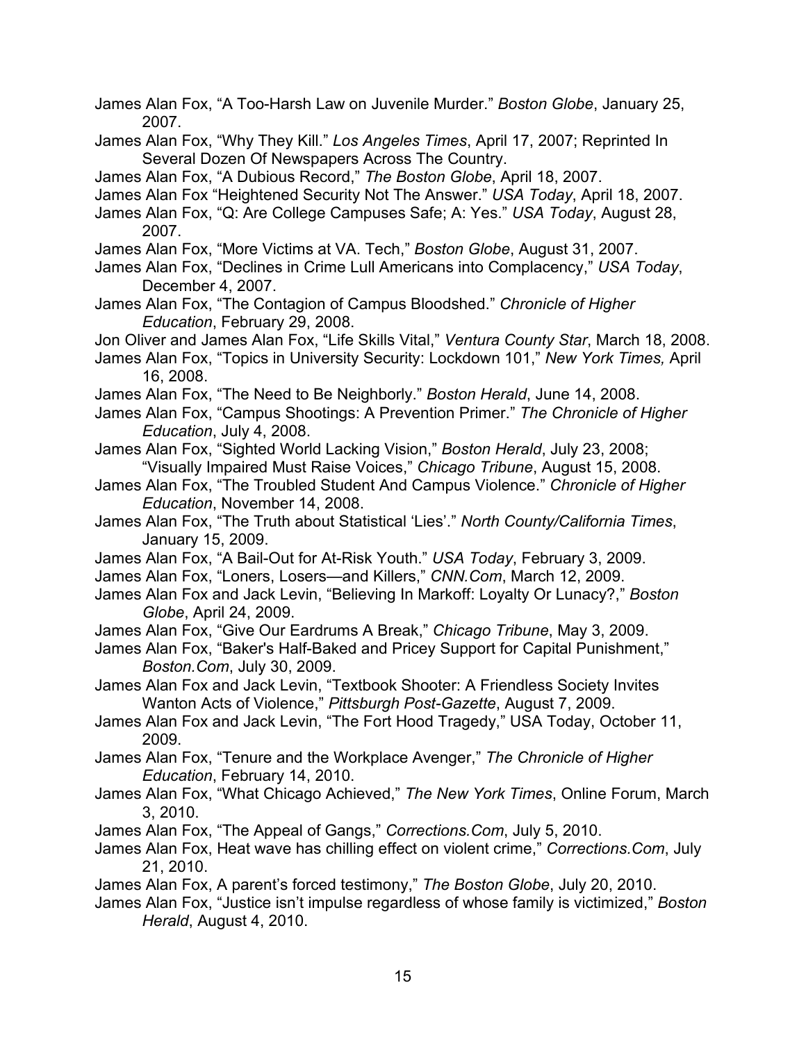James Alan Fox, "A Too-Harsh Law on Juvenile Murder." *Boston Globe*, January 25, 2007.

James Alan Fox, "Why They Kill." *Los Angeles Times*, April 17, 2007; Reprinted In Several Dozen Of Newspapers Across The Country.

James Alan Fox, "A Dubious Record," *The Boston Globe*, April 18, 2007.

James Alan Fox "Heightened Security Not The Answer." *USA Today*, April 18, 2007.

James Alan Fox, "Q: Are College Campuses Safe; A: Yes." *USA Today*, August 28, 2007.

James Alan Fox, "More Victims at VA. Tech," *Boston Globe*, August 31, 2007.

James Alan Fox, "Declines in Crime Lull Americans into Complacency," *USA Today*, December 4, 2007.

James Alan Fox, "The Contagion of Campus Bloodshed." *Chronicle of Higher Education*, February 29, 2008.

Jon Oliver and James Alan Fox, "Life Skills Vital," *Ventura County Star*, March 18, 2008.

James Alan Fox, "Topics in University Security: Lockdown 101," *New York Times,* April 16, 2008.

James Alan Fox, "The Need to Be Neighborly." *Boston Herald*, June 14, 2008.

James Alan Fox, "Campus Shootings: A Prevention Primer." *The Chronicle of Higher Education*, July 4, 2008.

James Alan Fox, "Sighted World Lacking Vision," *Boston Herald*, July 23, 2008; "Visually Impaired Must Raise Voices," *Chicago Tribune*, August 15, 2008.

James Alan Fox, "The Troubled Student And Campus Violence." *Chronicle of Higher Education*, November 14, 2008.

James Alan Fox, "The Truth about Statistical 'Lies'." *North County/California Times*, January 15, 2009.

James Alan Fox, "A Bail-Out for At-Risk Youth." *USA Today*, February 3, 2009.

James Alan Fox, "Loners, Losers—and Killers," *CNN.Com*, March 12, 2009.

James Alan Fox and Jack Levin, "Believing In Markoff: Loyalty Or Lunacy?," *Boston Globe*, April 24, 2009.

James Alan Fox, "Give Our Eardrums A Break," *Chicago Tribune*, May 3, 2009.

James Alan Fox, "Baker's Half-Baked and Pricey Support for Capital Punishment," *Boston.Com*, July 30, 2009.

James Alan Fox and Jack Levin, "Textbook Shooter: A Friendless Society Invites Wanton Acts of Violence," *Pittsburgh Post-Gazette*, August 7, 2009.

James Alan Fox and Jack Levin, "The Fort Hood Tragedy," USA Today, October 11, 2009.

James Alan Fox, "Tenure and the Workplace Avenger," *The Chronicle of Higher Education*, February 14, 2010.

James Alan Fox, "What Chicago Achieved," *The New York Times*, Online Forum, March 3, 2010.

James Alan Fox, "The Appeal of Gangs," *Corrections.Com*, July 5, 2010.

James Alan Fox, Heat wave has chilling effect on violent crime," *Corrections.Com*, July 21, 2010.

James Alan Fox, A parent's forced testimony," *The Boston Globe*, July 20, 2010.

James Alan Fox, "Justice isn't impulse regardless of whose family is victimized," *Boston Herald*, August 4, 2010.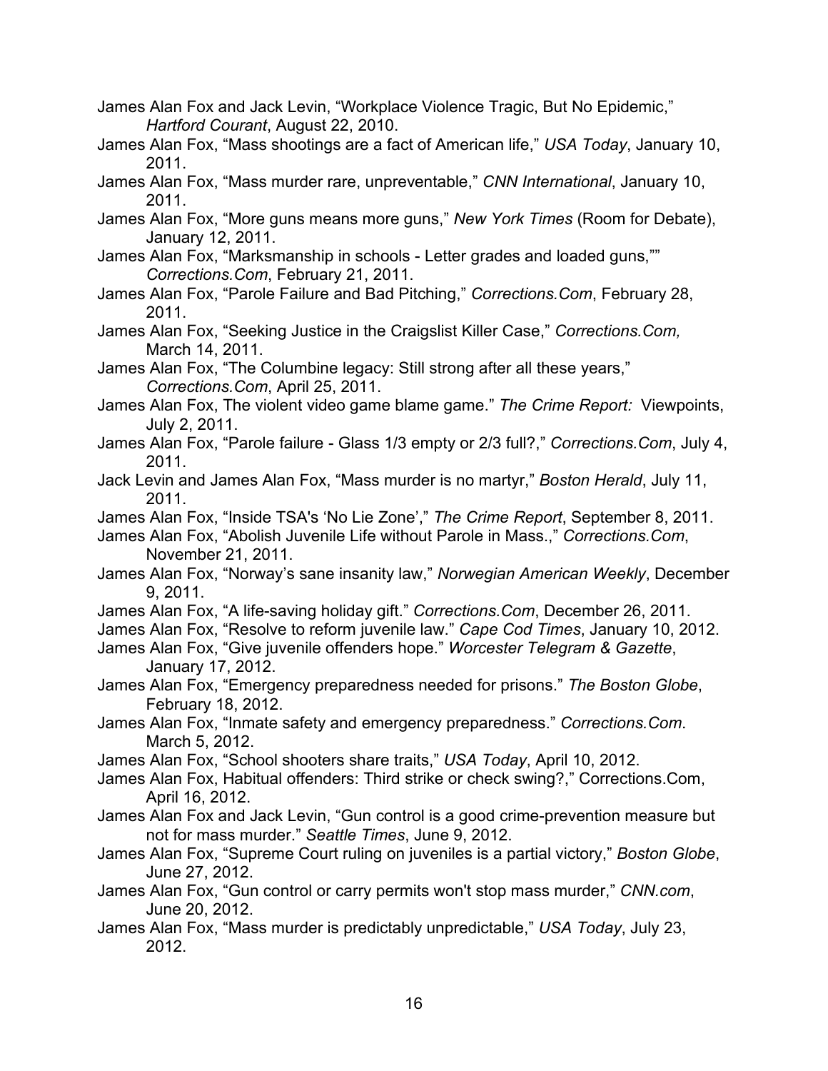James Alan Fox and Jack Levin, “Workplace Violence Tragic, But No Epidemic,” *Hartford Courant*, August 22, 2010.

James Alan Fox, “Mass shootings are a fact of American life,” *USA Today*, January 10, 2011.

James Alan Fox, “Mass murder rare, unpreventable,” *CNN International*, January 10, 2011.

James Alan Fox, “More guns means more guns,” *New York Times* (Room for Debate), January 12, 2011.

James Alan Fox, “Marksmanship in schools - Letter grades and loaded guns,”” *Corrections.Com*, February 21, 2011.

James Alan Fox, “Parole Failure and Bad Pitching,” *Corrections.Com*, February 28, 2011.

James Alan Fox, “Seeking Justice in the Craigslist Killer Case,” *Corrections.Com,* March 14, 2011.

James Alan Fox, “The Columbine legacy: Still strong after all these years,” *Corrections.Com*, April 25, 2011.

James Alan Fox, The violent video game blame game.” *The Crime Report:* Viewpoints, July 2, 2011.

James Alan Fox, “Parole failure - Glass 1/3 empty or 2/3 full?,” *Corrections.Com*, July 4, 2011.

Jack Levin and James Alan Fox, “Mass murder is no martyr,” *Boston Herald*, July 11, 2011.

James Alan Fox, “Inside TSA's ‘No Lie Zone’,” *The Crime Report*, September 8, 2011.

James Alan Fox, “Abolish Juvenile Life without Parole in Mass.,” *Corrections.Com*, November 21, 2011.

James Alan Fox, “Norway’s sane insanity law,” *Norwegian American Weekly*, December 9, 2011.

James Alan Fox, “A life-saving holiday gift.” *Corrections.Com*, December 26, 2011.

James Alan Fox, “Resolve to reform juvenile law.” *Cape Cod Times*, January 10, 2012.

James Alan Fox, “Give juvenile offenders hope.” *Worcester Telegram & Gazette*, January 17, 2012.

James Alan Fox, “Emergency preparedness needed for prisons.” *The Boston Globe*, February 18, 2012.

James Alan Fox, “Inmate safety and emergency preparedness.” *Corrections.Com*. March 5, 2012.

James Alan Fox, “School shooters share traits,” *USA Today*, April 10, 2012.

James Alan Fox, Habitual offenders: Third strike or check swing?,” Corrections.Com, April 16, 2012.

James Alan Fox and Jack Levin, “Gun control is a good crime-prevention measure but not for mass murder.” *Seattle Times*, June 9, 2012.

James Alan Fox, “Supreme Court ruling on juveniles is a partial victory,” *Boston Globe*, June 27, 2012.

James Alan Fox, “Gun control or carry permits won't stop mass murder,” *CNN.com*, June 20, 2012.

James Alan Fox, “Mass murder is predictably unpredictable,” *USA Today*, July 23, 2012.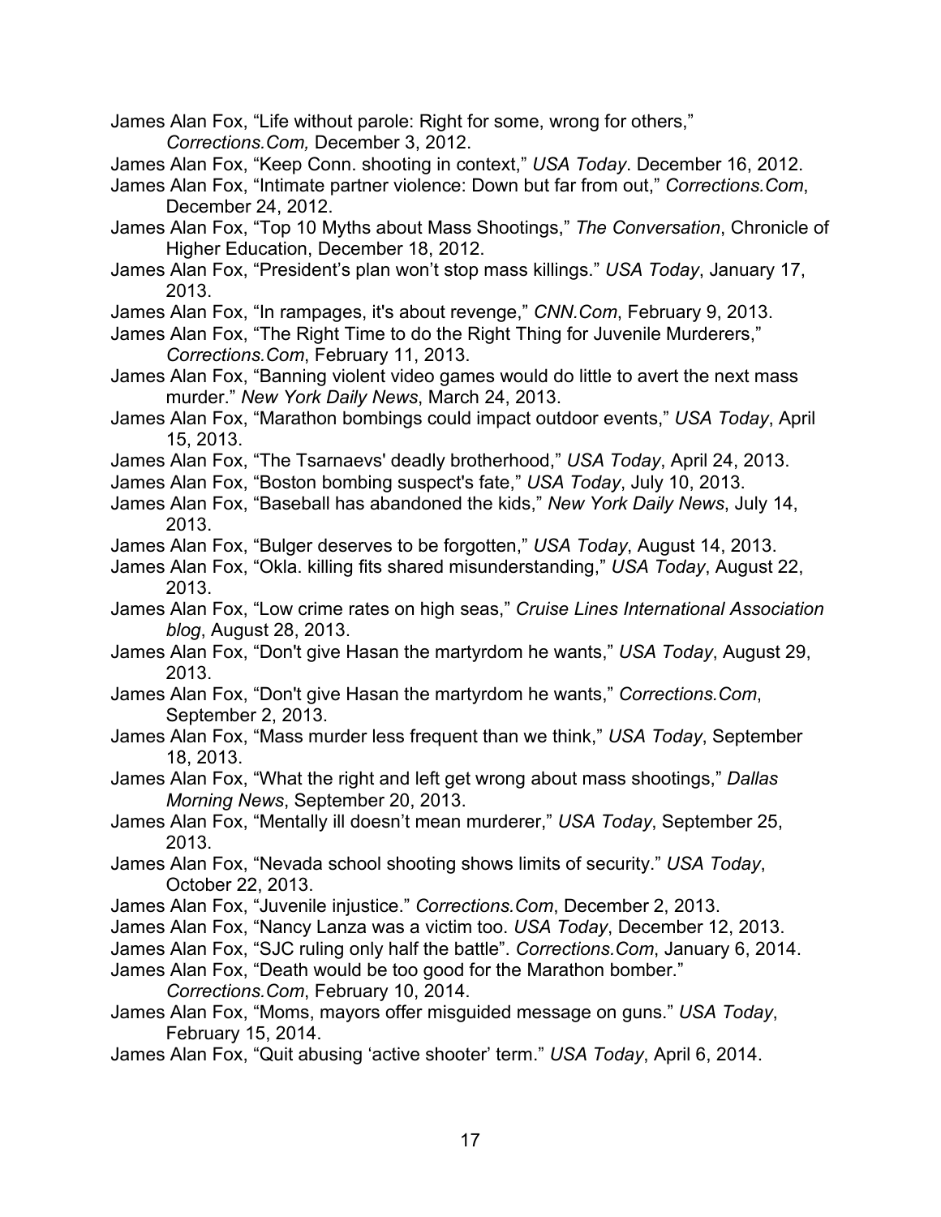James Alan Fox, "Life without parole: Right for some, wrong for others," *Corrections.Com,* December 3, 2012.

James Alan Fox, "Keep Conn. shooting in context," *USA Today*. December 16, 2012.

James Alan Fox, "Intimate partner violence: Down but far from out," *Corrections.Com*, December 24, 2012.

James Alan Fox, "Top 10 Myths about Mass Shootings," *The Conversation*, Chronicle of Higher Education, December 18, 2012.

James Alan Fox, "President's plan won't stop mass killings." *USA Today*, January 17, 2013.

James Alan Fox, "In rampages, it's about revenge," *CNN.Com*, February 9, 2013.

James Alan Fox, "The Right Time to do the Right Thing for Juvenile Murderers," *Corrections.Com*, February 11, 2013.

James Alan Fox, "Banning violent video games would do little to avert the next mass murder." *New York Daily News*, March 24, 2013.

James Alan Fox, "Marathon bombings could impact outdoor events," *USA Today*, April 15, 2013.

James Alan Fox, "The Tsarnaevs' deadly brotherhood," *USA Today*, April 24, 2013.

James Alan Fox, "Boston bombing suspect's fate," *USA Today*, July 10, 2013.

James Alan Fox, "Baseball has abandoned the kids," *New York Daily News*, July 14, 2013.

James Alan Fox, "Bulger deserves to be forgotten," *USA Today*, August 14, 2013.

James Alan Fox, "Okla. killing fits shared misunderstanding," *USA Today*, August 22, 2013.

James Alan Fox, "Low crime rates on high seas," *Cruise Lines International Association blog*, August 28, 2013.

James Alan Fox, "Don't give Hasan the martyrdom he wants," *USA Today*, August 29, 2013.

James Alan Fox, "Don't give Hasan the martyrdom he wants," *Corrections.Com*, September 2, 2013.

James Alan Fox, "Mass murder less frequent than we think," *USA Today*, September 18, 2013.

James Alan Fox, "What the right and left get wrong about mass shootings," *Dallas Morning News*, September 20, 2013.

James Alan Fox, "Mentally ill doesn't mean murderer," *USA Today*, September 25, 2013.

James Alan Fox, "Nevada school shooting shows limits of security." *USA Today*, October 22, 2013.

James Alan Fox, "Juvenile injustice." *Corrections.Com*, December 2, 2013.

James Alan Fox, "Nancy Lanza was a victim too. *USA Today*, December 12, 2013.

James Alan Fox, "SJC ruling only half the battle". *Corrections.Com*, January 6, 2014.

James Alan Fox, "Death would be too good for the Marathon bomber." *Corrections.Com*, February 10, 2014.

James Alan Fox, "Moms, mayors offer misguided message on guns." *USA Today*, February 15, 2014.

James Alan Fox, "Quit abusing 'active shooter' term." *USA Today*, April 6, 2014.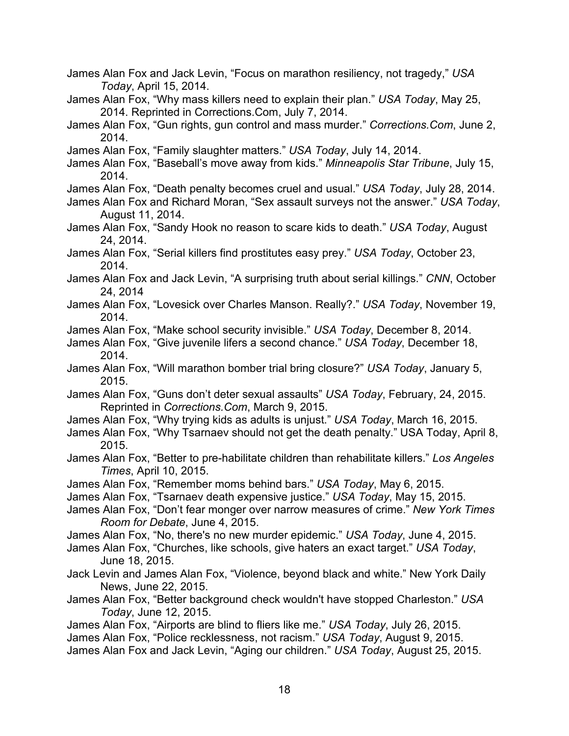James Alan Fox and Jack Levin, "Focus on marathon resiliency, not tragedy," *USA Today*, April 15, 2014.

James Alan Fox, "Why mass killers need to explain their plan." *USA Today*, May 25, 2014. Reprinted in Corrections.Com, July 7, 2014.

James Alan Fox, "Gun rights, gun control and mass murder." *Corrections.Com*, June 2, 2014.

James Alan Fox, "Family slaughter matters." *USA Today*, July 14, 2014.

James Alan Fox, "Baseball's move away from kids." *Minneapolis Star Tribune*, July 15, 2014.

James Alan Fox, "Death penalty becomes cruel and usual." *USA Today*, July 28, 2014.

James Alan Fox and Richard Moran, "Sex assault surveys not the answer." *USA Today*, August 11, 2014.

James Alan Fox, "Sandy Hook no reason to scare kids to death." *USA Today*, August 24, 2014.

James Alan Fox, "Serial killers find prostitutes easy prey." *USA Today*, October 23, 2014.

James Alan Fox and Jack Levin, "A surprising truth about serial killings." *CNN*, October 24, 2014

James Alan Fox, "Lovesick over Charles Manson. Really?." *USA Today*, November 19, 2014.

James Alan Fox, "Make school security invisible." *USA Today*, December 8, 2014.

James Alan Fox, "Give juvenile lifers a second chance." *USA Today*, December 18, 2014.

James Alan Fox, "Will marathon bomber trial bring closure?" *USA Today*, January 5, 2015.

James Alan Fox, "Guns don't deter sexual assaults" *USA Today*, February, 24, 2015. Reprinted in *Corrections.Com*, March 9, 2015.

James Alan Fox, "Why trying kids as adults is unjust." *USA Today*, March 16, 2015.

James Alan Fox, "Why Tsarnaev should not get the death penalty." USA Today, April 8, 2015.

James Alan Fox, "Better to pre-habilitate children than rehabilitate killers." *Los Angeles Times*, April 10, 2015.

James Alan Fox, "Remember moms behind bars." *USA Today*, May 6, 2015.

James Alan Fox, "Tsarnaev death expensive justice." *USA Today*, May 15, 2015.

James Alan Fox, "Don't fear monger over narrow measures of crime." *New York Times Room for Debate*, June 4, 2015.

James Alan Fox, "No, there's no new murder epidemic." *USA Today*, June 4, 2015.

James Alan Fox, "Churches, like schools, give haters an exact target." *USA Today*, June 18, 2015.

Jack Levin and James Alan Fox, "Violence, beyond black and white." New York Daily News, June 22, 2015.

James Alan Fox, "Better background check wouldn't have stopped Charleston." *USA Today*, June 12, 2015.

James Alan Fox, "Airports are blind to fliers like me." *USA Today*, July 26, 2015.

James Alan Fox, "Police recklessness, not racism." *USA Today*, August 9, 2015.

James Alan Fox and Jack Levin, "Aging our children." *USA Today*, August 25, 2015.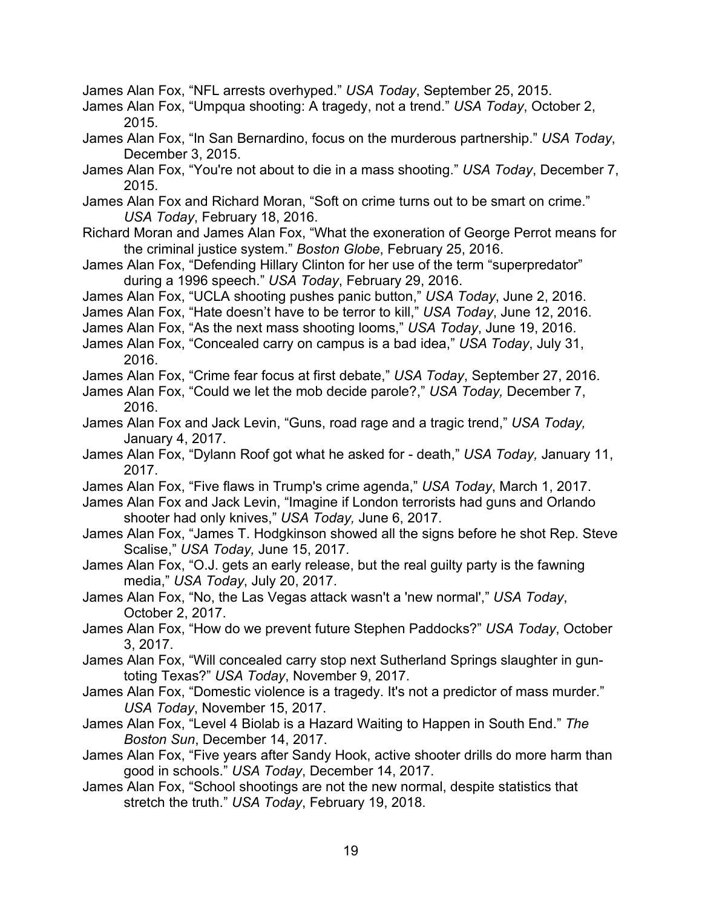James Alan Fox, “NFL arrests overhyped.” *USA Today*, September 25, 2015.

James Alan Fox, “Umpqua shooting: A tragedy, not a trend.” *USA Today*, October 2, 2015.

James Alan Fox, “In San Bernardino, focus on the murderous partnership.” *USA Today*, December 3, 2015.

James Alan Fox, “You're not about to die in a mass shooting.” *USA Today*, December 7, 2015.

James Alan Fox and Richard Moran, “Soft on crime turns out to be smart on crime.” *USA Today*, February 18, 2016.

Richard Moran and James Alan Fox, “What the exoneration of George Perrot means for the criminal justice system.” *Boston Globe*, February 25, 2016.

James Alan Fox, “Defending Hillary Clinton for her use of the term “superpredator” during a 1996 speech.” *USA Today*, February 29, 2016.

James Alan Fox, “UCLA shooting pushes panic button,” *USA Today*, June 2, 2016.

James Alan Fox, “Hate doesn’t have to be terror to kill,” *USA Today*, June 12, 2016.

James Alan Fox, “As the next mass shooting looms,” *USA Today*, June 19, 2016.

James Alan Fox, “Concealed carry on campus is a bad idea,” *USA Today*, July 31, 2016.

James Alan Fox, “Crime fear focus at first debate,” *USA Today*, September 27, 2016.

James Alan Fox, “Could we let the mob decide parole?,” *USA Today,* December 7, 2016.

James Alan Fox and Jack Levin, “Guns, road rage and a tragic trend,” *USA Today,* January 4, 2017.

James Alan Fox, “Dylann Roof got what he asked for - death,” *USA Today,* January 11, 2017.

James Alan Fox, “Five flaws in Trump's crime agenda,” *USA Today*, March 1, 2017.

James Alan Fox and Jack Levin, “Imagine if London terrorists had guns and Orlando shooter had only knives,” *USA Today,* June 6, 2017.

James Alan Fox, “James T. Hodgkinson showed all the signs before he shot Rep. Steve Scalise,” *USA Today,* June 15, 2017.

James Alan Fox, “O.J. gets an early release, but the real guilty party is the fawning media,” *USA Today*, July 20, 2017.

James Alan Fox, “No, the Las Vegas attack wasn't a 'new normal',” *USA Today*, October 2, 2017.

James Alan Fox, “How do we prevent future Stephen Paddocks?” *USA Today*, October 3, 2017.

James Alan Fox, “Will concealed carry stop next Sutherland Springs slaughter in gun-toting Texas?” *USA Today*, November 9, 2017.

James Alan Fox, “Domestic violence is a tragedy. It's not a predictor of mass murder.” *USA Today*, November 15, 2017.

James Alan Fox, “Level 4 Biolab is a Hazard Waiting to Happen in South End.” *The Boston Sun*, December 14, 2017.

James Alan Fox, “Five years after Sandy Hook, active shooter drills do more harm than good in schools.” *USA Today*, December 14, 2017.

James Alan Fox, “School shootings are not the new normal, despite statistics that stretch the truth.” *USA Today*, February 19, 2018.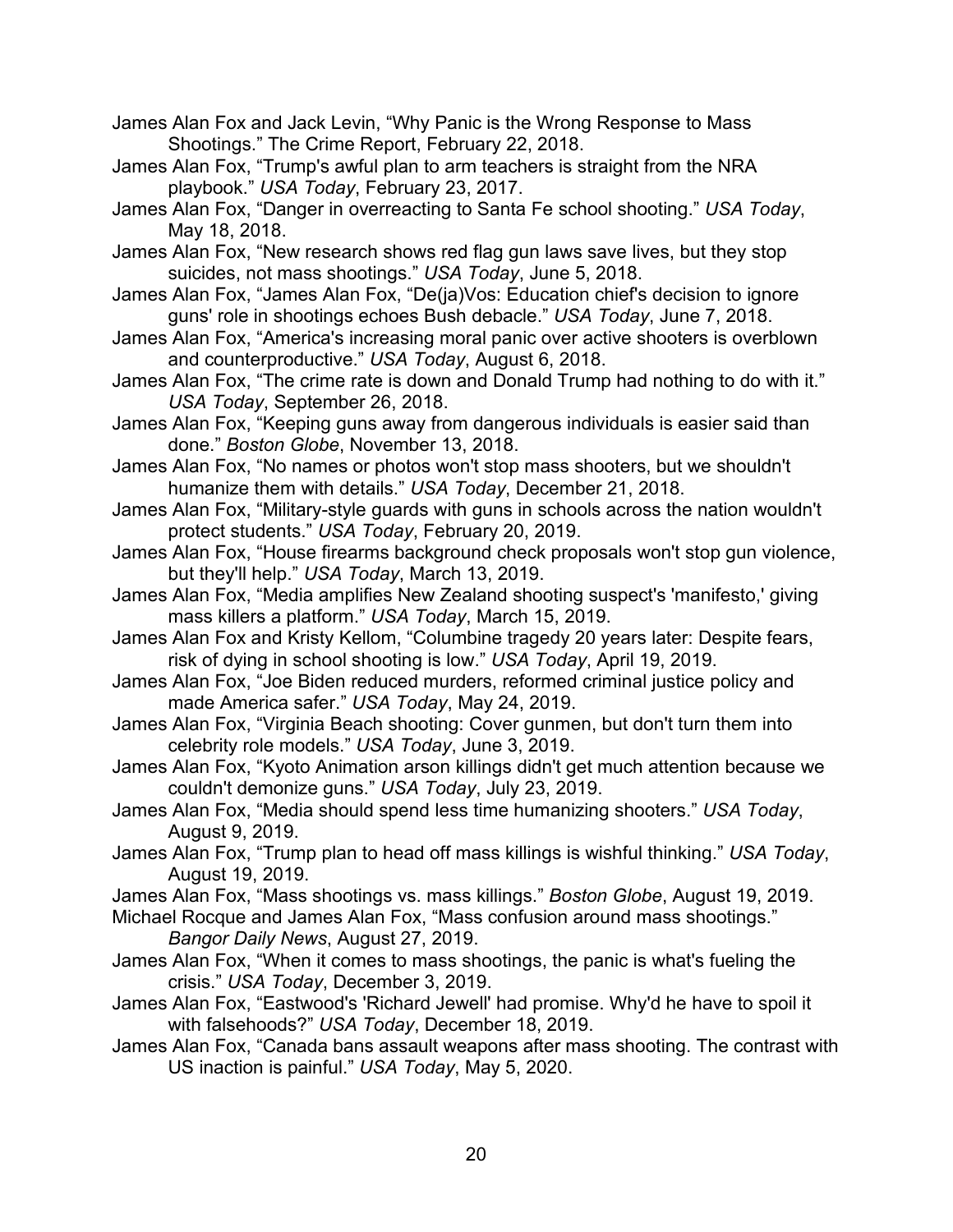James Alan Fox and Jack Levin, “Why Panic is the Wrong Response to Mass Shootings.” The Crime Report, February 22, 2018.

James Alan Fox, “Trump's awful plan to arm teachers is straight from the NRA playbook.” *USA Today*, February 23, 2017.

James Alan Fox, “Danger in overreacting to Santa Fe school shooting.” *USA Today*, May 18, 2018.

James Alan Fox, “New research shows red flag gun laws save lives, but they stop suicides, not mass shootings.” *USA Today*, June 5, 2018.

James Alan Fox, “James Alan Fox, “De(ja)Vos: Education chief's decision to ignore guns' role in shootings echoes Bush debacle.” *USA Today*, June 7, 2018.

James Alan Fox, “America's increasing moral panic over active shooters is overblown and counterproductive.” *USA Today*, August 6, 2018.

James Alan Fox, “The crime rate is down and Donald Trump had nothing to do with it.” *USA Today*, September 26, 2018.

James Alan Fox, “Keeping guns away from dangerous individuals is easier said than done.” *Boston Globe*, November 13, 2018.

James Alan Fox, “No names or photos won't stop mass shooters, but we shouldn't humanize them with details.” *USA Today*, December 21, 2018.

James Alan Fox, “Military-style guards with guns in schools across the nation wouldn't protect students.” *USA Today*, February 20, 2019.

James Alan Fox, “House firearms background check proposals won't stop gun violence, but they'll help.” *USA Today*, March 13, 2019.

James Alan Fox, “Media amplifies New Zealand shooting suspect's 'manifesto,' giving mass killers a platform.” *USA Today*, March 15, 2019.

James Alan Fox and Kristy Kellom, “Columbine tragedy 20 years later: Despite fears, risk of dying in school shooting is low.” *USA Today*, April 19, 2019.

James Alan Fox, “Joe Biden reduced murders, reformed criminal justice policy and made America safer.” *USA Today*, May 24, 2019.

James Alan Fox, “Virginia Beach shooting: Cover gunmen, but don't turn them into celebrity role models.” *USA Today*, June 3, 2019.

James Alan Fox, “Kyoto Animation arson killings didn't get much attention because we couldn't demonize guns.” *USA Today*, July 23, 2019.

James Alan Fox, “Media should spend less time humanizing shooters.” *USA Today*, August 9, 2019.

James Alan Fox, “Trump plan to head off mass killings is wishful thinking.” *USA Today*, August 19, 2019.

James Alan Fox, “Mass shootings vs. mass killings.” *Boston Globe*, August 19, 2019.

Michael Rocque and James Alan Fox, “Mass confusion around mass shootings.” *Bangor Daily News*, August 27, 2019.

James Alan Fox, “When it comes to mass shootings, the panic is what's fueling the crisis.” *USA Today*, December 3, 2019.

James Alan Fox, “Eastwood's 'Richard Jewell' had promise. Why'd he have to spoil it with falsehoods?” *USA Today*, December 18, 2019.

James Alan Fox, “Canada bans assault weapons after mass shooting. The contrast with US inaction is painful.” *USA Today*, May 5, 2020.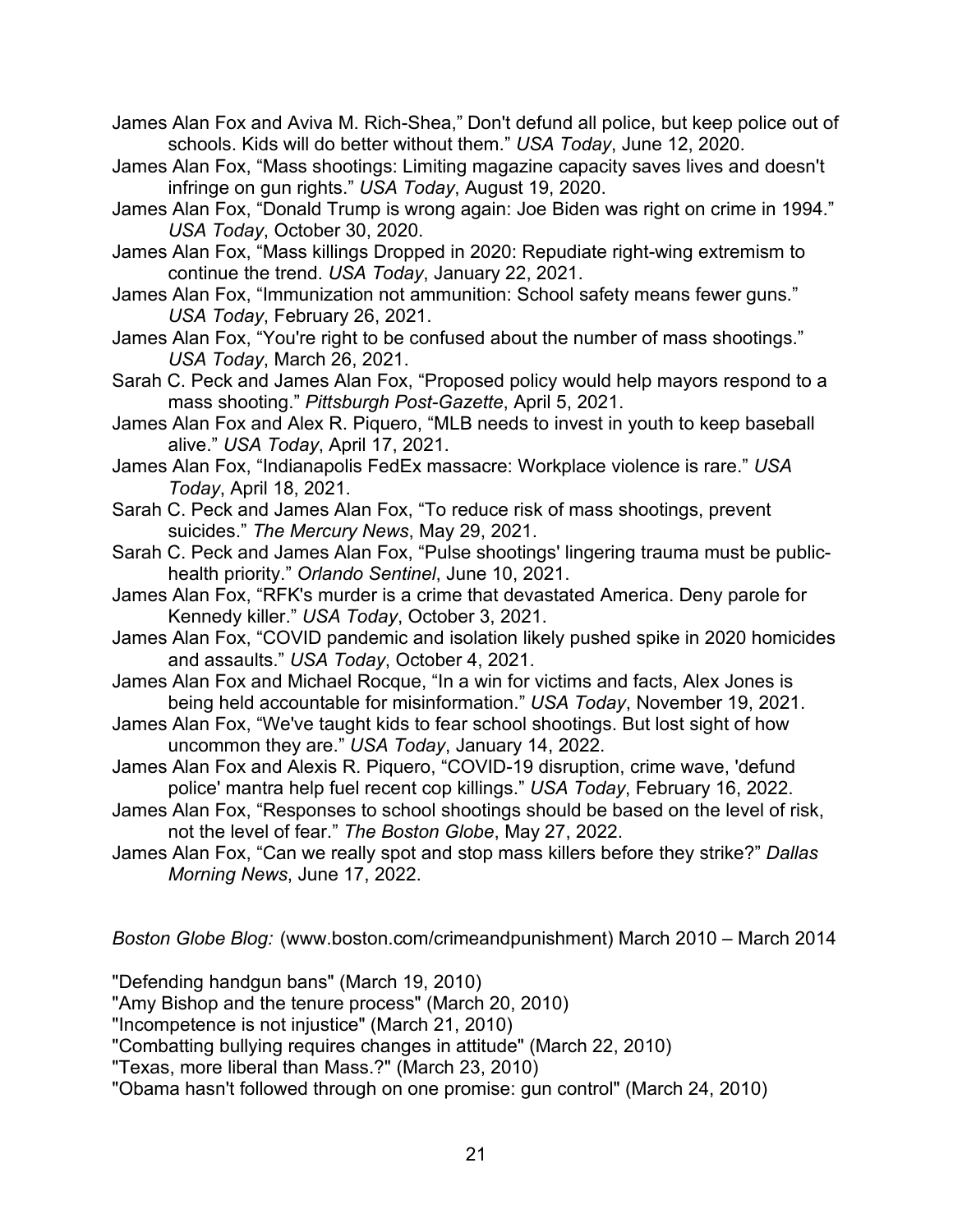James Alan Fox and Aviva M. Rich-Shea," Don't defund all police, but keep police out of schools. Kids will do better without them." *USA Today*, June 12, 2020.

James Alan Fox, "Mass shootings: Limiting magazine capacity saves lives and doesn't infringe on gun rights." *USA Today*, August 19, 2020.

James Alan Fox, "Donald Trump is wrong again: Joe Biden was right on crime in 1994." *USA Today*, October 30, 2020.

James Alan Fox, "Mass killings Dropped in 2020: Repudiate right-wing extremism to continue the trend. *USA Today*, January 22, 2021.

James Alan Fox, "Immunization not ammunition: School safety means fewer guns." *USA Today*, February 26, 2021.

James Alan Fox, "You're right to be confused about the number of mass shootings." *USA Today*, March 26, 2021.

Sarah C. Peck and James Alan Fox, "Proposed policy would help mayors respond to a mass shooting." *Pittsburgh Post-Gazette*, April 5, 2021.

James Alan Fox and Alex R. Piquero, "MLB needs to invest in youth to keep baseball alive." *USA Today*, April 17, 2021.

James Alan Fox, "Indianapolis FedEx massacre: Workplace violence is rare." *USA Today*, April 18, 2021.

Sarah C. Peck and James Alan Fox, "To reduce risk of mass shootings, prevent suicides." *The Mercury News*, May 29, 2021.

Sarah C. Peck and James Alan Fox, "Pulse shootings' lingering trauma must be public-health priority." *Orlando Sentinel*, June 10, 2021.

James Alan Fox, "RFK's murder is a crime that devastated America. Deny parole for Kennedy killer." *USA Today*, October 3, 2021.

James Alan Fox, "COVID pandemic and isolation likely pushed spike in 2020 homicides and assaults." *USA Today*, October 4, 2021.

James Alan Fox and Michael Rocque, "In a win for victims and facts, Alex Jones is being held accountable for misinformation." *USA Today*, November 19, 2021.

James Alan Fox, "We've taught kids to fear school shootings. But lost sight of how uncommon they are." *USA Today*, January 14, 2022.

James Alan Fox and Alexis R. Piquero, "COVID-19 disruption, crime wave, 'defund police' mantra help fuel recent cop killings." *USA Today*, February 16, 2022.

James Alan Fox, "Responses to school shootings should be based on the level of risk, not the level of fear." *The Boston Globe*, May 27, 2022.

James Alan Fox, "Can we really spot and stop mass killers before they strike?" *Dallas Morning News*, June 17, 2022.

*Boston Globe Blog:* (www.boston.com/crimeandpunishment) March 2010 – March 2014

"Defending handgun bans" (March 19, 2010)
"Amy Bishop and the tenure process" (March 20, 2010)
"Incompetence is not injustice" (March 21, 2010)
"Combatting bullying requires changes in attitude" (March 22, 2010)
"Texas, more liberal than Mass.?" (March 23, 2010)
"Obama hasn't followed through on one promise: gun control" (March 24, 2010)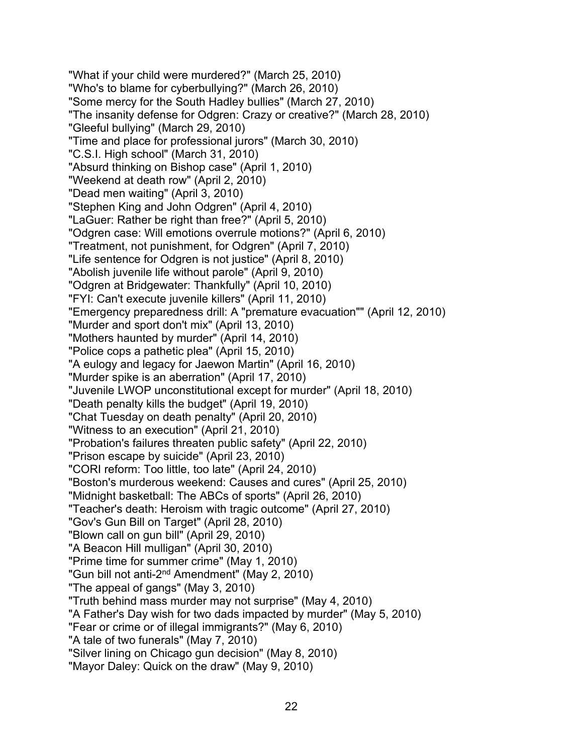"What if your child were murdered?" (March 25, 2010)
"Who's to blame for cyberbullying?" (March 26, 2010)
"Some mercy for the South Hadley bullies" (March 27, 2010)
"The insanity defense for Odgren: Crazy or creative?" (March 28, 2010)
"Gleeful bullying" (March 29, 2010)
"Time and place for professional jurors" (March 30, 2010)
"C.S.I. High school" (March 31, 2010)
"Absurd thinking on Bishop case" (April 1, 2010)
"Weekend at death row" (April 2, 2010)
"Dead men waiting" (April 3, 2010)
"Stephen King and John Odgren" (April 4, 2010)
"LaGuer: Rather be right than free?" (April 5, 2010)
"Odgren case: Will emotions overrule motions?" (April 6, 2010)
"Treatment, not punishment, for Odgren" (April 7, 2010)
"Life sentence for Odgren is not justice" (April 8, 2010)
"Abolish juvenile life without parole" (April 9, 2010)
"Odgren at Bridgewater: Thankfully" (April 10, 2010)
"FYI: Can't execute juvenile killers" (April 11, 2010)
"Emergency preparedness drill: A "premature evacuation"" (April 12, 2010)
"Murder and sport don't mix" (April 13, 2010)
"Mothers haunted by murder" (April 14, 2010)
"Police cops a pathetic plea" (April 15, 2010)
"A eulogy and legacy for Jaewon Martin" (April 16, 2010)
"Murder spike is an aberration" (April 17, 2010)
"Juvenile LWOP unconstitutional except for murder" (April 18, 2010)
"Death penalty kills the budget" (April 19, 2010)
"Chat Tuesday on death penalty" (April 20, 2010)
"Witness to an execution" (April 21, 2010)
"Probation's failures threaten public safety" (April 22, 2010)
"Prison escape by suicide" (April 23, 2010)
"CORI reform: Too little, too late" (April 24, 2010)
"Boston's murderous weekend: Causes and cures" (April 25, 2010)
"Midnight basketball: The ABCs of sports" (April 26, 2010)
"Teacher's death: Heroism with tragic outcome" (April 27, 2010)
"Gov's Gun Bill on Target" (April 28, 2010)
"Blown call on gun bill" (April 29, 2010)
"A Beacon Hill mulligan" (April 30, 2010)
"Prime time for summer crime" (May 1, 2010)
"Gun bill not anti-2nd Amendment" (May 2, 2010)
"The appeal of gangs" (May 3, 2010)
"Truth behind mass murder may not surprise" (May 4, 2010)
"A Father's Day wish for two dads impacted by murder" (May 5, 2010)
"Fear or crime or of illegal immigrants?" (May 6, 2010)
"A tale of two funerals" (May 7, 2010)
"Silver lining on Chicago gun decision" (May 8, 2010)
"Mayor Daley: Quick on the draw" (May 9, 2010)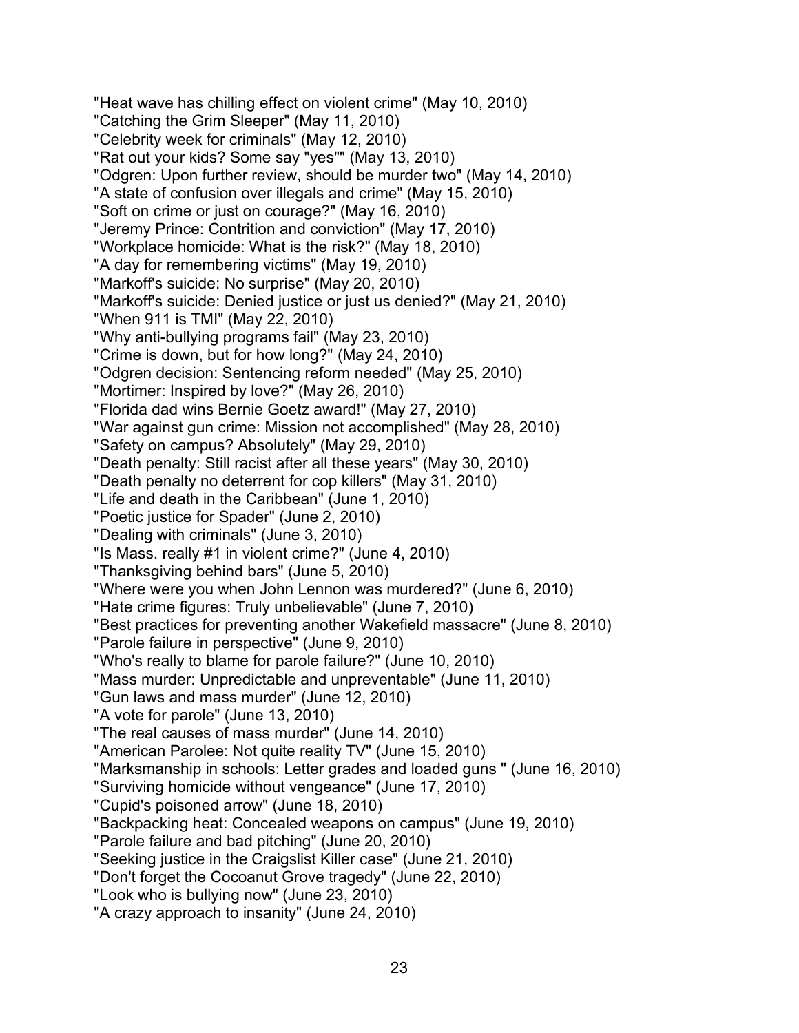"Heat wave has chilling effect on violent crime" (May 10, 2010)
"Catching the Grim Sleeper" (May 11, 2010)
"Celebrity week for criminals" (May 12, 2010)
"Rat out your kids? Some say "yes"" (May 13, 2010)
"Odgren: Upon further review, should be murder two" (May 14, 2010)
"A state of confusion over illegals and crime" (May 15, 2010)
"Soft on crime or just on courage?" (May 16, 2010)
"Jeremy Prince: Contrition and conviction" (May 17, 2010)
"Workplace homicide: What is the risk?" (May 18, 2010)
"A day for remembering victims" (May 19, 2010)
"Markoff's suicide: No surprise" (May 20, 2010)
"Markoff's suicide: Denied justice or just us denied?" (May 21, 2010)
"When 911 is TMI" (May 22, 2010)
"Why anti-bullying programs fail" (May 23, 2010)
"Crime is down, but for how long?" (May 24, 2010)
"Odgren decision: Sentencing reform needed" (May 25, 2010)
"Mortimer: Inspired by love?" (May 26, 2010)
"Florida dad wins Bernie Goetz award!" (May 27, 2010)
"War against gun crime: Mission not accomplished" (May 28, 2010)
"Safety on campus? Absolutely" (May 29, 2010)
"Death penalty: Still racist after all these years" (May 30, 2010)
"Death penalty no deterrent for cop killers" (May 31, 2010)
"Life and death in the Caribbean" (June 1, 2010)
"Poetic justice for Spader" (June 2, 2010)
"Dealing with criminals" (June 3, 2010)
"Is Mass. really #1 in violent crime?" (June 4, 2010)
"Thanksgiving behind bars" (June 5, 2010)
"Where were you when John Lennon was murdered?" (June 6, 2010)
"Hate crime figures: Truly unbelievable" (June 7, 2010)
"Best practices for preventing another Wakefield massacre" (June 8, 2010)
"Parole failure in perspective" (June 9, 2010)
"Who's really to blame for parole failure?" (June 10, 2010)
"Mass murder: Unpredictable and unpreventable" (June 11, 2010)
"Gun laws and mass murder" (June 12, 2010)
"A vote for parole" (June 13, 2010)
"The real causes of mass murder" (June 14, 2010)
"American Parolee: Not quite reality TV" (June 15, 2010)
"Marksmanship in schools: Letter grades and loaded guns " (June 16, 2010)
"Surviving homicide without vengeance" (June 17, 2010)
"Cupid's poisoned arrow" (June 18, 2010)
"Backpacking heat: Concealed weapons on campus" (June 19, 2010)
"Parole failure and bad pitching" (June 20, 2010)
"Seeking justice in the Craigslist Killer case" (June 21, 2010)
"Don't forget the Cocoanut Grove tragedy" (June 22, 2010)
"Look who is bullying now" (June 23, 2010)
"A crazy approach to insanity" (June 24, 2010)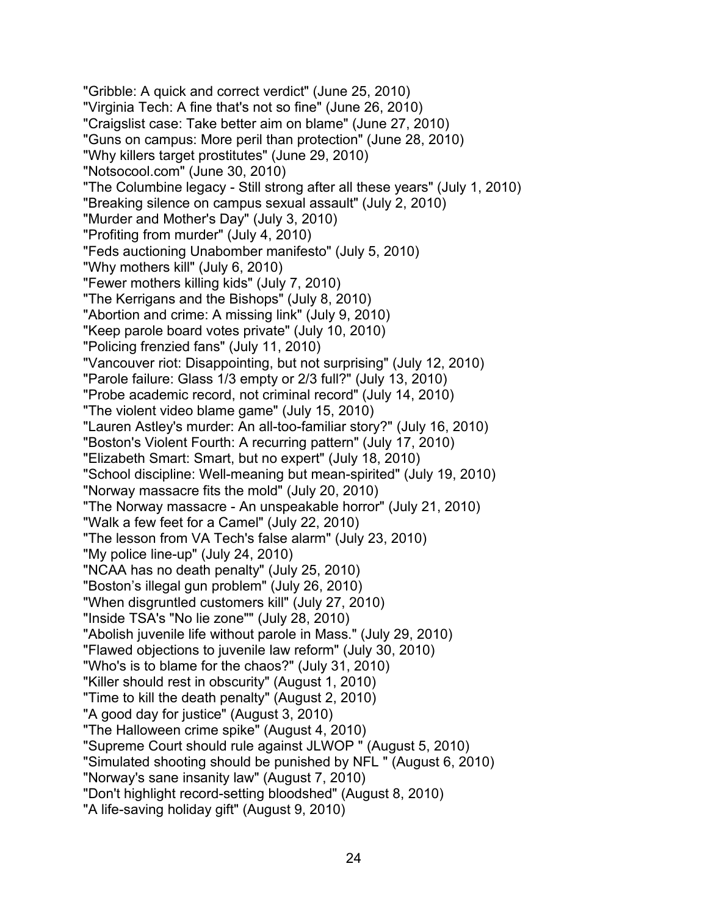"Gribble: A quick and correct verdict" (June 25, 2010)
"Virginia Tech: A fine that's not so fine" (June 26, 2010)
"Craigslist case: Take better aim on blame" (June 27, 2010)
"Guns on campus: More peril than protection" (June 28, 2010)
"Why killers target prostitutes" (June 29, 2010)
"Notsocool.com" (June 30, 2010)
"The Columbine legacy - Still strong after all these years" (July 1, 2010)
"Breaking silence on campus sexual assault" (July 2, 2010)
"Murder and Mother's Day" (July 3, 2010)
"Profiting from murder" (July 4, 2010)
"Feds auctioning Unabomber manifesto" (July 5, 2010)
"Why mothers kill" (July 6, 2010)
"Fewer mothers killing kids" (July 7, 2010)
"The Kerrigans and the Bishops" (July 8, 2010)
"Abortion and crime: A missing link" (July 9, 2010)
"Keep parole board votes private" (July 10, 2010)
"Policing frenzied fans" (July 11, 2010)
"Vancouver riot: Disappointing, but not surprising" (July 12, 2010)
"Parole failure: Glass 1/3 empty or 2/3 full?" (July 13, 2010)
"Probe academic record, not criminal record" (July 14, 2010)
"The violent video blame game" (July 15, 2010)
"Lauren Astley's murder: An all-too-familiar story?" (July 16, 2010)
"Boston's Violent Fourth: A recurring pattern" (July 17, 2010)
"Elizabeth Smart: Smart, but no expert" (July 18, 2010)
"School discipline: Well-meaning but mean-spirited" (July 19, 2010)
"Norway massacre fits the mold" (July 20, 2010)
"The Norway massacre - An unspeakable horror" (July 21, 2010)
"Walk a few feet for a Camel" (July 22, 2010)
"The lesson from VA Tech's false alarm" (July 23, 2010)
"My police line-up" (July 24, 2010)
"NCAA has no death penalty" (July 25, 2010)
"Boston’s illegal gun problem" (July 26, 2010)
"When disgruntled customers kill" (July 27, 2010)
"Inside TSA's "No lie zone"" (July 28, 2010)
"Abolish juvenile life without parole in Mass." (July 29, 2010)
"Flawed objections to juvenile law reform" (July 30, 2010)
"Who's is to blame for the chaos?" (July 31, 2010)
"Killer should rest in obscurity" (August 1, 2010)
"Time to kill the death penalty" (August 2, 2010)
"A good day for justice" (August 3, 2010)
"The Halloween crime spike" (August 4, 2010)
"Supreme Court should rule against JLWOP " (August 5, 2010)
"Simulated shooting should be punished by NFL " (August 6, 2010)
"Norway's sane insanity law" (August 7, 2010)
"Don't highlight record-setting bloodshed" (August 8, 2010)
"A life-saving holiday gift" (August 9, 2010)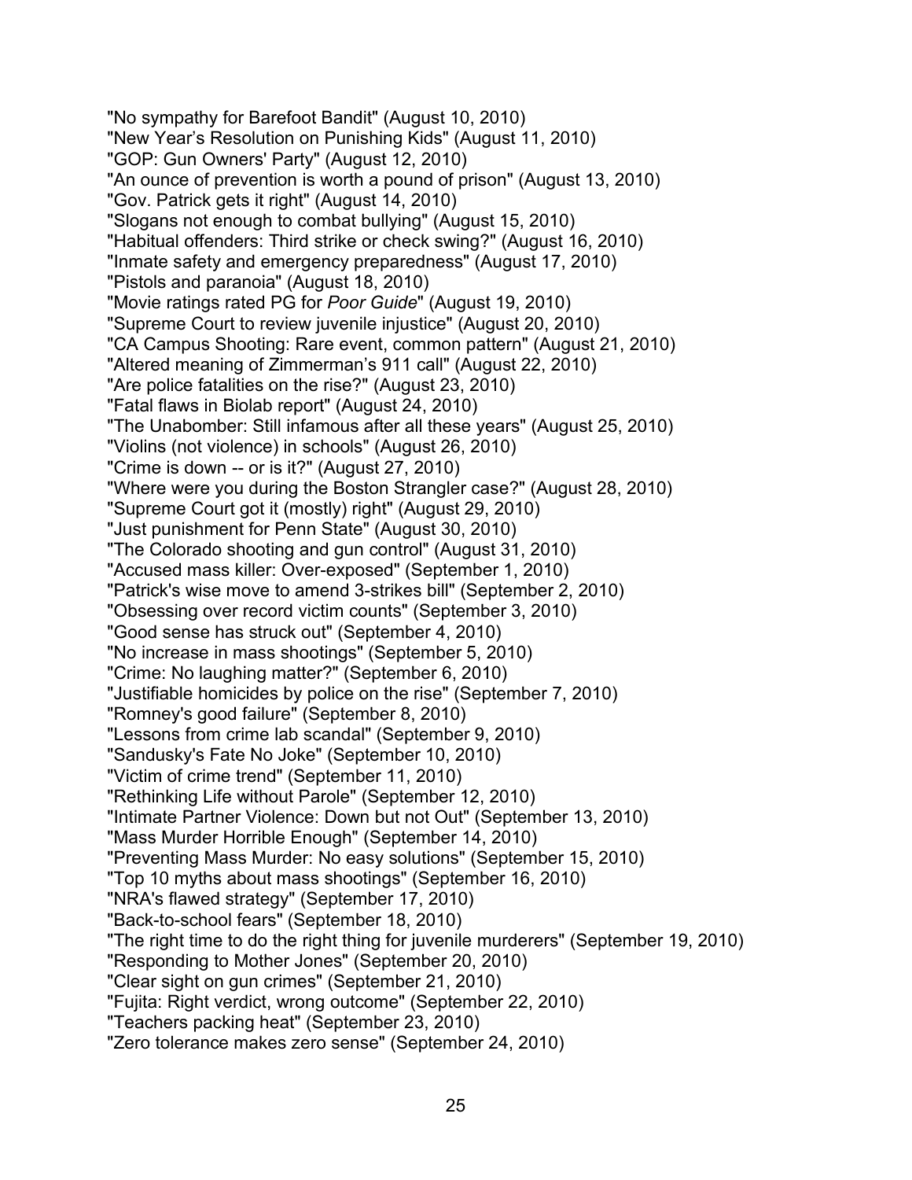"No sympathy for Barefoot Bandit" (August 10, 2010)
"New Year's Resolution on Punishing Kids" (August 11, 2010)
"GOP: Gun Owners' Party" (August 12, 2010)
"An ounce of prevention is worth a pound of prison" (August 13, 2010)
"Gov. Patrick gets it right" (August 14, 2010)
"Slogans not enough to combat bullying" (August 15, 2010)
"Habitual offenders: Third strike or check swing?" (August 16, 2010)
"Inmate safety and emergency preparedness" (August 17, 2010)
"Pistols and paranoia" (August 18, 2010)
"Movie ratings rated PG for *Poor Guide*" (August 19, 2010)
"Supreme Court to review juvenile injustice" (August 20, 2010)
"CA Campus Shooting: Rare event, common pattern" (August 21, 2010)
"Altered meaning of Zimmerman's 911 call" (August 22, 2010)
"Are police fatalities on the rise?" (August 23, 2010)
"Fatal flaws in Biolab report" (August 24, 2010)
"The Unabomber: Still infamous after all these years" (August 25, 2010)
"Violins (not violence) in schools" (August 26, 2010)
"Crime is down -- or is it?" (August 27, 2010)
"Where were you during the Boston Strangler case?" (August 28, 2010)
"Supreme Court got it (mostly) right" (August 29, 2010)
"Just punishment for Penn State" (August 30, 2010)
"The Colorado shooting and gun control" (August 31, 2010)
"Accused mass killer: Over-exposed" (September 1, 2010)
"Patrick's wise move to amend 3-strikes bill" (September 2, 2010)
"Obsessing over record victim counts" (September 3, 2010)
"Good sense has struck out" (September 4, 2010)
"No increase in mass shootings" (September 5, 2010)
"Crime: No laughing matter?" (September 6, 2010)
"Justifiable homicides by police on the rise" (September 7, 2010)
"Romney's good failure" (September 8, 2010)
"Lessons from crime lab scandal" (September 9, 2010)
"Sandusky's Fate No Joke" (September 10, 2010)
"Victim of crime trend" (September 11, 2010)
"Rethinking Life without Parole" (September 12, 2010)
"Intimate Partner Violence: Down but not Out" (September 13, 2010)
"Mass Murder Horrible Enough" (September 14, 2010)
"Preventing Mass Murder: No easy solutions" (September 15, 2010)
"Top 10 myths about mass shootings" (September 16, 2010)
"NRA's flawed strategy" (September 17, 2010)
"Back-to-school fears" (September 18, 2010)
"The right time to do the right thing for juvenile murderers" (September 19, 2010)
"Responding to Mother Jones" (September 20, 2010)
"Clear sight on gun crimes" (September 21, 2010)
"Fujita: Right verdict, wrong outcome" (September 22, 2010)
"Teachers packing heat" (September 23, 2010)
"Zero tolerance makes zero sense" (September 24, 2010)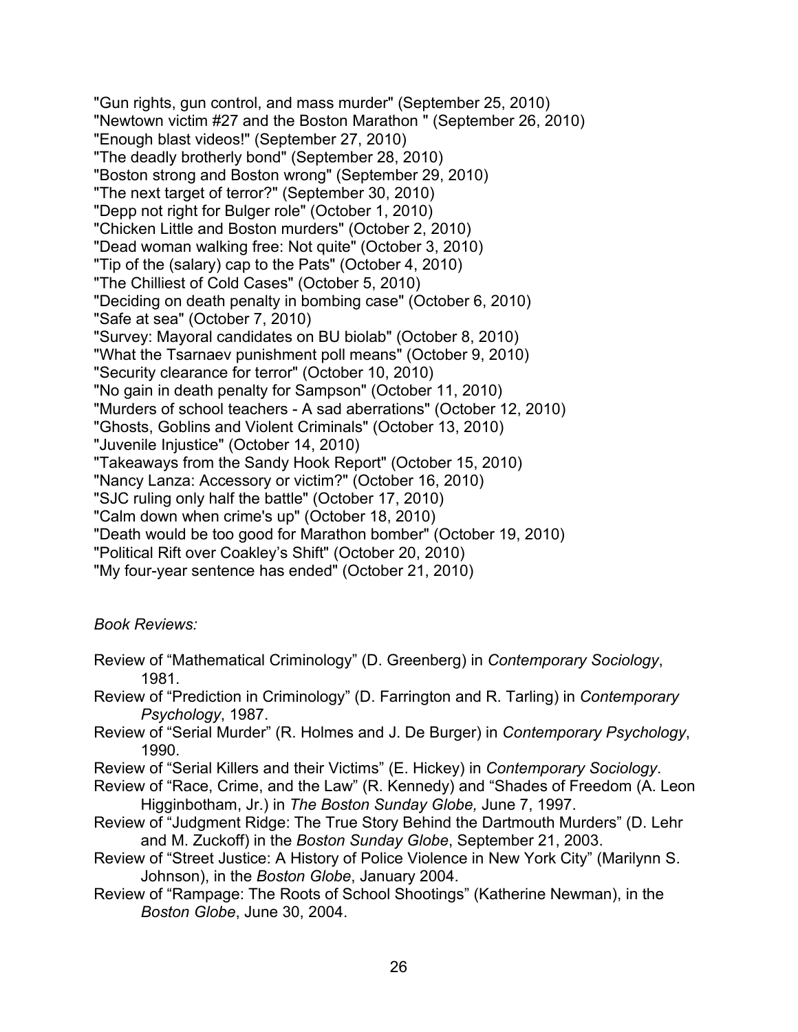"Gun rights, gun control, and mass murder" (September 25, 2010)
"Newtown victim #27 and the Boston Marathon " (September 26, 2010)
"Enough blast videos!" (September 27, 2010)
"The deadly brotherly bond" (September 28, 2010)
"Boston strong and Boston wrong" (September 29, 2010)
"The next target of terror?" (September 30, 2010)
"Depp not right for Bulger role" (October 1, 2010)
"Chicken Little and Boston murders" (October 2, 2010)
"Dead woman walking free: Not quite" (October 3, 2010)
"Tip of the (salary) cap to the Pats" (October 4, 2010)
"The Chilliest of Cold Cases" (October 5, 2010)
"Deciding on death penalty in bombing case" (October 6, 2010)
"Safe at sea" (October 7, 2010)
"Survey: Mayoral candidates on BU biolab" (October 8, 2010)
"What the Tsarnaev punishment poll means" (October 9, 2010)
"Security clearance for terror" (October 10, 2010)
"No gain in death penalty for Sampson" (October 11, 2010)
"Murders of school teachers - A sad aberrations" (October 12, 2010)
"Ghosts, Goblins and Violent Criminals" (October 13, 2010)
"Juvenile Injustice" (October 14, 2010)
"Takeaways from the Sandy Hook Report" (October 15, 2010)
"Nancy Lanza: Accessory or victim?" (October 16, 2010)
"SJC ruling only half the battle" (October 17, 2010)
"Calm down when crime's up" (October 18, 2010)
"Death would be too good for Marathon bomber" (October 19, 2010)
"Political Rift over Coakley's Shift" (October 20, 2010)
"My four-year sentence has ended" (October 21, 2010)

*Book Reviews:*

Review of "Mathematical Criminology" (D. Greenberg) in *Contemporary Sociology*, 1981.

Review of "Prediction in Criminology" (D. Farrington and R. Tarling) in *Contemporary Psychology*, 1987.

Review of "Serial Murder" (R. Holmes and J. De Burger) in *Contemporary Psychology*, 1990.

Review of "Serial Killers and their Victims" (E. Hickey) in *Contemporary Sociology*.

Review of "Race, Crime, and the Law" (R. Kennedy) and "Shades of Freedom (A. Leon Higginbotham, Jr.) in *The Boston Sunday Globe,* June 7, 1997.

Review of "Judgment Ridge: The True Story Behind the Dartmouth Murders" (D. Lehr and M. Zuckoff) in the *Boston Sunday Globe*, September 21, 2003.

Review of "Street Justice: A History of Police Violence in New York City" (Marilynn S. Johnson), in the *Boston Globe*, January 2004.

Review of "Rampage: The Roots of School Shootings" (Katherine Newman), in the *Boston Globe*, June 30, 2004.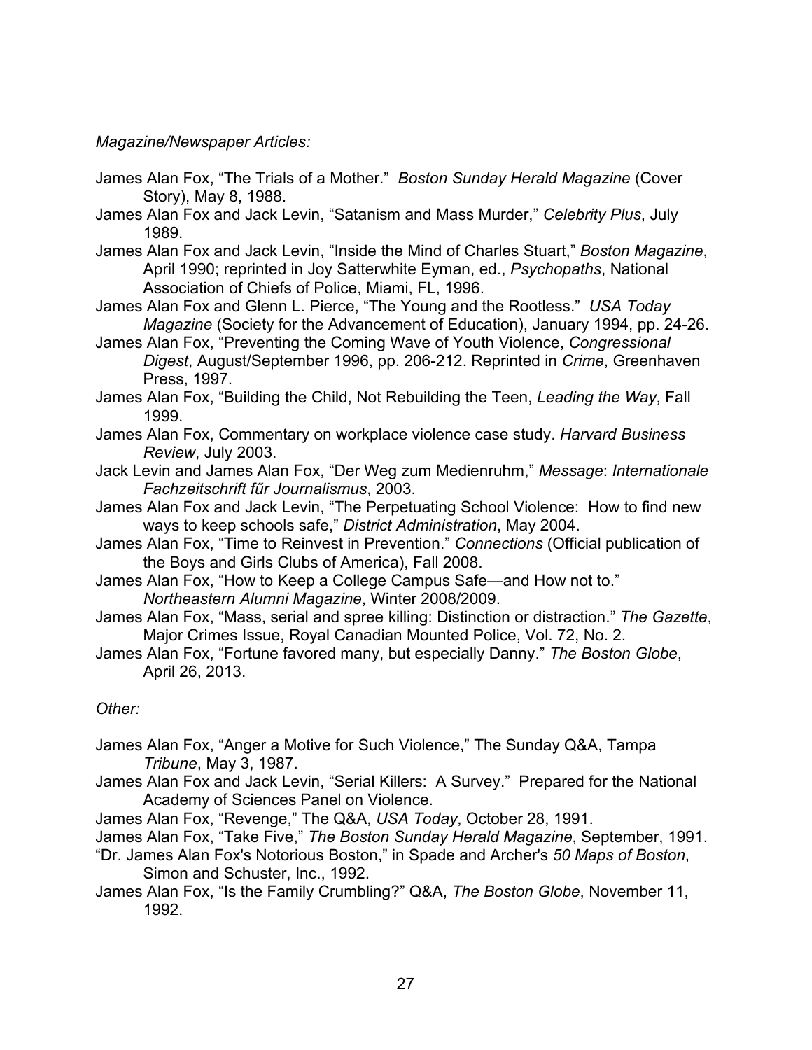*Magazine/Newspaper Articles:*

James Alan Fox, "The Trials of a Mother." *Boston Sunday Herald Magazine* (Cover Story), May 8, 1988.

James Alan Fox and Jack Levin, "Satanism and Mass Murder," *Celebrity Plus*, July 1989.

James Alan Fox and Jack Levin, "Inside the Mind of Charles Stuart," *Boston Magazine*, April 1990; reprinted in Joy Satterwhite Eyman, ed., *Psychopaths*, National Association of Chiefs of Police, Miami, FL, 1996.

James Alan Fox and Glenn L. Pierce, "The Young and the Rootless." *USA Today Magazine* (Society for the Advancement of Education), January 1994, pp. 24-26.

James Alan Fox, "Preventing the Coming Wave of Youth Violence, *Congressional Digest*, August/September 1996, pp. 206-212. Reprinted in *Crime*, Greenhaven Press, 1997.

James Alan Fox, "Building the Child, Not Rebuilding the Teen, *Leading the Way*, Fall 1999.

James Alan Fox, Commentary on workplace violence case study. *Harvard Business Review*, July 2003.

Jack Levin and James Alan Fox, "Der Weg zum Medienruhm," *Message*: *Internationale Fachzeitschrift fűr Journalismus*, 2003.

James Alan Fox and Jack Levin, "The Perpetuating School Violence: How to find new ways to keep schools safe," *District Administration*, May 2004.

James Alan Fox, "Time to Reinvest in Prevention." *Connections* (Official publication of the Boys and Girls Clubs of America), Fall 2008.

James Alan Fox, "How to Keep a College Campus Safe—and How not to." *Northeastern Alumni Magazine*, Winter 2008/2009.

James Alan Fox, "Mass, serial and spree killing: Distinction or distraction." *The Gazette*, Major Crimes Issue, Royal Canadian Mounted Police, Vol. 72, No. 2.

James Alan Fox, "Fortune favored many, but especially Danny." *The Boston Globe*, April 26, 2013.

*Other:*

James Alan Fox, "Anger a Motive for Such Violence," The Sunday Q&A, Tampa *Tribune*, May 3, 1987.

James Alan Fox and Jack Levin, "Serial Killers: A Survey." Prepared for the National Academy of Sciences Panel on Violence.

James Alan Fox, "Revenge," The Q&A, *USA Today*, October 28, 1991.

James Alan Fox, "Take Five," *The Boston Sunday Herald Magazine*, September, 1991.

"Dr. James Alan Fox's Notorious Boston," in Spade and Archer's *50 Maps of Boston*, Simon and Schuster, Inc., 1992.

James Alan Fox, "Is the Family Crumbling?" Q&A, *The Boston Globe*, November 11, 1992.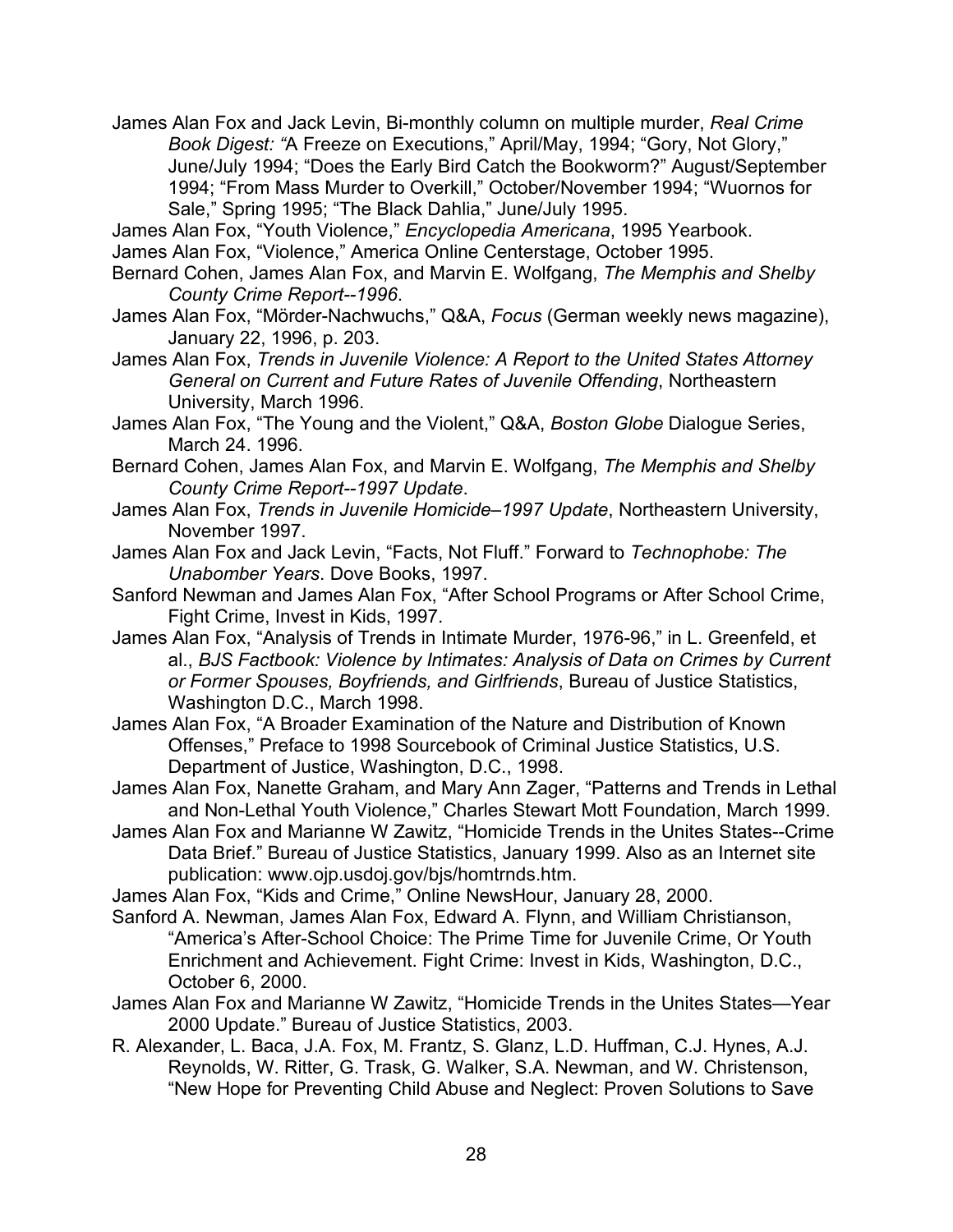James Alan Fox and Jack Levin, Bi-monthly column on multiple murder, *Real Crime Book Digest: "*A Freeze on Executions," April/May, 1994; "Gory, Not Glory," June/July 1994; "Does the Early Bird Catch the Bookworm?" August/September 1994; "From Mass Murder to Overkill," October/November 1994; "Wuornos for Sale," Spring 1995; "The Black Dahlia," June/July 1995.

James Alan Fox, "Youth Violence," *Encyclopedia Americana*, 1995 Yearbook.

James Alan Fox, "Violence," America Online Centerstage, October 1995.

Bernard Cohen, James Alan Fox, and Marvin E. Wolfgang, *The Memphis and Shelby County Crime Report--1996*.

James Alan Fox, "Mörder-Nachwuchs," Q&A, *Focus* (German weekly news magazine), January 22, 1996, p. 203.

James Alan Fox, *Trends in Juvenile Violence: A Report to the United States Attorney General on Current and Future Rates of Juvenile Offending*, Northeastern University, March 1996.

James Alan Fox, "The Young and the Violent," Q&A, *Boston Globe* Dialogue Series, March 24. 1996.

Bernard Cohen, James Alan Fox, and Marvin E. Wolfgang, *The Memphis and Shelby County Crime Report--1997 Update*.

James Alan Fox, *Trends in Juvenile Homicide–1997 Update*, Northeastern University, November 1997.

James Alan Fox and Jack Levin, "Facts, Not Fluff." Forward to *Technophobe: The Unabomber Years*. Dove Books, 1997.

Sanford Newman and James Alan Fox, "After School Programs or After School Crime, Fight Crime, Invest in Kids, 1997.

James Alan Fox, "Analysis of Trends in Intimate Murder, 1976-96," in L. Greenfeld, et al., *BJS Factbook: Violence by Intimates: Analysis of Data on Crimes by Current or Former Spouses, Boyfriends, and Girlfriends*, Bureau of Justice Statistics, Washington D.C., March 1998.

James Alan Fox, "A Broader Examination of the Nature and Distribution of Known Offenses," Preface to 1998 Sourcebook of Criminal Justice Statistics, U.S. Department of Justice, Washington, D.C., 1998.

James Alan Fox, Nanette Graham, and Mary Ann Zager, "Patterns and Trends in Lethal and Non-Lethal Youth Violence," Charles Stewart Mott Foundation, March 1999.

James Alan Fox and Marianne W Zawitz, "Homicide Trends in the Unites States--Crime Data Brief." Bureau of Justice Statistics, January 1999. Also as an Internet site publication: www.ojp.usdoj.gov/bjs/homtrnds.htm.

James Alan Fox, "Kids and Crime," Online NewsHour, January 28, 2000.

Sanford A. Newman, James Alan Fox, Edward A. Flynn, and William Christianson, "America's After-School Choice: The Prime Time for Juvenile Crime, Or Youth Enrichment and Achievement. Fight Crime: Invest in Kids, Washington, D.C., October 6, 2000.

James Alan Fox and Marianne W Zawitz, "Homicide Trends in the Unites States—Year 2000 Update." Bureau of Justice Statistics, 2003.

R. Alexander, L. Baca, J.A. Fox, M. Frantz, S. Glanz, L.D. Huffman, C.J. Hynes, A.J. Reynolds, W. Ritter, G. Trask, G. Walker, S.A. Newman, and W. Christenson, "New Hope for Preventing Child Abuse and Neglect: Proven Solutions to Save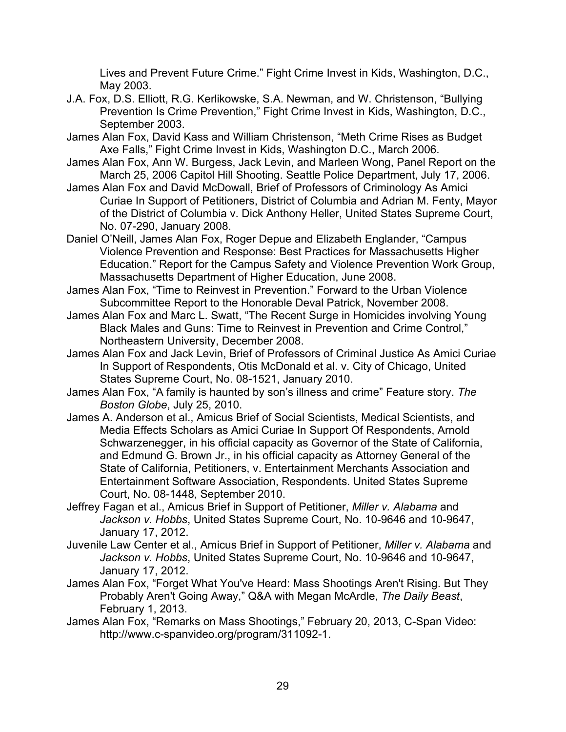Lives and Prevent Future Crime." Fight Crime Invest in Kids, Washington, D.C., May 2003.

J.A. Fox, D.S. Elliott, R.G. Kerlikowske, S.A. Newman, and W. Christenson, "Bullying Prevention Is Crime Prevention," Fight Crime Invest in Kids, Washington, D.C., September 2003.

James Alan Fox, David Kass and William Christenson, "Meth Crime Rises as Budget Axe Falls," Fight Crime Invest in Kids, Washington D.C., March 2006.

James Alan Fox, Ann W. Burgess, Jack Levin, and Marleen Wong, Panel Report on the March 25, 2006 Capitol Hill Shooting. Seattle Police Department, July 17, 2006.

James Alan Fox and David McDowall, Brief of Professors of Criminology As Amici Curiae In Support of Petitioners, District of Columbia and Adrian M. Fenty, Mayor of the District of Columbia v. Dick Anthony Heller, United States Supreme Court, No. 07-290, January 2008.

Daniel O'Neill, James Alan Fox, Roger Depue and Elizabeth Englander, "Campus Violence Prevention and Response: Best Practices for Massachusetts Higher Education." Report for the Campus Safety and Violence Prevention Work Group, Massachusetts Department of Higher Education, June 2008.

James Alan Fox, "Time to Reinvest in Prevention." Forward to the Urban Violence Subcommittee Report to the Honorable Deval Patrick, November 2008.

James Alan Fox and Marc L. Swatt, "The Recent Surge in Homicides involving Young Black Males and Guns: Time to Reinvest in Prevention and Crime Control," Northeastern University, December 2008.

James Alan Fox and Jack Levin, Brief of Professors of Criminal Justice As Amici Curiae In Support of Respondents, Otis McDonald et al. v. City of Chicago, United States Supreme Court, No. 08-1521, January 2010.

James Alan Fox, "A family is haunted by son's illness and crime" Feature story. *The Boston Globe*, July 25, 2010.

James A. Anderson et al., Amicus Brief of Social Scientists, Medical Scientists, and Media Effects Scholars as Amici Curiae In Support Of Respondents, Arnold Schwarzenegger, in his official capacity as Governor of the State of California, and Edmund G. Brown Jr., in his official capacity as Attorney General of the State of California, Petitioners, v. Entertainment Merchants Association and Entertainment Software Association, Respondents. United States Supreme Court, No. 08-1448, September 2010.

Jeffrey Fagan et al., Amicus Brief in Support of Petitioner, *Miller v. Alabama* and *Jackson v. Hobbs*, United States Supreme Court, No. 10-9646 and 10-9647, January 17, 2012.

Juvenile Law Center et al., Amicus Brief in Support of Petitioner, *Miller v. Alabama* and *Jackson v. Hobbs*, United States Supreme Court, No. 10-9646 and 10-9647, January 17, 2012.

James Alan Fox, "Forget What You've Heard: Mass Shootings Aren't Rising. But They Probably Aren't Going Away," Q&A with Megan McArdle, *The Daily Beast*, February 1, 2013.

James Alan Fox, "Remarks on Mass Shootings," February 20, 2013, C-Span Video: http://www.c-spanvideo.org/program/311092-1.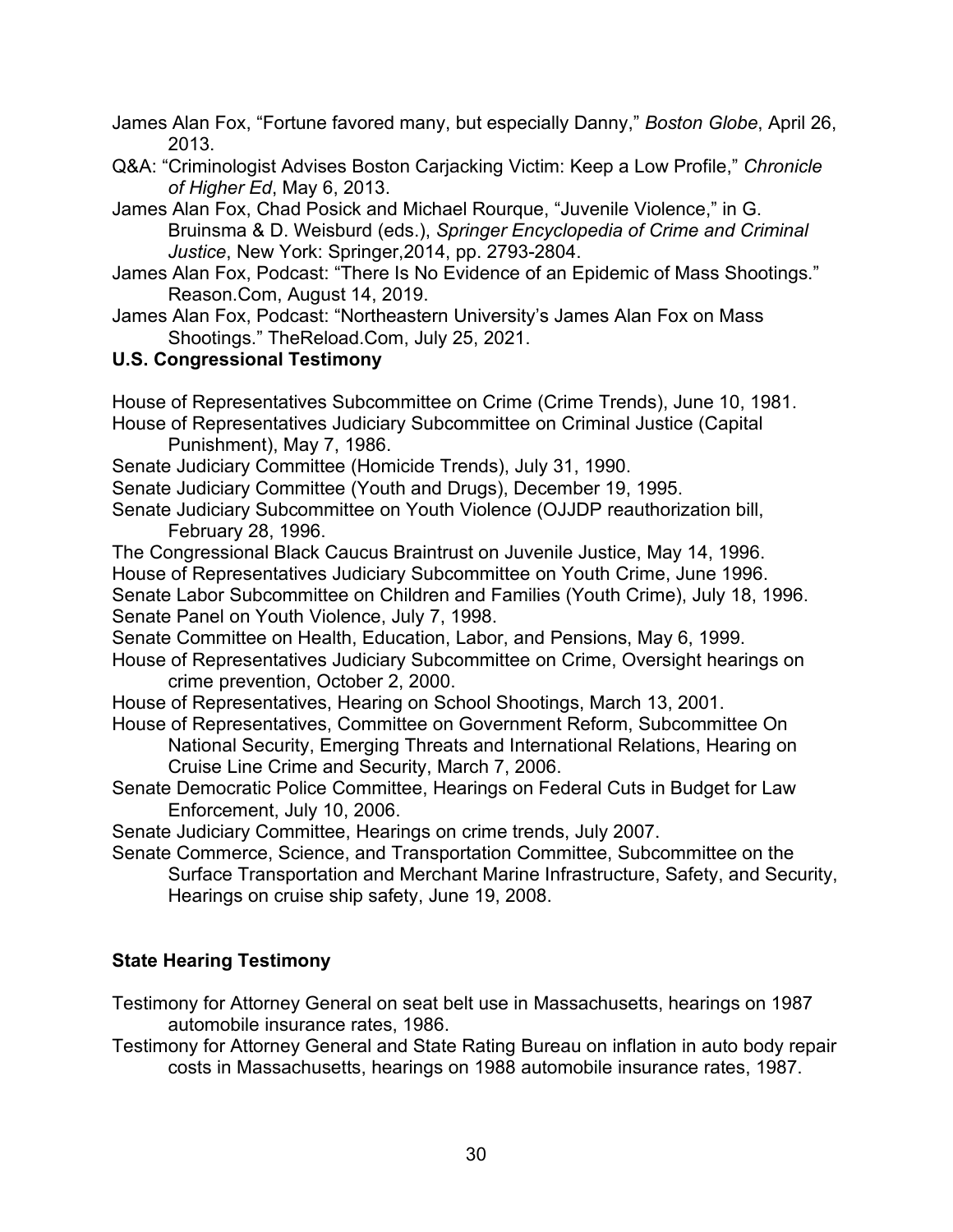James Alan Fox, "Fortune favored many, but especially Danny," *Boston Globe*, April 26, 2013.

Q&A: "Criminologist Advises Boston Carjacking Victim: Keep a Low Profile," *Chronicle of Higher Ed*, May 6, 2013.

James Alan Fox, Chad Posick and Michael Rourque, "Juvenile Violence," in G. Bruinsma & D. Weisburd (eds.), *Springer Encyclopedia of Crime and Criminal Justice*, New York: Springer,2014, pp. 2793-2804.

James Alan Fox, Podcast: "There Is No Evidence of an Epidemic of Mass Shootings." Reason.Com, August 14, 2019.

James Alan Fox, Podcast: "Northeastern University's James Alan Fox on Mass Shootings." TheReload.Com, July 25, 2021.

**U.S. Congressional Testimony**

House of Representatives Subcommittee on Crime (Crime Trends), June 10, 1981.

House of Representatives Judiciary Subcommittee on Criminal Justice (Capital Punishment), May 7, 1986.

Senate Judiciary Committee (Homicide Trends), July 31, 1990.

Senate Judiciary Committee (Youth and Drugs), December 19, 1995.

Senate Judiciary Subcommittee on Youth Violence (OJJDP reauthorization bill, February 28, 1996.

The Congressional Black Caucus Braintrust on Juvenile Justice, May 14, 1996.

House of Representatives Judiciary Subcommittee on Youth Crime, June 1996.

Senate Labor Subcommittee on Children and Families (Youth Crime), July 18, 1996.

Senate Panel on Youth Violence, July 7, 1998.

Senate Committee on Health, Education, Labor, and Pensions, May 6, 1999.

House of Representatives Judiciary Subcommittee on Crime, Oversight hearings on crime prevention, October 2, 2000.

House of Representatives, Hearing on School Shootings, March 13, 2001.

House of Representatives, Committee on Government Reform, Subcommittee On National Security, Emerging Threats and International Relations, Hearing on Cruise Line Crime and Security, March 7, 2006.

Senate Democratic Police Committee, Hearings on Federal Cuts in Budget for Law Enforcement, July 10, 2006.

Senate Judiciary Committee, Hearings on crime trends, July 2007.

Senate Commerce, Science, and Transportation Committee, Subcommittee on the Surface Transportation and Merchant Marine Infrastructure, Safety, and Security, Hearings on cruise ship safety, June 19, 2008.

**State Hearing Testimony**

Testimony for Attorney General on seat belt use in Massachusetts, hearings on 1987 automobile insurance rates, 1986.

Testimony for Attorney General and State Rating Bureau on inflation in auto body repair costs in Massachusetts, hearings on 1988 automobile insurance rates, 1987.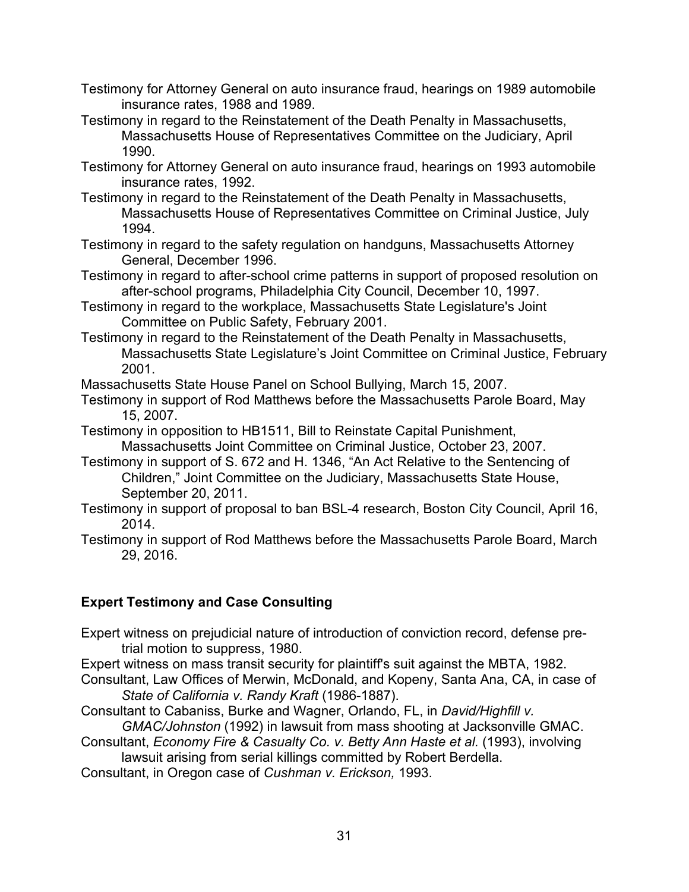Testimony for Attorney General on auto insurance fraud, hearings on 1989 automobile insurance rates, 1988 and 1989.

Testimony in regard to the Reinstatement of the Death Penalty in Massachusetts, Massachusetts House of Representatives Committee on the Judiciary, April 1990.

Testimony for Attorney General on auto insurance fraud, hearings on 1993 automobile insurance rates, 1992.

Testimony in regard to the Reinstatement of the Death Penalty in Massachusetts, Massachusetts House of Representatives Committee on Criminal Justice, July 1994.

Testimony in regard to the safety regulation on handguns, Massachusetts Attorney General, December 1996.

Testimony in regard to after-school crime patterns in support of proposed resolution on after-school programs, Philadelphia City Council, December 10, 1997.

Testimony in regard to the workplace, Massachusetts State Legislature's Joint Committee on Public Safety, February 2001.

Testimony in regard to the Reinstatement of the Death Penalty in Massachusetts, Massachusetts State Legislature's Joint Committee on Criminal Justice, February 2001.

Massachusetts State House Panel on School Bullying, March 15, 2007.

Testimony in support of Rod Matthews before the Massachusetts Parole Board, May 15, 2007.

Testimony in opposition to HB1511, Bill to Reinstate Capital Punishment, Massachusetts Joint Committee on Criminal Justice, October 23, 2007.

Testimony in support of S. 672 and H. 1346, "An Act Relative to the Sentencing of Children," Joint Committee on the Judiciary, Massachusetts State House, September 20, 2011.

Testimony in support of proposal to ban BSL-4 research, Boston City Council, April 16, 2014.

Testimony in support of Rod Matthews before the Massachusetts Parole Board, March 29, 2016.

## Expert Testimony and Case Consulting

Expert witness on prejudicial nature of introduction of conviction record, defense pre-trial motion to suppress, 1980.

Expert witness on mass transit security for plaintiff's suit against the MBTA, 1982.

Consultant, Law Offices of Merwin, McDonald, and Kopeny, Santa Ana, CA, in case of *State of California v. Randy Kraft* (1986-1887).

Consultant to Cabaniss, Burke and Wagner, Orlando, FL, in *David/Highfill v. GMAC/Johnston* (1992) in lawsuit from mass shooting at Jacksonville GMAC.

Consultant, *Economy Fire & Casualty Co. v. Betty Ann Haste et al.* (1993), involving lawsuit arising from serial killings committed by Robert Berdella.

Consultant, in Oregon case of *Cushman v. Erickson,* 1993.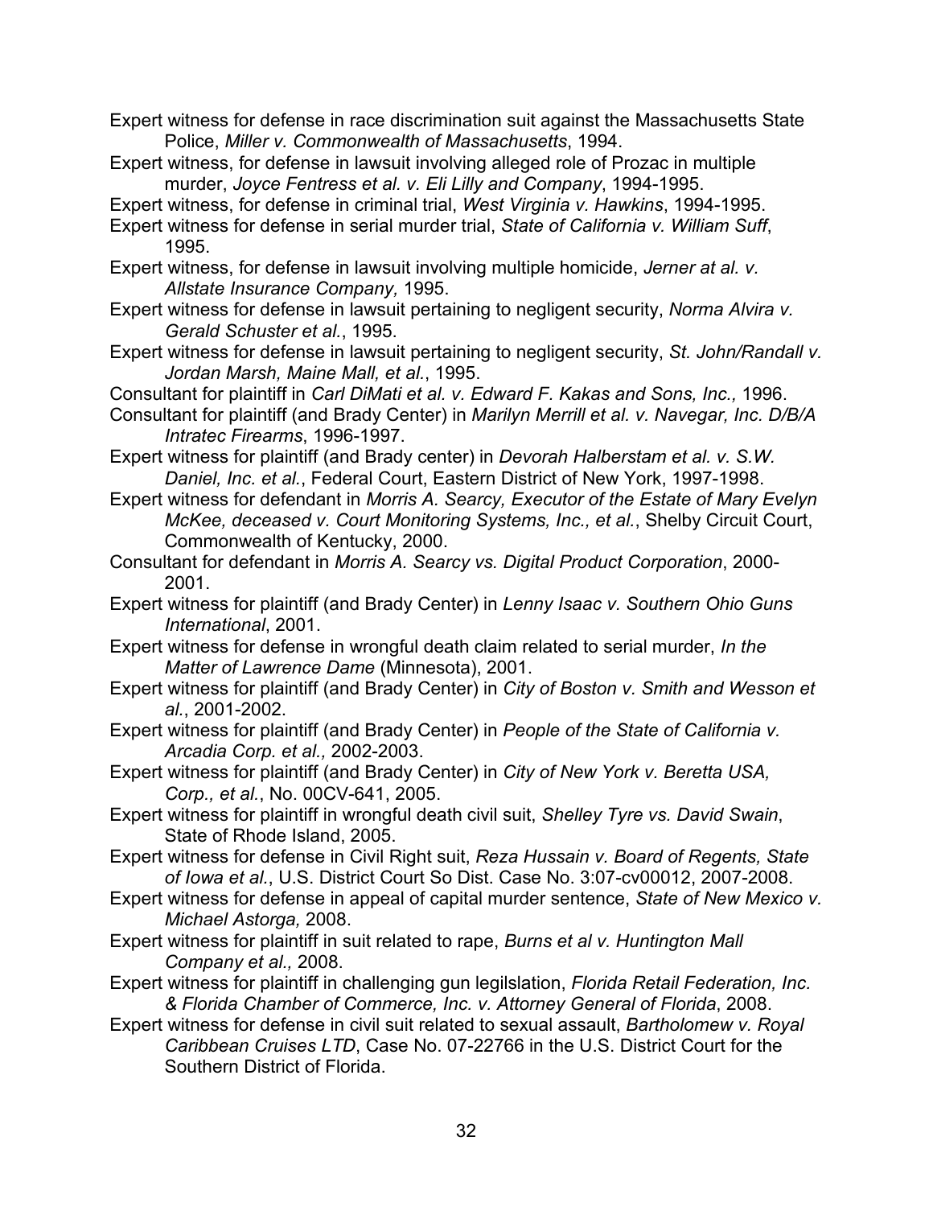Expert witness for defense in race discrimination suit against the Massachusetts State Police, *Miller v. Commonwealth of Massachusetts*, 1994.

Expert witness, for defense in lawsuit involving alleged role of Prozac in multiple murder, *Joyce Fentress et al. v. Eli Lilly and Company*, 1994-1995.

Expert witness, for defense in criminal trial, *West Virginia v. Hawkins*, 1994-1995.

Expert witness for defense in serial murder trial, *State of California v. William Suff*, 1995.

Expert witness, for defense in lawsuit involving multiple homicide, *Jerner at al. v. Allstate Insurance Company,* 1995.

Expert witness for defense in lawsuit pertaining to negligent security, *Norma Alvira v. Gerald Schuster et al.*, 1995.

Expert witness for defense in lawsuit pertaining to negligent security, *St. John/Randall v. Jordan Marsh, Maine Mall, et al.*, 1995.

Consultant for plaintiff in *Carl DiMati et al. v. Edward F. Kakas and Sons, Inc.,* 1996.

Consultant for plaintiff (and Brady Center) in *Marilyn Merrill et al. v. Navegar, Inc. D/B/A Intratec Firearms*, 1996-1997.

Expert witness for plaintiff (and Brady center) in *Devorah Halberstam et al. v. S.W. Daniel, Inc. et al.*, Federal Court, Eastern District of New York, 1997-1998.

Expert witness for defendant in *Morris A. Searcy, Executor of the Estate of Mary Evelyn McKee, deceased v. Court Monitoring Systems, Inc., et al.*, Shelby Circuit Court, Commonwealth of Kentucky, 2000.

Consultant for defendant in *Morris A. Searcy vs. Digital Product Corporation*, 2000-2001.

Expert witness for plaintiff (and Brady Center) in *Lenny Isaac v. Southern Ohio Guns International*, 2001.

Expert witness for defense in wrongful death claim related to serial murder, *In the Matter of Lawrence Dame* (Minnesota), 2001.

Expert witness for plaintiff (and Brady Center) in *City of Boston v. Smith and Wesson et al.*, 2001-2002.

Expert witness for plaintiff (and Brady Center) in *People of the State of California v. Arcadia Corp. et al.,* 2002-2003.

Expert witness for plaintiff (and Brady Center) in *City of New York v. Beretta USA, Corp., et al.*, No. 00CV-641, 2005.

Expert witness for plaintiff in wrongful death civil suit, *Shelley Tyre vs. David Swain*, State of Rhode Island, 2005.

Expert witness for defense in Civil Right suit, *Reza Hussain v. Board of Regents, State of Iowa et al.*, U.S. District Court So Dist. Case No. 3:07-cv00012, 2007-2008.

Expert witness for defense in appeal of capital murder sentence, *State of New Mexico v. Michael Astorga,* 2008.

Expert witness for plaintiff in suit related to rape, *Burns et al v. Huntington Mall Company et al.,* 2008.

Expert witness for plaintiff in challenging gun legilslation, *Florida Retail Federation, Inc. & Florida Chamber of Commerce, Inc. v. Attorney General of Florida*, 2008.

Expert witness for defense in civil suit related to sexual assault, *Bartholomew v. Royal Caribbean Cruises LTD*, Case No. 07-22766 in the U.S. District Court for the Southern District of Florida.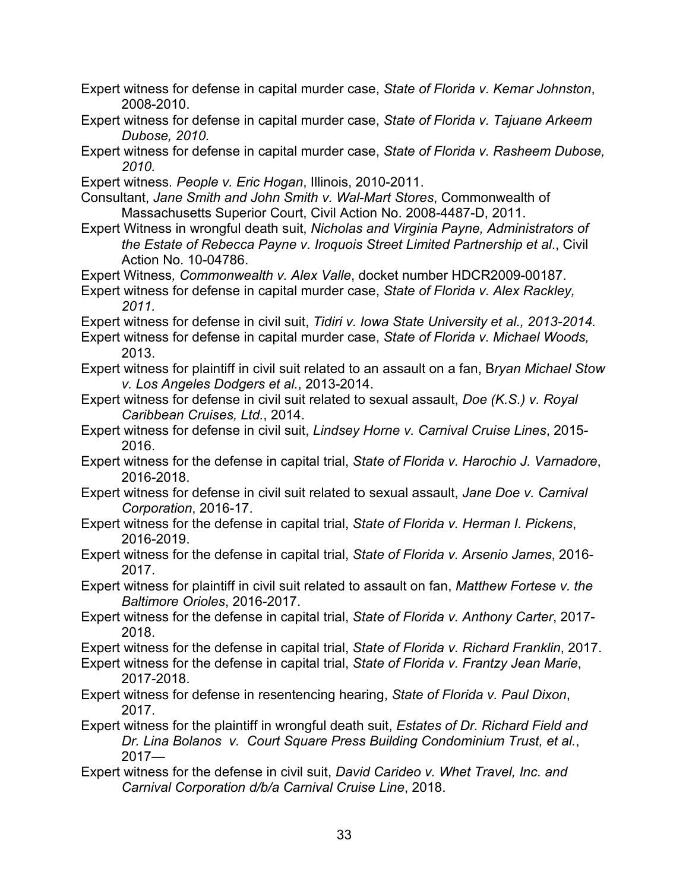Expert witness for defense in capital murder case, *State of Florida v. Kemar Johnston*, 2008-2010.

Expert witness for defense in capital murder case, *State of Florida v. Tajuane Arkeem Dubose, 2010.*

Expert witness for defense in capital murder case, *State of Florida v. Rasheem Dubose, 2010.*

Expert witness. *People v. Eric Hogan*, Illinois, 2010-2011.

Consultant, *Jane Smith and John Smith v. Wal-Mart Stores*, Commonwealth of Massachusetts Superior Court, Civil Action No. 2008-4487-D, 2011.

Expert Witness in wrongful death suit, *Nicholas and Virginia Payne, Administrators of the Estate of Rebecca Payne v. Iroquois Street Limited Partnership et al*., Civil Action No. 10-04786.

Expert Witness*, Commonwealth v. Alex Valle*, docket number HDCR2009-00187.

Expert witness for defense in capital murder case, *State of Florida v. Alex Rackley, 2011.*

Expert witness for defense in civil suit, *Tidiri v. Iowa State University et al., 2013-2014.*

Expert witness for defense in capital murder case, *State of Florida v. Michael Woods,* 2013.

Expert witness for plaintiff in civil suit related to an assault on a fan, B*ryan Michael Stow v. Los Angeles Dodgers et al.*, 2013-2014.

Expert witness for defense in civil suit related to sexual assault, *Doe (K.S.) v. Royal Caribbean Cruises, Ltd.*, 2014.

Expert witness for defense in civil suit, *Lindsey Horne v. Carnival Cruise Lines*, 2015-2016.

Expert witness for the defense in capital trial, *State of Florida v. Harochio J. Varnadore*, 2016-2018.

Expert witness for defense in civil suit related to sexual assault, *Jane Doe v. Carnival Corporation*, 2016-17.

Expert witness for the defense in capital trial, *State of Florida v. Herman I. Pickens*, 2016-2019.

Expert witness for the defense in capital trial, *State of Florida v. Arsenio James*, 2016-2017.

Expert witness for plaintiff in civil suit related to assault on fan, *Matthew Fortese v. the Baltimore Orioles*, 2016-2017.

Expert witness for the defense in capital trial, *State of Florida v. Anthony Carter*, 2017-2018.

Expert witness for the defense in capital trial, *State of Florida v. Richard Franklin*, 2017.

Expert witness for the defense in capital trial, *State of Florida v. Frantzy Jean Marie*, 2017-2018.

Expert witness for defense in resentencing hearing, *State of Florida v. Paul Dixon*, 2017.

Expert witness for the plaintiff in wrongful death suit, *Estates of Dr. Richard Field and Dr. Lina Bolanos v. Court Square Press Building Condominium Trust, et al.*, 2017—

Expert witness for the defense in civil suit, *David Carideo v. Whet Travel, Inc. and Carnival Corporation d/b/a Carnival Cruise Line*, 2018.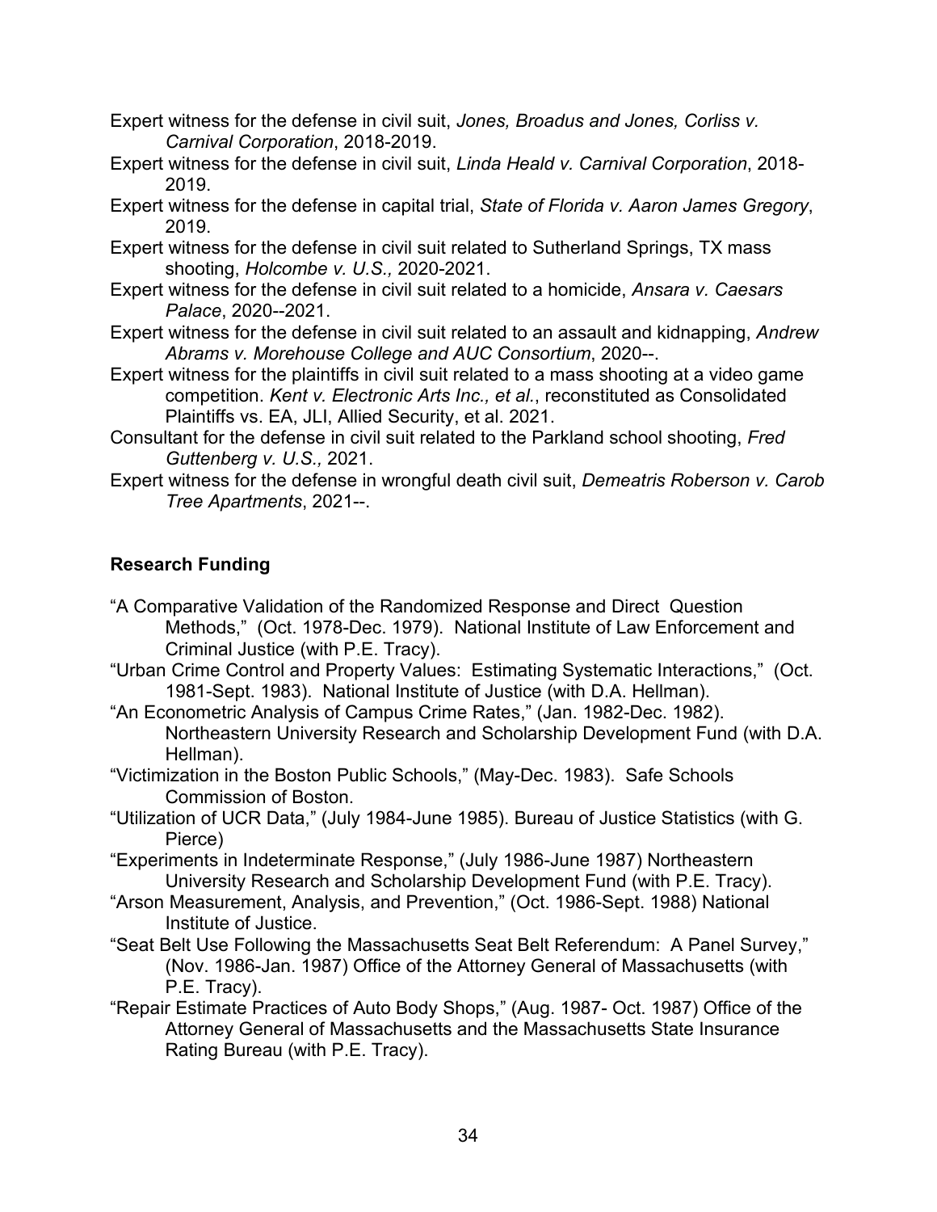Expert witness for the defense in civil suit, *Jones, Broadus and Jones, Corliss v. Carnival Corporation*, 2018-2019.

Expert witness for the defense in civil suit, *Linda Heald v. Carnival Corporation*, 2018-2019.

Expert witness for the defense in capital trial, *State of Florida v. Aaron James Gregory*, 2019.

Expert witness for the defense in civil suit related to Sutherland Springs, TX mass shooting, *Holcombe v. U.S.,* 2020-2021.

Expert witness for the defense in civil suit related to a homicide, *Ansara v. Caesars Palace*, 2020--2021.

Expert witness for the defense in civil suit related to an assault and kidnapping, *Andrew Abrams v. Morehouse College and AUC Consortium*, 2020--.

Expert witness for the plaintiffs in civil suit related to a mass shooting at a video game competition. *Kent v. Electronic Arts Inc., et al.*, reconstituted as Consolidated Plaintiffs vs. EA, JLI, Allied Security, et al. 2021.

Consultant for the defense in civil suit related to the Parkland school shooting, *Fred Guttenberg v. U.S.,* 2021.

Expert witness for the defense in wrongful death civil suit, *Demeatris Roberson v. Carob Tree Apartments*, 2021--.

## Research Funding

"A Comparative Validation of the Randomized Response and Direct Question Methods," (Oct. 1978-Dec. 1979). National Institute of Law Enforcement and Criminal Justice (with P.E. Tracy).

"Urban Crime Control and Property Values: Estimating Systematic Interactions," (Oct. 1981-Sept. 1983). National Institute of Justice (with D.A. Hellman).

"An Econometric Analysis of Campus Crime Rates," (Jan. 1982-Dec. 1982). Northeastern University Research and Scholarship Development Fund (with D.A. Hellman).

"Victimization in the Boston Public Schools," (May-Dec. 1983). Safe Schools Commission of Boston.

"Utilization of UCR Data," (July 1984-June 1985). Bureau of Justice Statistics (with G. Pierce)

"Experiments in Indeterminate Response," (July 1986-June 1987) Northeastern University Research and Scholarship Development Fund (with P.E. Tracy).

"Arson Measurement, Analysis, and Prevention," (Oct. 1986-Sept. 1988) National Institute of Justice.

"Seat Belt Use Following the Massachusetts Seat Belt Referendum: A Panel Survey," (Nov. 1986-Jan. 1987) Office of the Attorney General of Massachusetts (with P.E. Tracy).

"Repair Estimate Practices of Auto Body Shops," (Aug. 1987- Oct. 1987) Office of the Attorney General of Massachusetts and the Massachusetts State Insurance Rating Bureau (with P.E. Tracy).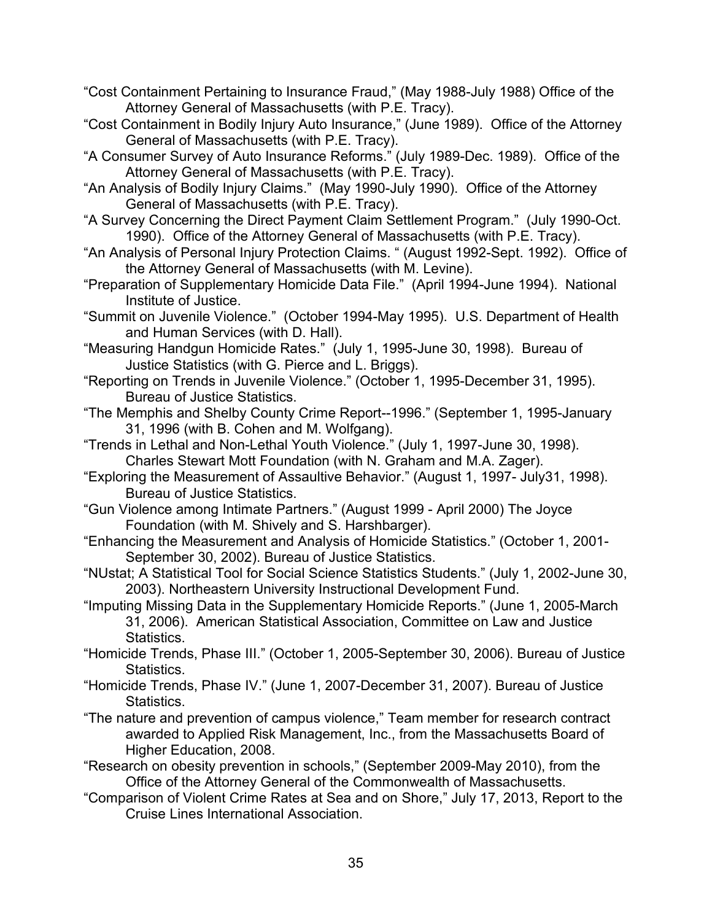"Cost Containment Pertaining to Insurance Fraud," (May 1988-July 1988) Office of the Attorney General of Massachusetts (with P.E. Tracy).

"Cost Containment in Bodily Injury Auto Insurance," (June 1989). Office of the Attorney General of Massachusetts (with P.E. Tracy).

"A Consumer Survey of Auto Insurance Reforms." (July 1989-Dec. 1989). Office of the Attorney General of Massachusetts (with P.E. Tracy).

"An Analysis of Bodily Injury Claims." (May 1990-July 1990). Office of the Attorney General of Massachusetts (with P.E. Tracy).

"A Survey Concerning the Direct Payment Claim Settlement Program." (July 1990-Oct. 1990). Office of the Attorney General of Massachusetts (with P.E. Tracy).

"An Analysis of Personal Injury Protection Claims. " (August 1992-Sept. 1992). Office of the Attorney General of Massachusetts (with M. Levine).

"Preparation of Supplementary Homicide Data File." (April 1994-June 1994). National Institute of Justice.

"Summit on Juvenile Violence." (October 1994-May 1995). U.S. Department of Health and Human Services (with D. Hall).

"Measuring Handgun Homicide Rates." (July 1, 1995-June 30, 1998). Bureau of Justice Statistics (with G. Pierce and L. Briggs).

"Reporting on Trends in Juvenile Violence." (October 1, 1995-December 31, 1995). Bureau of Justice Statistics.

"The Memphis and Shelby County Crime Report--1996." (September 1, 1995-January 31, 1996 (with B. Cohen and M. Wolfgang).

"Trends in Lethal and Non-Lethal Youth Violence." (July 1, 1997-June 30, 1998). Charles Stewart Mott Foundation (with N. Graham and M.A. Zager).

"Exploring the Measurement of Assaultive Behavior." (August 1, 1997- July31, 1998). Bureau of Justice Statistics.

"Gun Violence among Intimate Partners." (August 1999 - April 2000) The Joyce Foundation (with M. Shively and S. Harshbarger).

"Enhancing the Measurement and Analysis of Homicide Statistics." (October 1, 2001-September 30, 2002). Bureau of Justice Statistics.

"NUstat; A Statistical Tool for Social Science Statistics Students." (July 1, 2002-June 30, 2003). Northeastern University Instructional Development Fund.

"Imputing Missing Data in the Supplementary Homicide Reports." (June 1, 2005-March 31, 2006). American Statistical Association, Committee on Law and Justice Statistics.

"Homicide Trends, Phase III." (October 1, 2005-September 30, 2006). Bureau of Justice Statistics.

"Homicide Trends, Phase IV." (June 1, 2007-December 31, 2007). Bureau of Justice Statistics.

"The nature and prevention of campus violence," Team member for research contract awarded to Applied Risk Management, Inc., from the Massachusetts Board of Higher Education, 2008.

"Research on obesity prevention in schools," (September 2009-May 2010), from the Office of the Attorney General of the Commonwealth of Massachusetts.

"Comparison of Violent Crime Rates at Sea and on Shore," July 17, 2013, Report to the Cruise Lines International Association.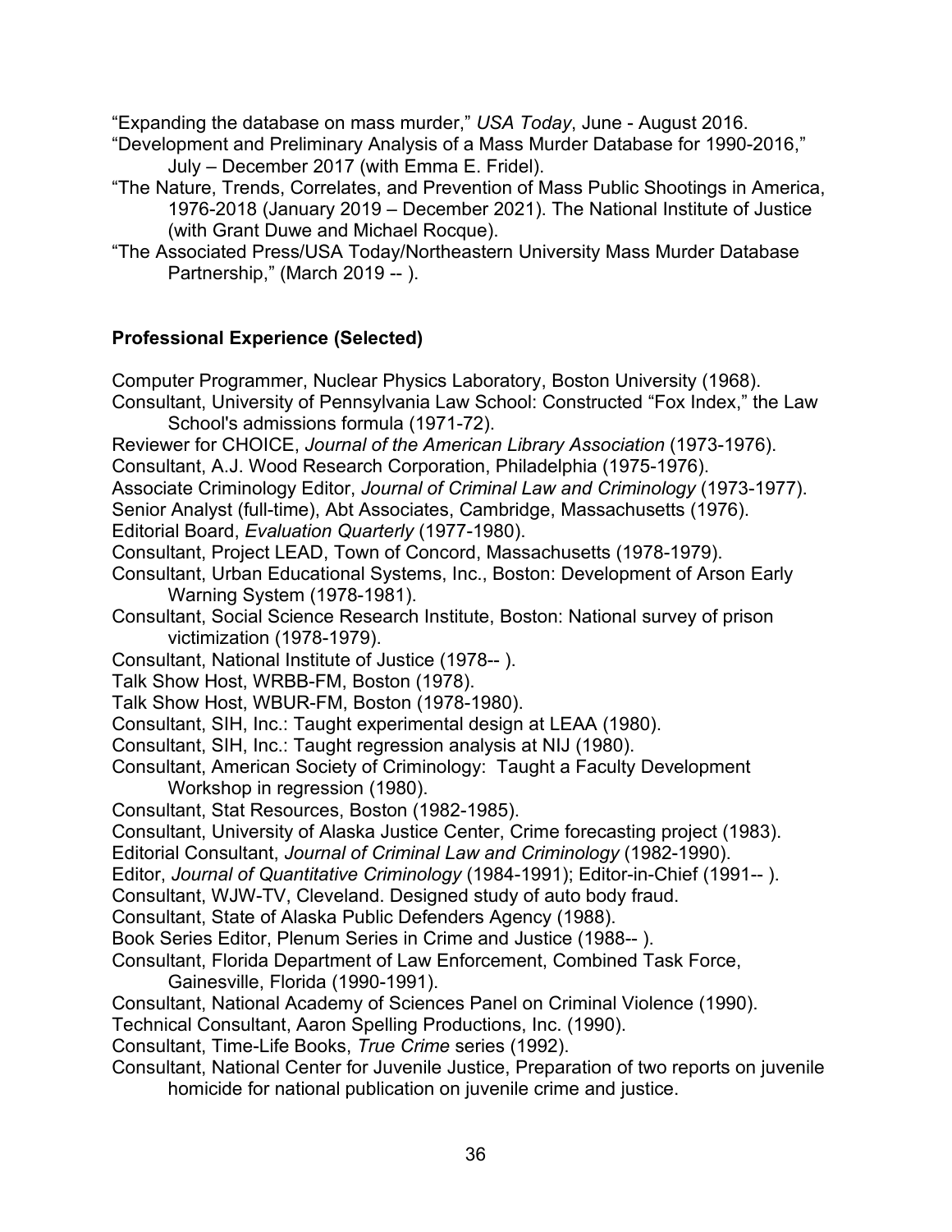"Expanding the database on mass murder," *USA Today*, June - August 2016.

"Development and Preliminary Analysis of a Mass Murder Database for 1990-2016," July – December 2017 (with Emma E. Fridel).

"The Nature, Trends, Correlates, and Prevention of Mass Public Shootings in America, 1976-2018 (January 2019 – December 2021). The National Institute of Justice (with Grant Duwe and Michael Rocque).

"The Associated Press/USA Today/Northeastern University Mass Murder Database Partnership," (March 2019 -- ).

## Professional Experience (Selected)

Computer Programmer, Nuclear Physics Laboratory, Boston University (1968).

Consultant, University of Pennsylvania Law School: Constructed "Fox Index," the Law School's admissions formula (1971-72).

Reviewer for CHOICE, *Journal of the American Library Association* (1973-1976).

Consultant, A.J. Wood Research Corporation, Philadelphia (1975-1976).

Associate Criminology Editor, *Journal of Criminal Law and Criminology* (1973-1977).

Senior Analyst (full-time), Abt Associates, Cambridge, Massachusetts (1976).

Editorial Board, *Evaluation Quarterly* (1977-1980).

Consultant, Project LEAD, Town of Concord, Massachusetts (1978-1979).

Consultant, Urban Educational Systems, Inc., Boston: Development of Arson Early Warning System (1978-1981).

Consultant, Social Science Research Institute, Boston: National survey of prison victimization (1978-1979).

Consultant, National Institute of Justice (1978-- ).

Talk Show Host, WRBB-FM, Boston (1978).

Talk Show Host, WBUR-FM, Boston (1978-1980).

Consultant, SIH, Inc.: Taught experimental design at LEAA (1980).

Consultant, SIH, Inc.: Taught regression analysis at NIJ (1980).

Consultant, American Society of Criminology: Taught a Faculty Development Workshop in regression (1980).

Consultant, Stat Resources, Boston (1982-1985).

Consultant, University of Alaska Justice Center, Crime forecasting project (1983).

Editorial Consultant, *Journal of Criminal Law and Criminology* (1982-1990).

Editor, *Journal of Quantitative Criminology* (1984-1991); Editor-in-Chief (1991-- ).

Consultant, WJW-TV, Cleveland. Designed study of auto body fraud.

Consultant, State of Alaska Public Defenders Agency (1988).

Book Series Editor, Plenum Series in Crime and Justice (1988-- ).

Consultant, Florida Department of Law Enforcement, Combined Task Force, Gainesville, Florida (1990-1991).

Consultant, National Academy of Sciences Panel on Criminal Violence (1990).

Technical Consultant, Aaron Spelling Productions, Inc. (1990).

Consultant, Time-Life Books, *True Crime* series (1992).

Consultant, National Center for Juvenile Justice, Preparation of two reports on juvenile homicide for national publication on juvenile crime and justice.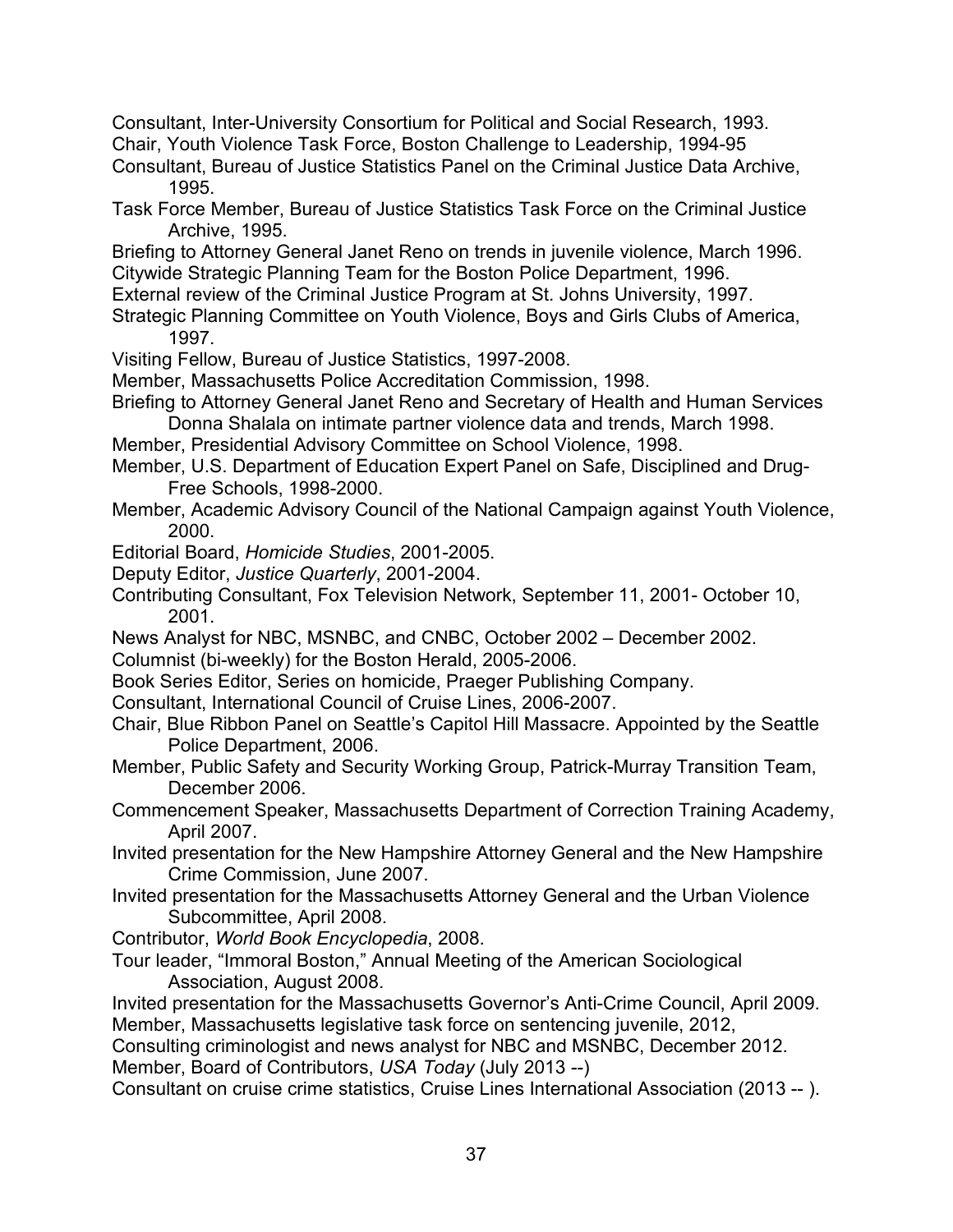Consultant, Inter-University Consortium for Political and Social Research, 1993.

Chair, Youth Violence Task Force, Boston Challenge to Leadership, 1994-95

Consultant, Bureau of Justice Statistics Panel on the Criminal Justice Data Archive, 1995.

Task Force Member, Bureau of Justice Statistics Task Force on the Criminal Justice Archive, 1995.

Briefing to Attorney General Janet Reno on trends in juvenile violence, March 1996.

Citywide Strategic Planning Team for the Boston Police Department, 1996.

External review of the Criminal Justice Program at St. Johns University, 1997.

Strategic Planning Committee on Youth Violence, Boys and Girls Clubs of America, 1997.

Visiting Fellow, Bureau of Justice Statistics, 1997-2008.

Member, Massachusetts Police Accreditation Commission, 1998.

Briefing to Attorney General Janet Reno and Secretary of Health and Human Services Donna Shalala on intimate partner violence data and trends, March 1998.

Member, Presidential Advisory Committee on School Violence, 1998.

Member, U.S. Department of Education Expert Panel on Safe, Disciplined and Drug-Free Schools, 1998-2000.

Member, Academic Advisory Council of the National Campaign against Youth Violence, 2000.

Editorial Board, *Homicide Studies*, 2001-2005.

Deputy Editor, *Justice Quarterly*, 2001-2004.

Contributing Consultant, Fox Television Network, September 11, 2001- October 10, 2001.

News Analyst for NBC, MSNBC, and CNBC, October 2002 – December 2002.

Columnist (bi-weekly) for the Boston Herald, 2005-2006.

Book Series Editor, Series on homicide, Praeger Publishing Company.

Consultant, International Council of Cruise Lines, 2006-2007.

Chair, Blue Ribbon Panel on Seattle's Capitol Hill Massacre. Appointed by the Seattle Police Department, 2006.

Member, Public Safety and Security Working Group, Patrick-Murray Transition Team, December 2006.

Commencement Speaker, Massachusetts Department of Correction Training Academy, April 2007.

Invited presentation for the New Hampshire Attorney General and the New Hampshire Crime Commission, June 2007.

Invited presentation for the Massachusetts Attorney General and the Urban Violence Subcommittee, April 2008.

Contributor, *World Book Encyclopedia*, 2008.

Tour leader, "Immoral Boston," Annual Meeting of the American Sociological Association, August 2008.

Invited presentation for the Massachusetts Governor's Anti-Crime Council, April 2009.

Member, Massachusetts legislative task force on sentencing juvenile, 2012,

Consulting criminologist and news analyst for NBC and MSNBC, December 2012.

Member, Board of Contributors, *USA Today* (July 2013 --)

Consultant on cruise crime statistics, Cruise Lines International Association (2013 -- ).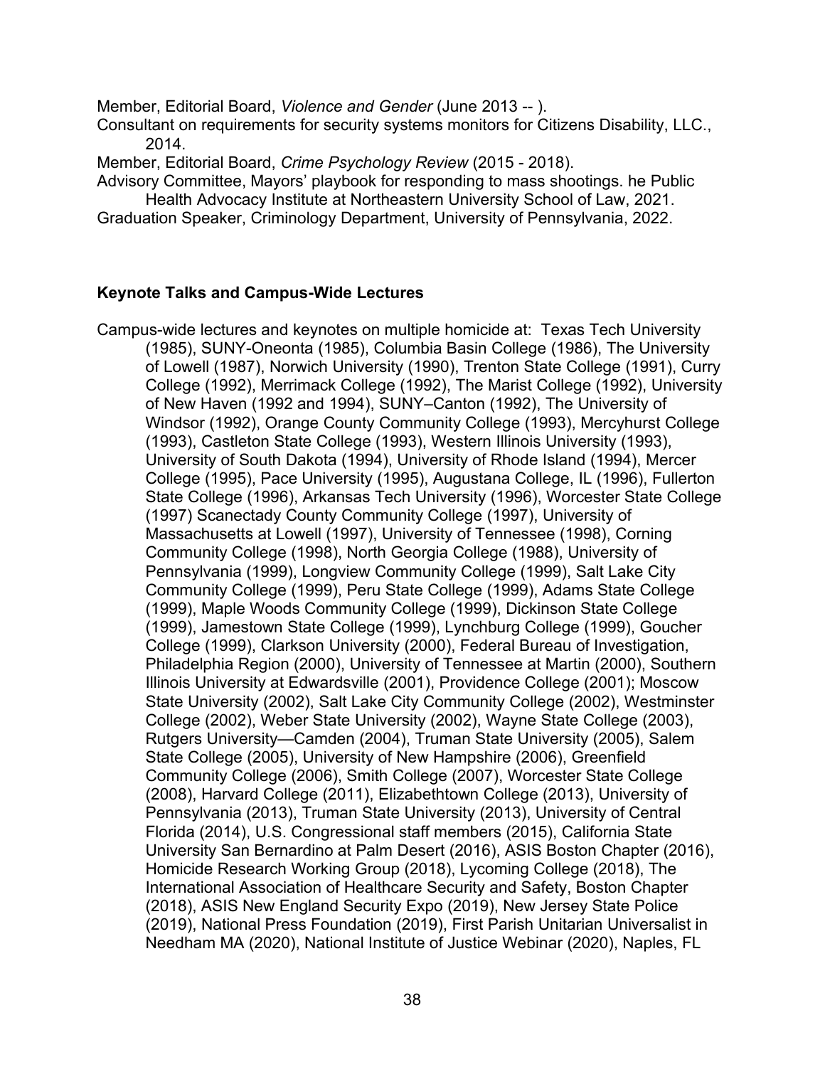Member, Editorial Board, *Violence and Gender* (June 2013 -- ).
Consultant on requirements for security systems monitors for Citizens Disability, LLC., 2014.
Member, Editorial Board, *Crime Psychology Review* (2015 - 2018).
Advisory Committee, Mayors' playbook for responding to mass shootings. he Public Health Advocacy Institute at Northeastern University School of Law, 2021.
Graduation Speaker, Criminology Department, University of Pennsylvania, 2022.

**Keynote Talks and Campus-Wide Lectures**

Campus-wide lectures and keynotes on multiple homicide at: Texas Tech University (1985), SUNY-Oneonta (1985), Columbia Basin College (1986), The University of Lowell (1987), Norwich University (1990), Trenton State College (1991), Curry College (1992), Merrimack College (1992), The Marist College (1992), University of New Haven (1992 and 1994), SUNY–Canton (1992), The University of Windsor (1992), Orange County Community College (1993), Mercyhurst College (1993), Castleton State College (1993), Western Illinois University (1993), University of South Dakota (1994), University of Rhode Island (1994), Mercer College (1995), Pace University (1995), Augustana College, IL (1996), Fullerton State College (1996), Arkansas Tech University (1996), Worcester State College (1997) Scanectady County Community College (1997), University of Massachusetts at Lowell (1997), University of Tennessee (1998), Corning Community College (1998), North Georgia College (1988), University of Pennsylvania (1999), Longview Community College (1999), Salt Lake City Community College (1999), Peru State College (1999), Adams State College (1999), Maple Woods Community College (1999), Dickinson State College (1999), Jamestown State College (1999), Lynchburg College (1999), Goucher College (1999), Clarkson University (2000), Federal Bureau of Investigation, Philadelphia Region (2000), University of Tennessee at Martin (2000), Southern Illinois University at Edwardsville (2001), Providence College (2001); Moscow State University (2002), Salt Lake City Community College (2002), Westminster College (2002), Weber State University (2002), Wayne State College (2003), Rutgers University—Camden (2004), Truman State University (2005), Salem State College (2005), University of New Hampshire (2006), Greenfield Community College (2006), Smith College (2007), Worcester State College (2008), Harvard College (2011), Elizabethtown College (2013), University of Pennsylvania (2013), Truman State University (2013), University of Central Florida (2014), U.S. Congressional staff members (2015), California State University San Bernardino at Palm Desert (2016), ASIS Boston Chapter (2016), Homicide Research Working Group (2018), Lycoming College (2018), The International Association of Healthcare Security and Safety, Boston Chapter (2018), ASIS New England Security Expo (2019), New Jersey State Police (2019), National Press Foundation (2019), First Parish Unitarian Universalist in Needham MA (2020), National Institute of Justice Webinar (2020), Naples, FL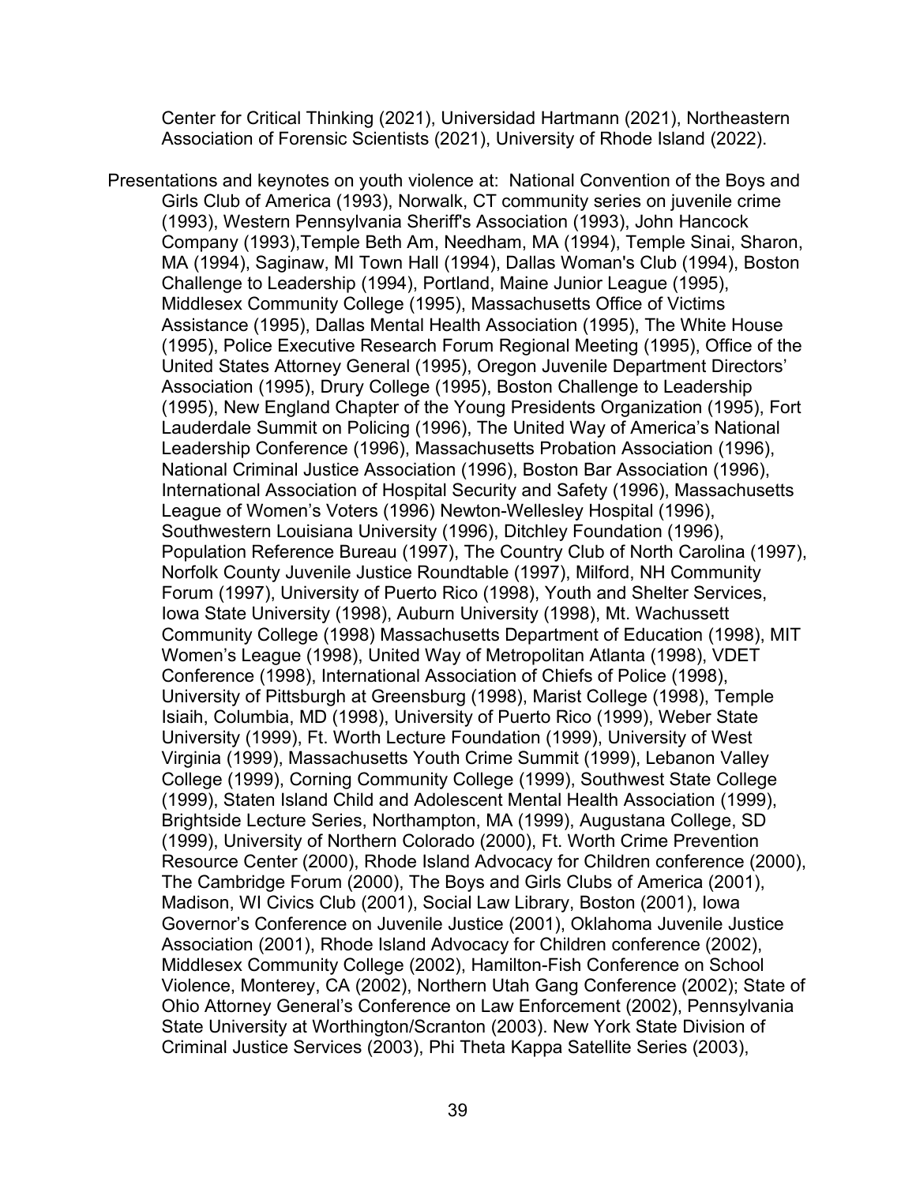Center for Critical Thinking (2021), Universidad Hartmann (2021), Northeastern Association of Forensic Scientists (2021), University of Rhode Island (2022).

Presentations and keynotes on youth violence at: National Convention of the Boys and Girls Club of America (1993), Norwalk, CT community series on juvenile crime (1993), Western Pennsylvania Sheriff's Association (1993), John Hancock Company (1993),Temple Beth Am, Needham, MA (1994), Temple Sinai, Sharon, MA (1994), Saginaw, MI Town Hall (1994), Dallas Woman's Club (1994), Boston Challenge to Leadership (1994), Portland, Maine Junior League (1995), Middlesex Community College (1995), Massachusetts Office of Victims Assistance (1995), Dallas Mental Health Association (1995), The White House (1995), Police Executive Research Forum Regional Meeting (1995), Office of the United States Attorney General (1995), Oregon Juvenile Department Directors' Association (1995), Drury College (1995), Boston Challenge to Leadership (1995), New England Chapter of the Young Presidents Organization (1995), Fort Lauderdale Summit on Policing (1996), The United Way of America's National Leadership Conference (1996), Massachusetts Probation Association (1996), National Criminal Justice Association (1996), Boston Bar Association (1996), International Association of Hospital Security and Safety (1996), Massachusetts League of Women's Voters (1996) Newton-Wellesley Hospital (1996), Southwestern Louisiana University (1996), Ditchley Foundation (1996), Population Reference Bureau (1997), The Country Club of North Carolina (1997), Norfolk County Juvenile Justice Roundtable (1997), Milford, NH Community Forum (1997), University of Puerto Rico (1998), Youth and Shelter Services, Iowa State University (1998), Auburn University (1998), Mt. Wachussett Community College (1998) Massachusetts Department of Education (1998), MIT Women's League (1998), United Way of Metropolitan Atlanta (1998), VDET Conference (1998), International Association of Chiefs of Police (1998), University of Pittsburgh at Greensburg (1998), Marist College (1998), Temple Isiaih, Columbia, MD (1998), University of Puerto Rico (1999), Weber State University (1999), Ft. Worth Lecture Foundation (1999), University of West Virginia (1999), Massachusetts Youth Crime Summit (1999), Lebanon Valley College (1999), Corning Community College (1999), Southwest State College (1999), Staten Island Child and Adolescent Mental Health Association (1999), Brightside Lecture Series, Northampton, MA (1999), Augustana College, SD (1999), University of Northern Colorado (2000), Ft. Worth Crime Prevention Resource Center (2000), Rhode Island Advocacy for Children conference (2000), The Cambridge Forum (2000), The Boys and Girls Clubs of America (2001), Madison, WI Civics Club (2001), Social Law Library, Boston (2001), Iowa Governor's Conference on Juvenile Justice (2001), Oklahoma Juvenile Justice Association (2001), Rhode Island Advocacy for Children conference (2002), Middlesex Community College (2002), Hamilton-Fish Conference on School Violence, Monterey, CA (2002), Northern Utah Gang Conference (2002); State of Ohio Attorney General's Conference on Law Enforcement (2002), Pennsylvania State University at Worthington/Scranton (2003). New York State Division of Criminal Justice Services (2003), Phi Theta Kappa Satellite Series (2003),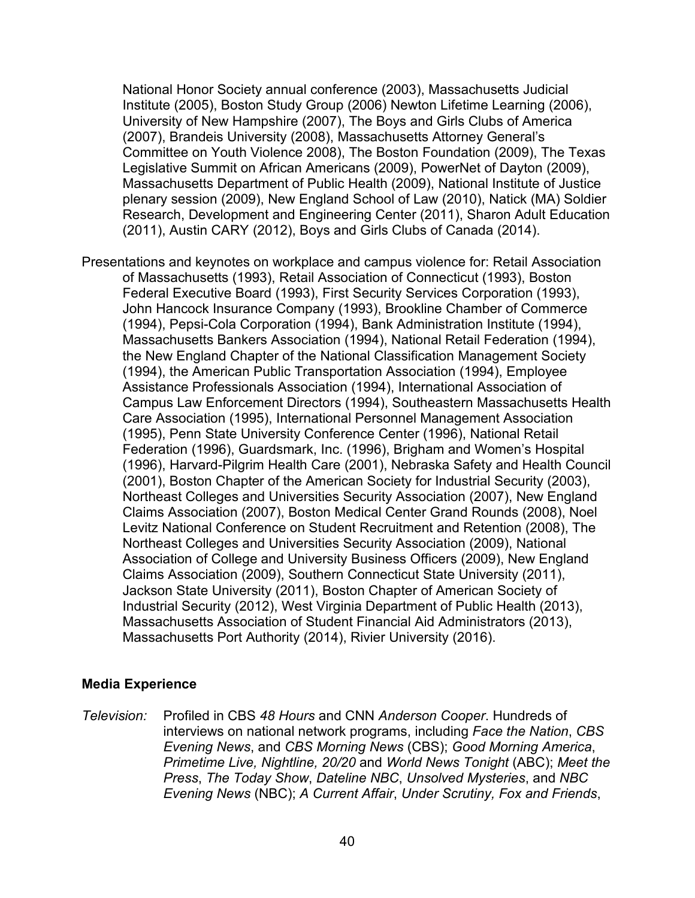National Honor Society annual conference (2003), Massachusetts Judicial Institute (2005), Boston Study Group (2006) Newton Lifetime Learning (2006), University of New Hampshire (2007), The Boys and Girls Clubs of America (2007), Brandeis University (2008), Massachusetts Attorney General's Committee on Youth Violence 2008), The Boston Foundation (2009), The Texas Legislative Summit on African Americans (2009), PowerNet of Dayton (2009), Massachusetts Department of Public Health (2009), National Institute of Justice plenary session (2009), New England School of Law (2010), Natick (MA) Soldier Research, Development and Engineering Center (2011), Sharon Adult Education (2011), Austin CARY (2012), Boys and Girls Clubs of Canada (2014).

Presentations and keynotes on workplace and campus violence for: Retail Association of Massachusetts (1993), Retail Association of Connecticut (1993), Boston Federal Executive Board (1993), First Security Services Corporation (1993), John Hancock Insurance Company (1993), Brookline Chamber of Commerce (1994), Pepsi-Cola Corporation (1994), Bank Administration Institute (1994), Massachusetts Bankers Association (1994), National Retail Federation (1994), the New England Chapter of the National Classification Management Society (1994), the American Public Transportation Association (1994), Employee Assistance Professionals Association (1994), International Association of Campus Law Enforcement Directors (1994), Southeastern Massachusetts Health Care Association (1995), International Personnel Management Association (1995), Penn State University Conference Center (1996), National Retail Federation (1996), Guardsmark, Inc. (1996), Brigham and Women's Hospital (1996), Harvard-Pilgrim Health Care (2001), Nebraska Safety and Health Council (2001), Boston Chapter of the American Society for Industrial Security (2003), Northeast Colleges and Universities Security Association (2007), New England Claims Association (2007), Boston Medical Center Grand Rounds (2008), Noel Levitz National Conference on Student Recruitment and Retention (2008), The Northeast Colleges and Universities Security Association (2009), National Association of College and University Business Officers (2009), New England Claims Association (2009), Southern Connecticut State University (2011), Jackson State University (2011), Boston Chapter of American Society of Industrial Security (2012), West Virginia Department of Public Health (2013), Massachusetts Association of Student Financial Aid Administrators (2013), Massachusetts Port Authority (2014), Rivier University (2016).

**Media Experience**

*Television:* Profiled in CBS *48 Hours* and CNN *Anderson Cooper*. Hundreds of interviews on national network programs, including *Face the Nation*, *CBS Evening News*, and *CBS Morning News* (CBS); *Good Morning America*, *Primetime Live, Nightline, 20/20* and *World News Tonight* (ABC); *Meet the Press*, *The Today Show*, *Dateline NBC*, *Unsolved Mysteries*, and *NBC Evening News* (NBC); *A Current Affair*, *Under Scrutiny, Fox and Friends*,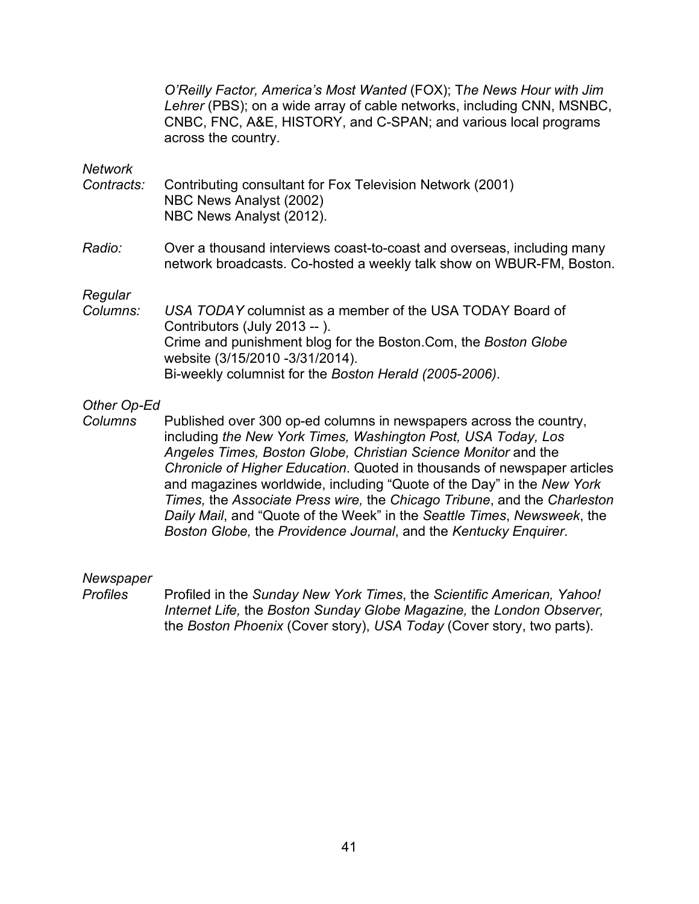*O'Reilly Factor, America's Most Wanted* (FOX); T*he News Hour with Jim Lehrer* (PBS); on a wide array of cable networks, including CNN, MSNBC, CNBC, FNC, A&E, HISTORY, and C-SPAN; and various local programs across the country.

*Network Contracts:* Contributing consultant for Fox Television Network (2001)
NBC News Analyst (2002)
NBC News Analyst (2012).

*Radio:* Over a thousand interviews coast-to-coast and overseas, including many network broadcasts. Co-hosted a weekly talk show on WBUR-FM, Boston.

*Regular Columns:* *USA TODAY* columnist as a member of the USA TODAY Board of Contributors (July 2013 -- ).
Crime and punishment blog for the Boston.Com, the *Boston Globe* website (3/15/2010 -3/31/2014).
Bi-weekly columnist for the *Boston Herald (2005-2006)*.

*Other Op-Ed Columns* Published over 300 op-ed columns in newspapers across the country, including *the New York Times, Washington Post, USA Today, Los Angeles Times, Boston Globe, Christian Science Monitor* and the *Chronicle of Higher Education*. Quoted in thousands of newspaper articles and magazines worldwide, including "Quote of the Day" in the *New York Times,* the *Associate Press wire,* the *Chicago Tribune*, and the *Charleston Daily Mail*, and "Quote of the Week" in the *Seattle Times*, *Newsweek*, the *Boston Globe,* the *Providence Journal*, and the *Kentucky Enquirer*.

*Newspaper Profiles* Profiled in the *Sunday New York Times*, the *Scientific American, Yahoo! Internet Life,* the *Boston Sunday Globe Magazine,* the *London Observer,* the *Boston Phoenix* (Cover story), *USA Today* (Cover story, two parts).